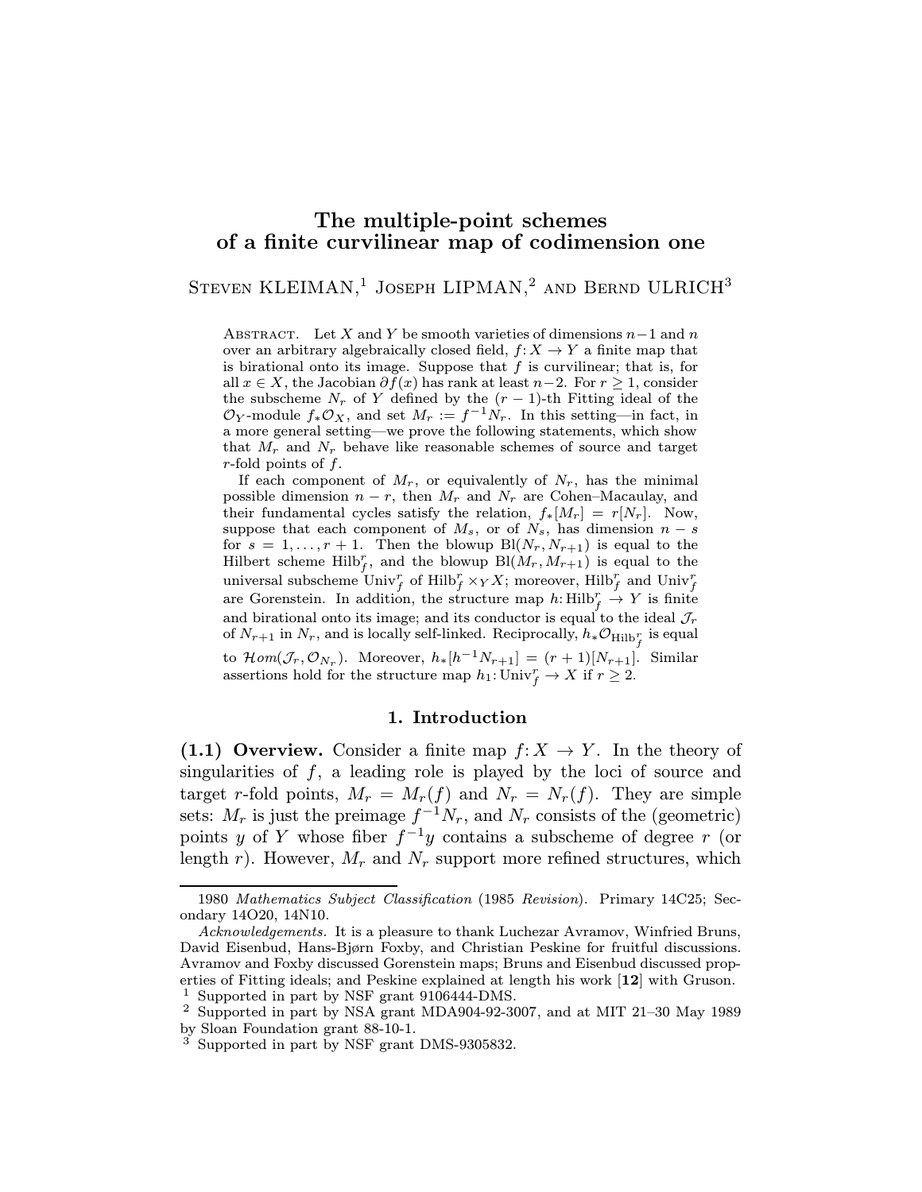# The multiple-point schemes of a finite curvilinear map of codimension one

Steven KLEIMAN,[1] Joseph LIPMAN,[2] and Bernd ULRICH[3]

Abstract. Let $X$ and $Y$ be smooth varieties of dimensions $n-1$ and $n$ over an arbitrary algebraically closed field, $f: X \to Y$ a finite map that is birational onto its image. Suppose that $f$ is curvilinear; that is, for all $x \in X$, the Jacobian $\partial f(x)$ has rank at least $n-2$. For $r \geq 1$, consider the subscheme $N_r$ of $Y$ defined by the $(r-1)$-th Fitting ideal of the $\mathcal{O}_Y$-module $f_*\mathcal{O}_X$, and set $M_r := f^{-1}N_r$. In this setting—in fact, in a more general setting—we prove the following statements, which show that $M_r$ and $N_r$ behave like reasonable schemes of source and target $r$-fold points of $f$.

If each component of $M_r$, or equivalently of $N_r$, has the minimal possible dimension $n-r$, then $M_r$ and $N_r$ are Cohen–Macaulay, and their fundamental cycles satisfy the relation, $f_*[M_r] = r[N_r]$. Now, suppose that each component of $M_s$, or of $N_s$, has dimension $n-s$ for $s = 1, \ldots, r+1$. Then the blowup $\mathrm{Bl}(N_r, N_{r+1})$ is equal to the Hilbert scheme $\mathrm{Hilb}^r_f$, and the blowup $\mathrm{Bl}(M_r, M_{r+1})$ is equal to the universal subscheme $\mathrm{Univ}^r_f$ of $\mathrm{Hilb}^r_f \times_Y X$; moreover, $\mathrm{Hilb}^r_f$ and $\mathrm{Univ}^r_f$ are Gorenstein. In addition, the structure map $h: \mathrm{Hilb}^r_f \to Y$ is finite and birational onto its image; and its conductor is equal to the ideal $\mathcal{J}_r$ of $N_{r+1}$ in $N_r$, and is locally self-linked. Reciprocally, $h_*\mathcal{O}_{\mathrm{Hilb}^r_f}$ is equal to $\mathcal{H}om(\mathcal{J}_r, \mathcal{O}_{N_r})$. Moreover, $h_*[h^{-1}N_{r+1}] = (r+1)[N_{r+1}]$. Similar assertions hold for the structure map $h_1: \mathrm{Univ}^r_f \to X$ if $r \geq 2$.

## 1. Introduction

**(1.1) Overview.** Consider a finite map $f: X \to Y$. In the theory of singularities of $f$, a leading role is played by the loci of source and target $r$-fold points, $M_r = M_r(f)$ and $N_r = N_r(f)$. They are simple sets: $M_r$ is just the preimage $f^{-1}N_r$, and $N_r$ consists of the (geometric) points $y$ of $Y$ whose fiber $f^{-1}y$ contains a subscheme of degree $r$ (or length $r$). However, $M_r$ and $N_r$ support more refined structures, which

---

1980 *Mathematics Subject Classification* (1985 *Revision*). Primary 14C25; Secondary 14O20, 14N10.

*Acknowledgements*. It is a pleasure to thank Luchezar Avramov, Winfried Bruns, David Eisenbud, Hans-Bjørn Foxby, and Christian Peskine for fruitful discussions. Avramov and Foxby discussed Gorenstein maps; Bruns and Eisenbud discussed properties of Fitting ideals; and Peskine explained at length his work [**12**] with Gruson.

[1] Supported in part by NSF grant 9106444-DMS.

[2] Supported in part by NSA grant MDA904-92-3007, and at MIT 21–30 May 1989 by Sloan Foundation grant 88-10-1.

[3] Supported in part by NSF grant DMS-9305832.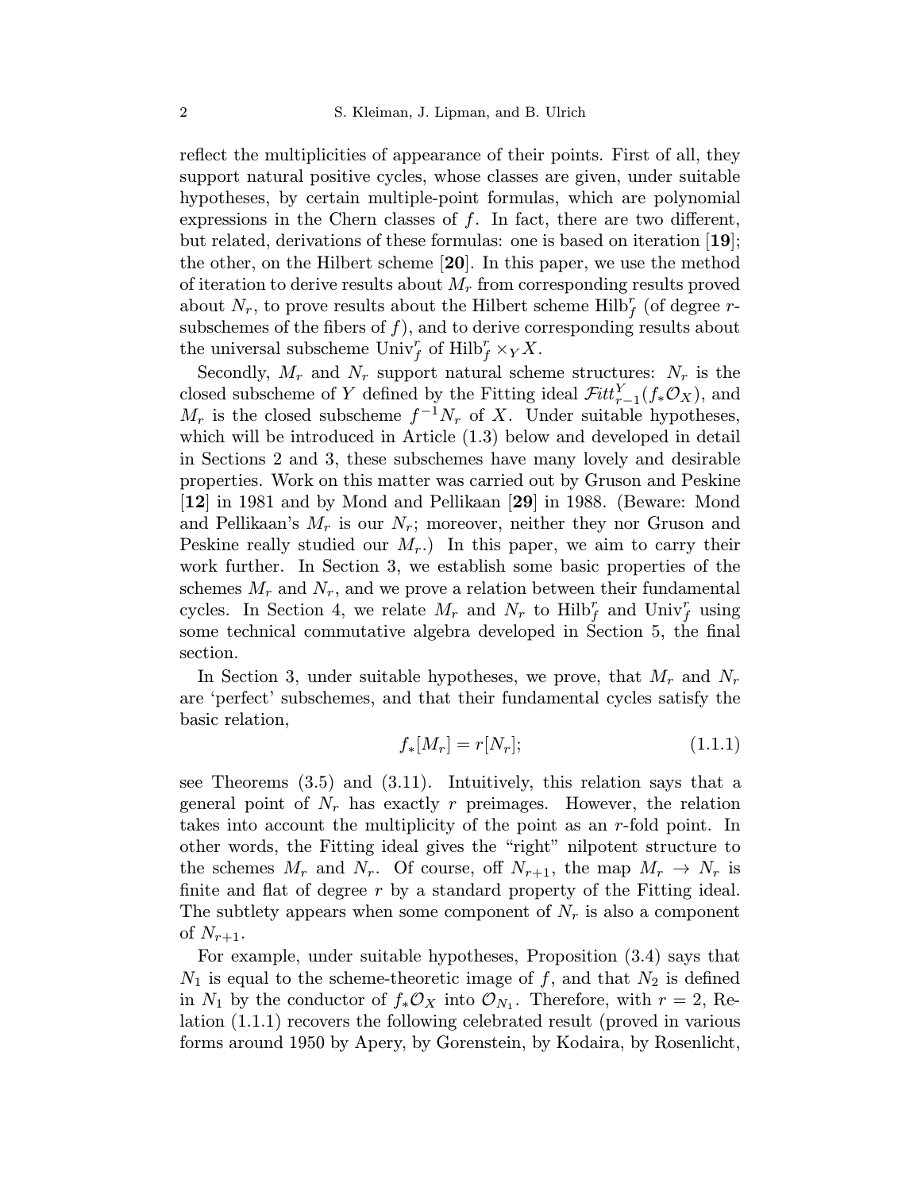reflect the multiplicities of appearance of their points. First of all, they support natural positive cycles, whose classes are given, under suitable hypotheses, by certain multiple-point formulas, which are polynomial expressions in the Chern classes of $f$. In fact, there are two different, but related, derivations of these formulas: one is based on iteration [**19**]; the other, on the Hilbert scheme [**20**]. In this paper, we use the method of iteration to derive results about $M_r$ from corresponding results proved about $N_r$, to prove results about the Hilbert scheme $\mathrm{Hilb}^r_f$ (of degree $r$-subschemes of the fibers of $f$), and to derive corresponding results about the universal subscheme $\mathrm{Univ}^r_f$ of $\mathrm{Hilb}^r_f \times_Y X$.

Secondly, $M_r$ and $N_r$ support natural scheme structures: $N_r$ is the closed subscheme of $Y$ defined by the Fitting ideal $\mathcal{F}itt^Y_{r-1}(f_*\mathcal{O}_X)$, and $M_r$ is the closed subscheme $f^{-1}N_r$ of $X$. Under suitable hypotheses, which will be introduced in Article (1.3) below and developed in detail in Sections 2 and 3, these subschemes have many lovely and desirable properties. Work on this matter was carried out by Gruson and Peskine [**12**] in 1981 and by Mond and Pellikaan [**29**] in 1988. (Beware: Mond and Pellikaan's $M_r$ is our $N_r$; moreover, neither they nor Gruson and Peskine really studied our $M_r$.) In this paper, we aim to carry their work further. In Section 3, we establish some basic properties of the schemes $M_r$ and $N_r$, and we prove a relation between their fundamental cycles. In Section 4, we relate $M_r$ and $N_r$ to $\mathrm{Hilb}^r_f$ and $\mathrm{Univ}^r_f$ using some technical commutative algebra developed in Section 5, the final section.

In Section 3, under suitable hypotheses, we prove, that $M_r$ and $N_r$ are 'perfect' subschemes, and that their fundamental cycles satisfy the basic relation,

$$f_*[M_r] = r[N_r]; \tag{1.1.1}$$

see Theorems (3.5) and (3.11). Intuitively, this relation says that a general point of $N_r$ has exactly $r$ preimages. However, the relation takes into account the multiplicity of the point as an $r$-fold point. In other words, the Fitting ideal gives the "right" nilpotent structure to the schemes $M_r$ and $N_r$. Of course, off $N_{r+1}$, the map $M_r \to N_r$ is finite and flat of degree $r$ by a standard property of the Fitting ideal. The subtlety appears when some component of $N_r$ is also a component of $N_{r+1}$.

For example, under suitable hypotheses, Proposition (3.4) says that $N_1$ is equal to the scheme-theoretic image of $f$, and that $N_2$ is defined in $N_1$ by the conductor of $f_*\mathcal{O}_X$ into $\mathcal{O}_{N_1}$. Therefore, with $r = 2$, Relation (1.1.1) recovers the following celebrated result (proved in various forms around 1950 by Apery, by Gorenstein, by Kodaira, by Rosenlicht,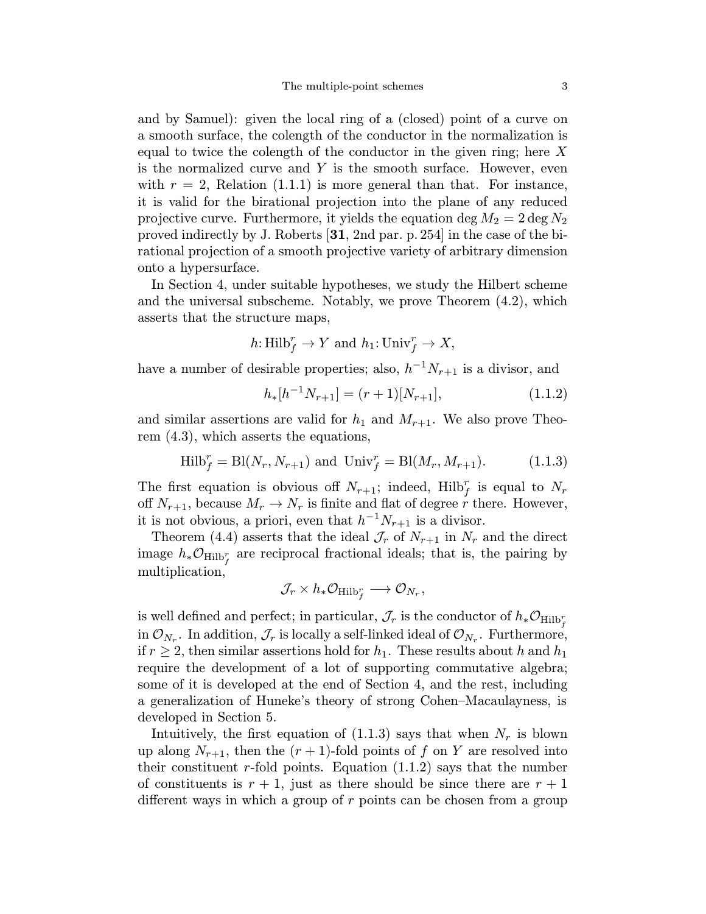and by Samuel): given the local ring of a (closed) point of a curve on a smooth surface, the colength of the conductor in the normalization is equal to twice the colength of the conductor in the given ring; here $X$ is the normalized curve and $Y$ is the smooth surface. However, even with $r = 2$, Relation (1.1.1) is more general than that. For instance, it is valid for the birational projection into the plane of any reduced projective curve. Furthermore, it yields the equation $\deg M_2 = 2 \deg N_2$ proved indirectly by J. Roberts [**31**, 2nd par. p. 254] in the case of the birational projection of a smooth projective variety of arbitrary dimension onto a hypersurface.

In Section 4, under suitable hypotheses, we study the Hilbert scheme and the universal subscheme. Notably, we prove Theorem (4.2), which asserts that the structure maps,

$$h \colon \mathrm{Hilb}_f^r \to Y \text{ and } h_1 \colon \mathrm{Univ}_f^r \to X,$$

have a number of desirable properties; also, $h^{-1}N_{r+1}$ is a divisor, and

$$h_*[h^{-1}N_{r+1}] = (r+1)[N_{r+1}], \tag{1.1.2}$$

and similar assertions are valid for $h_1$ and $M_{r+1}$. We also prove Theorem (4.3), which asserts the equations,

$$\mathrm{Hilb}_f^r = \mathrm{Bl}(N_r, N_{r+1}) \text{ and } \mathrm{Univ}_f^r = \mathrm{Bl}(M_r, M_{r+1}). \tag{1.1.3}$$

The first equation is obvious off $N_{r+1}$; indeed, $\mathrm{Hilb}_f^r$ is equal to $N_r$ off $N_{r+1}$, because $M_r \to N_r$ is finite and flat of degree $r$ there. However, it is not obvious, a priori, even that $h^{-1}N_{r+1}$ is a divisor.

Theorem (4.4) asserts that the ideal $\mathcal{J}_r$ of $N_{r+1}$ in $N_r$ and the direct image $h_*\mathcal{O}_{\mathrm{Hilb}_f^r}$ are reciprocal fractional ideals; that is, the pairing by multiplication,

$$\mathcal{J}_r \times h_*\mathcal{O}_{\mathrm{Hilb}_f^r} \longrightarrow \mathcal{O}_{N_r},$$

is well defined and perfect; in particular, $\mathcal{J}_r$ is the conductor of $h_*\mathcal{O}_{\mathrm{Hilb}_f^r}$ in $\mathcal{O}_{N_r}$. In addition, $\mathcal{J}_r$ is locally a self-linked ideal of $\mathcal{O}_{N_r}$. Furthermore, if $r \geq 2$, then similar assertions hold for $h_1$. These results about $h$ and $h_1$ require the development of a lot of supporting commutative algebra; some of it is developed at the end of Section 4, and the rest, including a generalization of Huneke's theory of strong Cohen–Macaulayness, is developed in Section 5.

Intuitively, the first equation of (1.1.3) says that when $N_r$ is blown up along $N_{r+1}$, then the $(r+1)$-fold points of $f$ on $Y$ are resolved into their constituent $r$-fold points. Equation (1.1.2) says that the number of constituents is $r+1$, just as there should be since there are $r+1$ different ways in which a group of $r$ points can be chosen from a group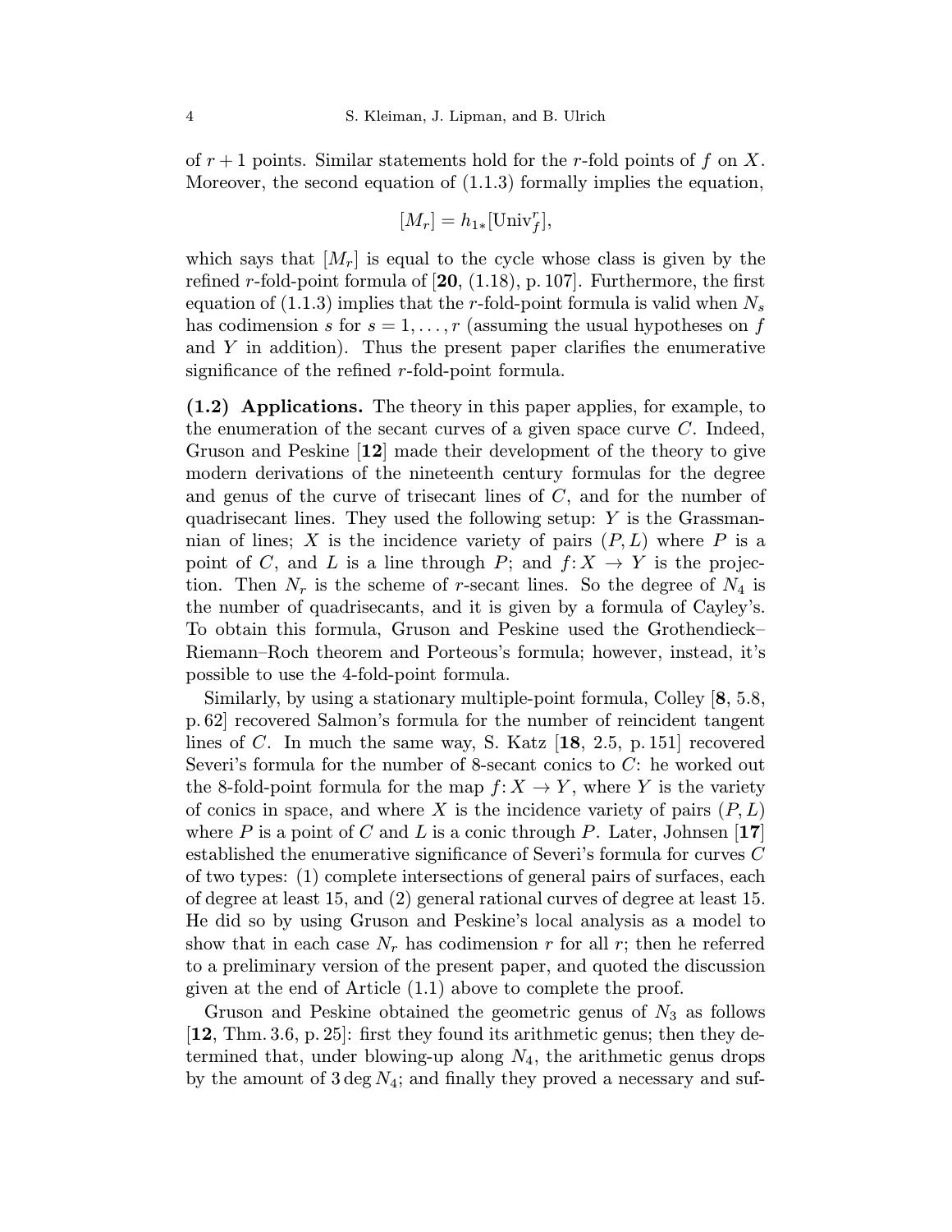of $r+1$ points. Similar statements hold for the $r$-fold points of $f$ on $X$. Moreover, the second equation of (1.1.3) formally implies the equation,

$$[M_r] = h_{1*}[\mathrm{Univ}_f^r],$$

which says that $[M_r]$ is equal to the cycle whose class is given by the refined $r$-fold-point formula of [**20**, (1.18), p. 107]. Furthermore, the first equation of (1.1.3) implies that the $r$-fold-point formula is valid when $N_s$ has codimension $s$ for $s = 1, \dots, r$ (assuming the usual hypotheses on $f$ and $Y$ in addition). Thus the present paper clarifies the enumerative significance of the refined $r$-fold-point formula.

**(1.2) Applications.** The theory in this paper applies, for example, to the enumeration of the secant curves of a given space curve $C$. Indeed, Gruson and Peskine [**12**] made their development of the theory to give modern derivations of the nineteenth century formulas for the degree and genus of the curve of trisecant lines of $C$, and for the number of quadrisecant lines. They used the following setup: $Y$ is the Grassmannian of lines; $X$ is the incidence variety of pairs $(P, L)$ where $P$ is a point of $C$, and $L$ is a line through $P$; and $f\colon X \to Y$ is the projection. Then $N_r$ is the scheme of $r$-secant lines. So the degree of $N_4$ is the number of quadrisecants, and it is given by a formula of Cayley's. To obtain this formula, Gruson and Peskine used the Grothendieck–Riemann–Roch theorem and Porteous's formula; however, instead, it's possible to use the 4-fold-point formula.

Similarly, by using a stationary multiple-point formula, Colley [**8**, 5.8, p. 62] recovered Salmon's formula for the number of reincident tangent lines of $C$. In much the same way, S. Katz [**18**, 2.5, p. 151] recovered Severi's formula for the number of 8-secant conics to $C$: he worked out the 8-fold-point formula for the map $f\colon X \to Y$, where $Y$ is the variety of conics in space, and where $X$ is the incidence variety of pairs $(P, L)$ where $P$ is a point of $C$ and $L$ is a conic through $P$. Later, Johnsen [**17**] established the enumerative significance of Severi's formula for curves $C$ of two types: (1) complete intersections of general pairs of surfaces, each of degree at least 15, and (2) general rational curves of degree at least 15. He did so by using Gruson and Peskine's local analysis as a model to show that in each case $N_r$ has codimension $r$ for all $r$; then he referred to a preliminary version of the present paper, and quoted the discussion given at the end of Article (1.1) above to complete the proof.

Gruson and Peskine obtained the geometric genus of $N_3$ as follows [**12**, Thm. 3.6, p. 25]: first they found its arithmetic genus; then they determined that, under blowing-up along $N_4$, the arithmetic genus drops by the amount of $3 \deg N_4$; and finally they proved a necessary and suf-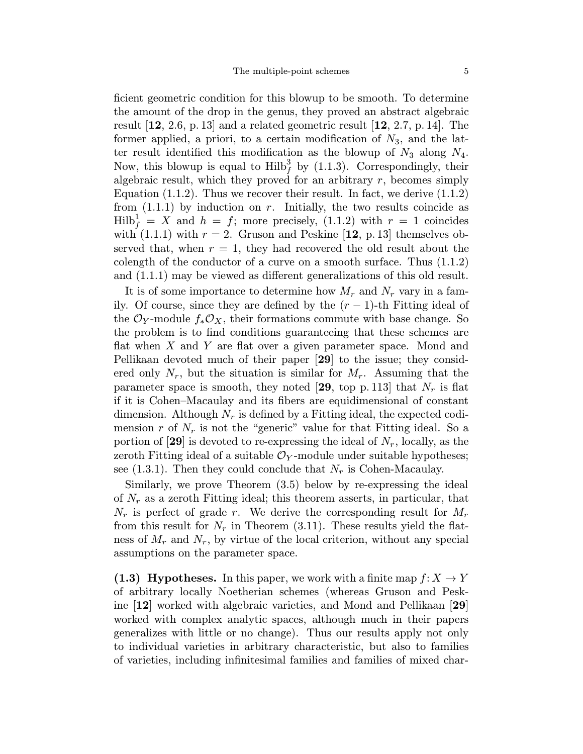ficient geometric condition for this blowup to be smooth. To determine the amount of the drop in the genus, they proved an abstract algebraic result [**12**, 2.6, p. 13] and a related geometric result [**12**, 2.7, p. 14]. The former applied, a priori, to a certain modification of $N_3$, and the latter result identified this modification as the blowup of $N_3$ along $N_4$. Now, this blowup is equal to $\mathrm{Hilb}^3_f$ by (1.1.3). Correspondingly, their algebraic result, which they proved for an arbitrary $r$, becomes simply Equation (1.1.2). Thus we recover their result. In fact, we derive (1.1.2) from (1.1.1) by induction on $r$. Initially, the two results coincide as $\mathrm{Hilb}^1_f = X$ and $h = f$; more precisely, (1.1.2) with $r = 1$ coincides with (1.1.1) with $r = 2$. Gruson and Peskine [**12**, p. 13] themselves observed that, when $r = 1$, they had recovered the old result about the colength of the conductor of a curve on a smooth surface. Thus (1.1.2) and (1.1.1) may be viewed as different generalizations of this old result.

It is of some importance to determine how $M_r$ and $N_r$ vary in a family. Of course, since they are defined by the $(r-1)$-th Fitting ideal of the $\mathcal{O}_Y$-module $f_*\mathcal{O}_X$, their formations commute with base change. So the problem is to find conditions guaranteeing that these schemes are flat when $X$ and $Y$ are flat over a given parameter space. Mond and Pellikaan devoted much of their paper [**29**] to the issue; they considered only $N_r$, but the situation is similar for $M_r$. Assuming that the parameter space is smooth, they noted [**29**, top p. 113] that $N_r$ is flat if it is Cohen–Macaulay and its fibers are equidimensional of constant dimension. Although $N_r$ is defined by a Fitting ideal, the expected codimension $r$ of $N_r$ is not the "generic" value for that Fitting ideal. So a portion of [**29**] is devoted to re-expressing the ideal of $N_r$, locally, as the zeroth Fitting ideal of a suitable $\mathcal{O}_Y$-module under suitable hypotheses; see (1.3.1). Then they could conclude that $N_r$ is Cohen-Macaulay.

Similarly, we prove Theorem (3.5) below by re-expressing the ideal of $N_r$ as a zeroth Fitting ideal; this theorem asserts, in particular, that $N_r$ is perfect of grade $r$. We derive the corresponding result for $M_r$ from this result for $N_r$ in Theorem (3.11). These results yield the flatness of $M_r$ and $N_r$, by virtue of the local criterion, without any special assumptions on the parameter space.

**(1.3) Hypotheses.** In this paper, we work with a finite map $f\colon X \to Y$ of arbitrary locally Noetherian schemes (whereas Gruson and Peskine [**12**] worked with algebraic varieties, and Mond and Pellikaan [**29**] worked with complex analytic spaces, although much in their papers generalizes with little or no change). Thus our results apply not only to individual varieties in arbitrary characteristic, but also to families of varieties, including infinitesimal families and families of mixed char-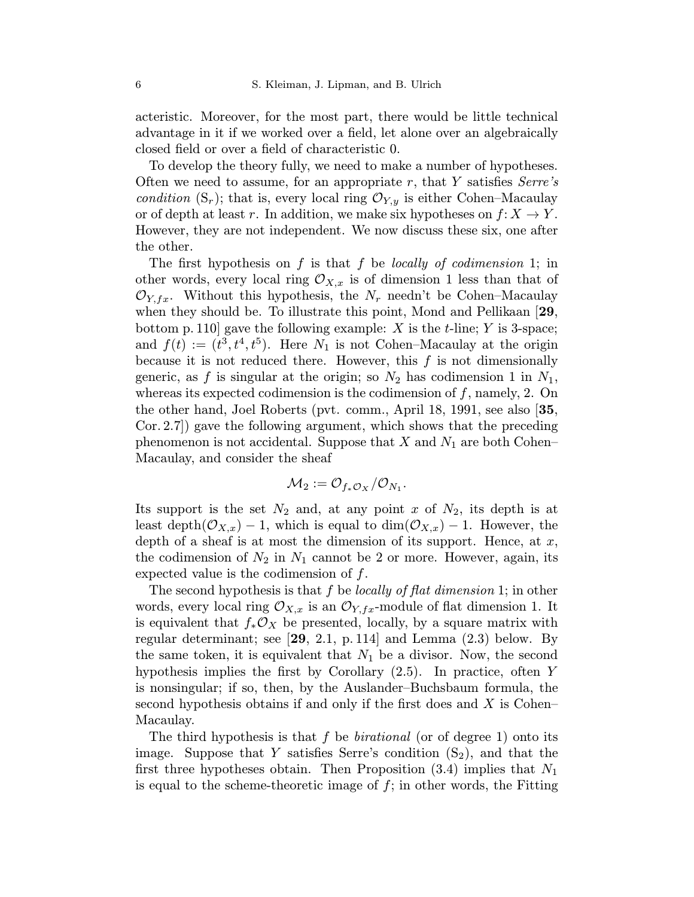acteristic. Moreover, for the most part, there would be little technical advantage in it if we worked over a field, let alone over an algebraically closed field or over a field of characteristic 0.

To develop the theory fully, we need to make a number of hypotheses. Often we need to assume, for an appropriate $r$, that $Y$ satisfies *Serre's condition* $(S_r)$; that is, every local ring $\mathcal{O}_{Y,y}$ is either Cohen–Macaulay or of depth at least $r$. In addition, we make six hypotheses on $f\colon X \to Y$. However, they are not independent. We now discuss these six, one after the other.

The first hypothesis on $f$ is that $f$ be *locally of codimension* 1; in other words, every local ring $\mathcal{O}_{X,x}$ is of dimension 1 less than that of $\mathcal{O}_{Y,fx}$. Without this hypothesis, the $N_r$ needn't be Cohen–Macaulay when they should be. To illustrate this point, Mond and Pellikaan [**29**, bottom p. 110] gave the following example: $X$ is the $t$-line; $Y$ is 3-space; and $f(t) := (t^3, t^4, t^5)$. Here $N_1$ is not Cohen–Macaulay at the origin because it is not reduced there. However, this $f$ is not dimensionally generic, as $f$ is singular at the origin; so $N_2$ has codimension 1 in $N_1$, whereas its expected codimension is the codimension of $f$, namely, 2. On the other hand, Joel Roberts (pvt. comm., April 18, 1991, see also [**35**, Cor. 2.7]) gave the following argument, which shows that the preceding phenomenon is not accidental. Suppose that $X$ and $N_1$ are both Cohen–Macaulay, and consider the sheaf

$$\mathcal{M}_2 := \mathcal{O}_{f_*\mathcal{O}_X}/\mathcal{O}_{N_1}.$$

Its support is the set $N_2$ and, at any point $x$ of $N_2$, its depth is at least $\operatorname{depth}(\mathcal{O}_{X,x}) - 1$, which is equal to $\dim(\mathcal{O}_{X,x}) - 1$. However, the depth of a sheaf is at most the dimension of its support. Hence, at $x$, the codimension of $N_2$ in $N_1$ cannot be 2 or more. However, again, its expected value is the codimension of $f$.

The second hypothesis is that $f$ be *locally of flat dimension* 1; in other words, every local ring $\mathcal{O}_{X,x}$ is an $\mathcal{O}_{Y,fx}$-module of flat dimension 1. It is equivalent that $f_*\mathcal{O}_X$ be presented, locally, by a square matrix with regular determinant; see [**29**, 2.1, p. 114] and Lemma (2.3) below. By the same token, it is equivalent that $N_1$ be a divisor. Now, the second hypothesis implies the first by Corollary (2.5). In practice, often $Y$ is nonsingular; if so, then, by the Auslander–Buchsbaum formula, the second hypothesis obtains if and only if the first does and $X$ is Cohen–Macaulay.

The third hypothesis is that $f$ be *birational* (or of degree 1) onto its image. Suppose that $Y$ satisfies Serre's condition $(S_2)$, and that the first three hypotheses obtain. Then Proposition (3.4) implies that $N_1$ is equal to the scheme-theoretic image of $f$; in other words, the Fitting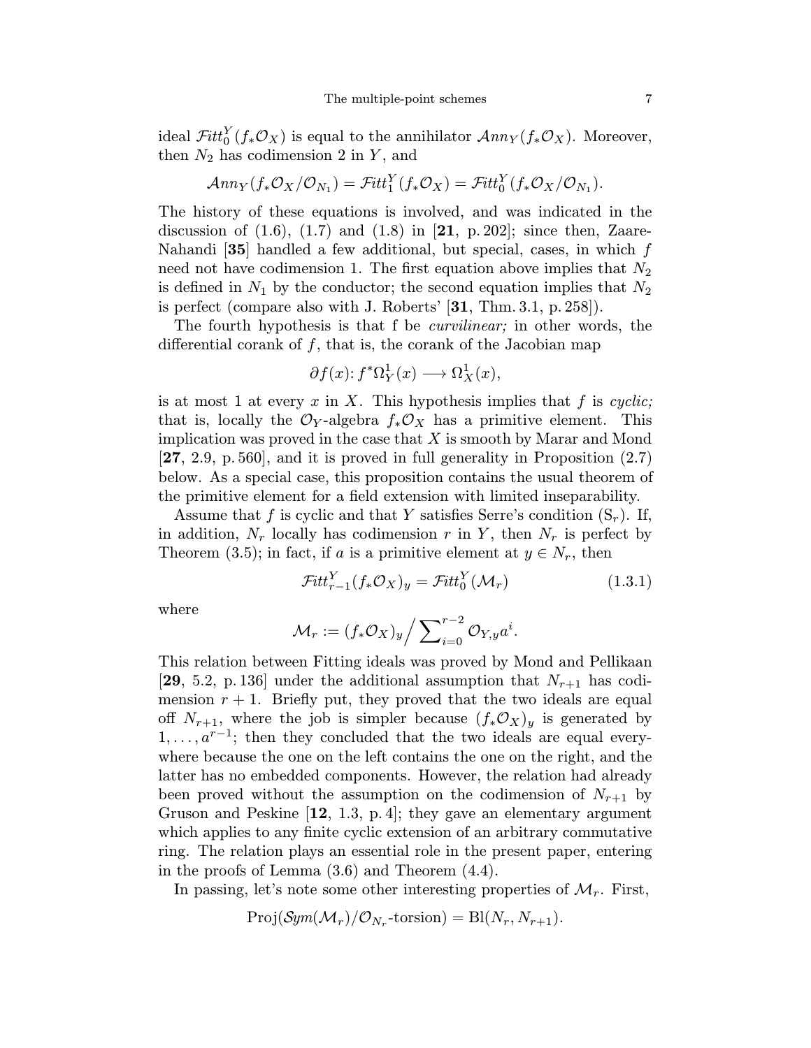ideal $\mathcal{F}itt_0^Y(f_*\mathcal{O}_X)$ is equal to the annihilator $\mathcal{A}nn_Y(f_*\mathcal{O}_X)$. Moreover, then $N_2$ has codimension 2 in $Y$, and

$$\mathcal{A}nn_Y(f_*\mathcal{O}_X/\mathcal{O}_{N_1}) = \mathcal{F}itt_1^Y(f_*\mathcal{O}_X) = \mathcal{F}itt_0^Y(f_*\mathcal{O}_X/\mathcal{O}_{N_1}).$$

The history of these equations is involved, and was indicated in the discussion of (1.6), (1.7) and (1.8) in [**21**, p. 202]; since then, Zaare-Nahandi [**35**] handled a few additional, but special, cases, in which $f$ need not have codimension 1. The first equation above implies that $N_2$ is defined in $N_1$ by the conductor; the second equation implies that $N_2$ is perfect (compare also with J. Roberts' [**31**, Thm. 3.1, p. 258]).

The fourth hypothesis is that f be *curvilinear;* in other words, the differential corank of $f$, that is, the corank of the Jacobian map

$$\partial f(x)\colon f^*\Omega_Y^1(x) \longrightarrow \Omega_X^1(x),$$

is at most 1 at every $x$ in $X$. This hypothesis implies that $f$ is *cyclic;* that is, locally the $\mathcal{O}_Y$-algebra $f_*\mathcal{O}_X$ has a primitive element. This implication was proved in the case that $X$ is smooth by Marar and Mond [**27**, 2.9, p. 560], and it is proved in full generality in Proposition (2.7) below. As a special case, this proposition contains the usual theorem of the primitive element for a field extension with limited inseparability.

Assume that $f$ is cyclic and that $Y$ satisfies Serre's condition $(\mathrm{S}_r)$. If, in addition, $N_r$ locally has codimension $r$ in $Y$, then $N_r$ is perfect by Theorem (3.5); in fact, if $a$ is a primitive element at $y \in N_r$, then

$$\mathcal{F}itt_{r-1}^Y(f_*\mathcal{O}_X)_y = \mathcal{F}itt_0^Y(\mathcal{M}_r) \tag{1.3.1}$$

where

$$\mathcal{M}_r := (f_*\mathcal{O}_X)_y \Big/ \sum\nolimits_{i=0}^{r-2} \mathcal{O}_{Y,y}a^i.$$

This relation between Fitting ideals was proved by Mond and Pellikaan [**29**, 5.2, p. 136] under the additional assumption that $N_{r+1}$ has codimension $r+1$. Briefly put, they proved that the two ideals are equal off $N_{r+1}$, where the job is simpler because $(f_*\mathcal{O}_X)_y$ is generated by $1, \ldots, a^{r-1}$; then they concluded that the two ideals are equal everywhere because the one on the left contains the one on the right, and the latter has no embedded components. However, the relation had already been proved without the assumption on the codimension of $N_{r+1}$ by Gruson and Peskine [**12**, 1.3, p. 4]; they gave an elementary argument which applies to any finite cyclic extension of an arbitrary commutative ring. The relation plays an essential role in the present paper, entering in the proofs of Lemma (3.6) and Theorem (4.4).

In passing, let's note some other interesting properties of $\mathcal{M}_r$. First,

$$\mathrm{Proj}(\mathcal{S}ym(\mathcal{M}_r)/\mathcal{O}_{N_r}\text{-torsion}) = \mathrm{Bl}(N_r, N_{r+1}).$$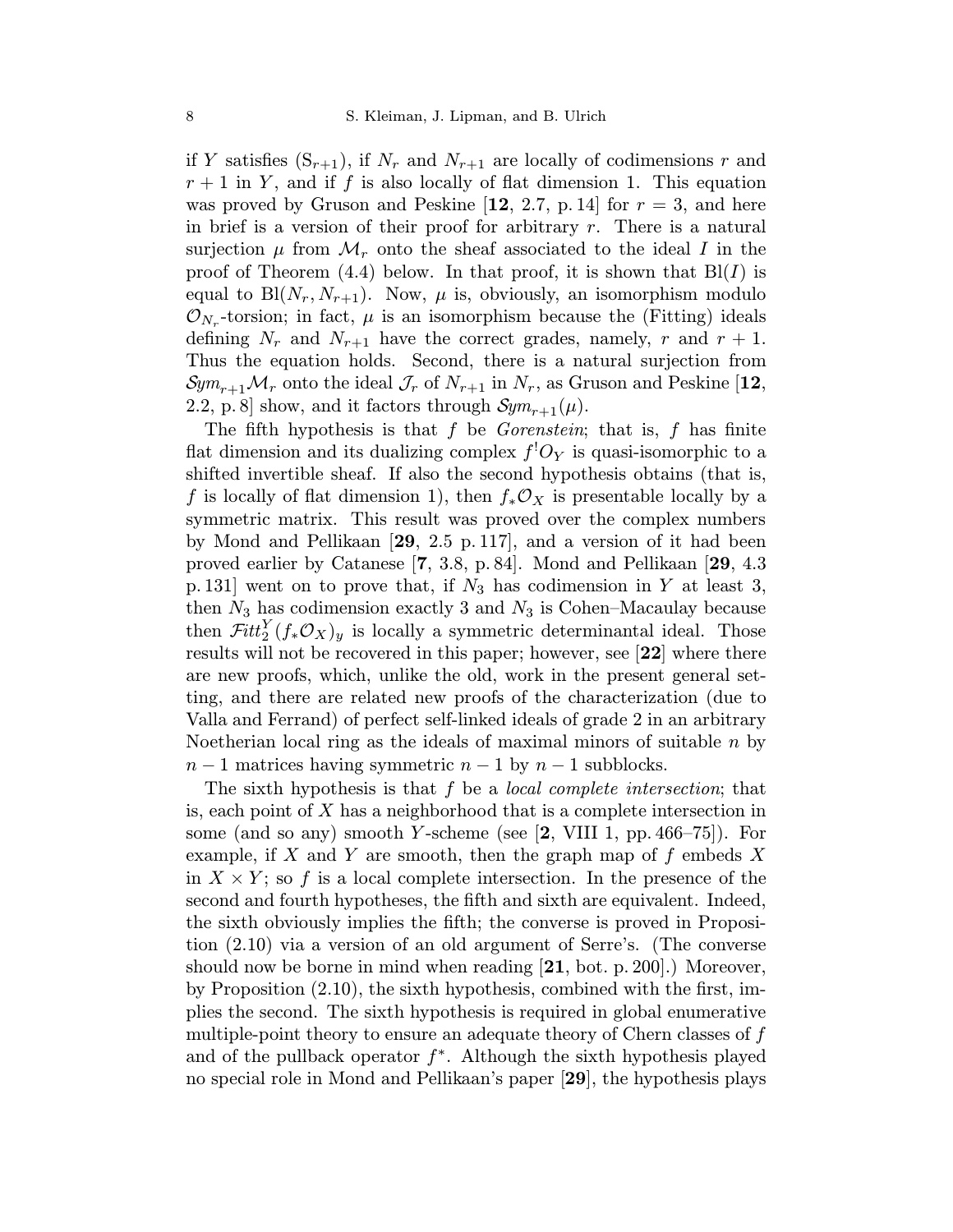if $Y$ satisfies $(\mathrm{S}_{r+1})$, if $N_r$ and $N_{r+1}$ are locally of codimensions $r$ and $r+1$ in $Y$, and if $f$ is also locally of flat dimension 1. This equation was proved by Gruson and Peskine [**12**, 2.7, p. 14] for $r = 3$, and here in brief is a version of their proof for arbitrary $r$. There is a natural surjection $\mu$ from $\mathcal{M}_r$ onto the sheaf associated to the ideal $I$ in the proof of Theorem (4.4) below. In that proof, it is shown that $\mathrm{Bl}(I)$ is equal to $\mathrm{Bl}(N_r, N_{r+1})$. Now, $\mu$ is, obviously, an isomorphism modulo $\mathcal{O}_{N_r}$-torsion; in fact, $\mu$ is an isomorphism because the (Fitting) ideals defining $N_r$ and $N_{r+1}$ have the correct grades, namely, $r$ and $r+1$. Thus the equation holds. Second, there is a natural surjection from $\mathcal{S}ym_{r+1}\mathcal{M}_r$ onto the ideal $\mathcal{J}_r$ of $N_{r+1}$ in $N_r$, as Gruson and Peskine [**12**, 2.2, p. 8] show, and it factors through $\mathcal{S}ym_{r+1}(\mu)$.

The fifth hypothesis is that $f$ be *Gorenstein*; that is, $f$ has finite flat dimension and its dualizing complex $f^!O_Y$ is quasi-isomorphic to a shifted invertible sheaf. If also the second hypothesis obtains (that is, $f$ is locally of flat dimension 1), then $f_*\mathcal{O}_X$ is presentable locally by a symmetric matrix. This result was proved over the complex numbers by Mond and Pellikaan [**29**, 2.5 p. 117], and a version of it had been proved earlier by Catanese [**7**, 3.8, p. 84]. Mond and Pellikaan [**29**, 4.3 p. 131] went on to prove that, if $N_3$ has codimension in $Y$ at least 3, then $N_3$ has codimension exactly 3 and $N_3$ is Cohen–Macaulay because then $\mathcal{F}itt_2^Y(f_*\mathcal{O}_X)_y$ is locally a symmetric determinantal ideal. Those results will not be recovered in this paper; however, see [**22**] where there are new proofs, which, unlike the old, work in the present general setting, and there are related new proofs of the characterization (due to Valla and Ferrand) of perfect self-linked ideals of grade 2 in an arbitrary Noetherian local ring as the ideals of maximal minors of suitable $n$ by $n-1$ matrices having symmetric $n-1$ by $n-1$ subblocks.

The sixth hypothesis is that $f$ be a *local complete intersection*; that is, each point of $X$ has a neighborhood that is a complete intersection in some (and so any) smooth $Y$-scheme (see [**2**, VIII 1, pp. 466–75]). For example, if $X$ and $Y$ are smooth, then the graph map of $f$ embeds $X$ in $X \times Y$; so $f$ is a local complete intersection. In the presence of the second and fourth hypotheses, the fifth and sixth are equivalent. Indeed, the sixth obviously implies the fifth; the converse is proved in Proposition (2.10) via a version of an old argument of Serre's. (The converse should now be borne in mind when reading [**21**, bot. p. 200].) Moreover, by Proposition (2.10), the sixth hypothesis, combined with the first, implies the second. The sixth hypothesis is required in global enumerative multiple-point theory to ensure an adequate theory of Chern classes of $f$ and of the pullback operator $f^*$. Although the sixth hypothesis played no special role in Mond and Pellikaan's paper [**29**], the hypothesis plays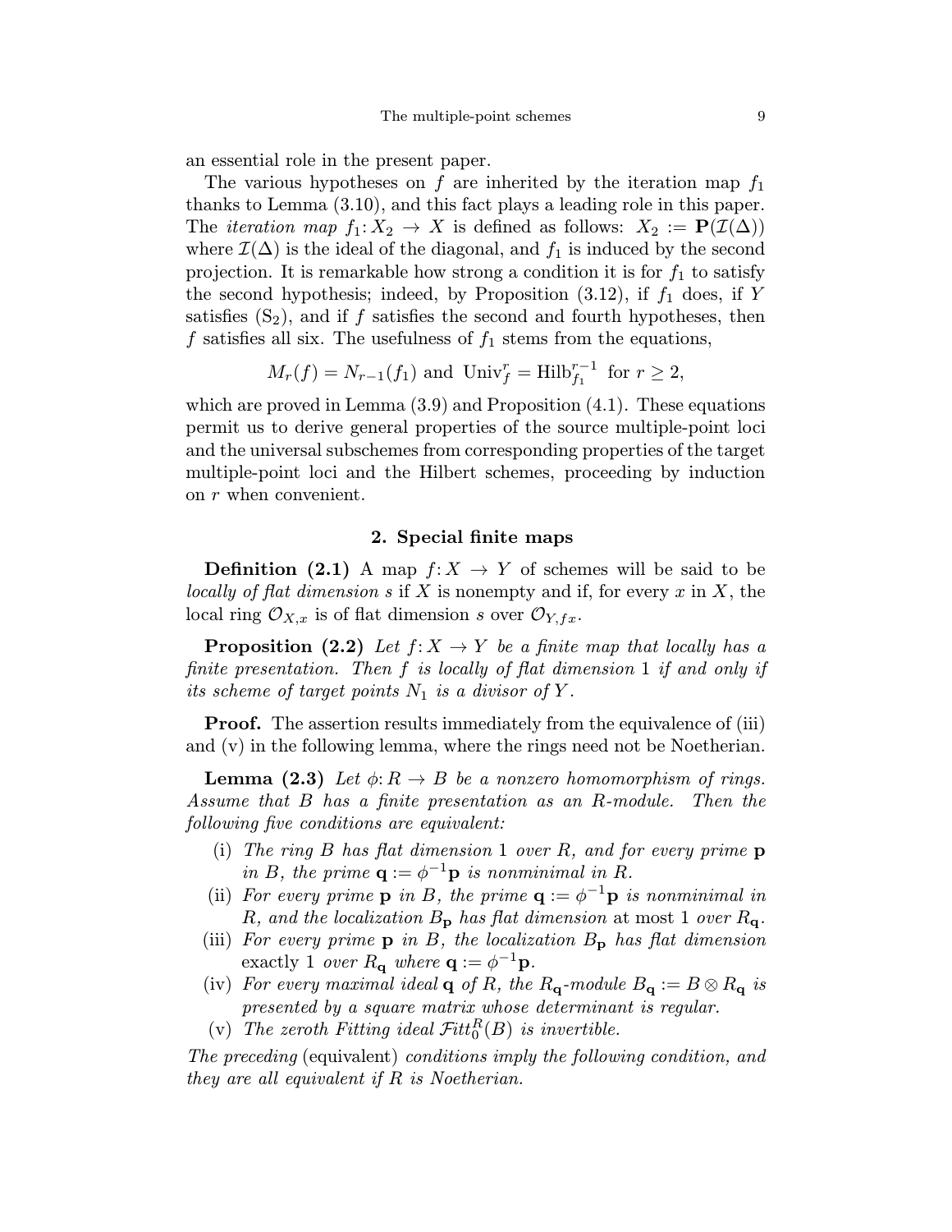an essential role in the present paper.

The various hypotheses on $f$ are inherited by the iteration map $f_1$ thanks to Lemma (3.10), and this fact plays a leading role in this paper. The *iteration map* $f_1\colon X_2 \to X$ is defined as follows: $X_2 := \mathbf{P}(\mathcal{I}(\Delta))$ where $\mathcal{I}(\Delta)$ is the ideal of the diagonal, and $f_1$ is induced by the second projection. It is remarkable how strong a condition it is for $f_1$ to satisfy the second hypothesis; indeed, by Proposition (3.12), if $f_1$ does, if $Y$ satisfies $(\mathrm{S}_2)$, and if $f$ satisfies the second and fourth hypotheses, then $f$ satisfies all six. The usefulness of $f_1$ stems from the equations,

$$M_r(f) = N_{r-1}(f_1) \text{ and } \mathrm{Univ}^r_f = \mathrm{Hilb}^{r-1}_{f_1} \text{ for } r \geq 2,$$

which are proved in Lemma (3.9) and Proposition (4.1). These equations permit us to derive general properties of the source multiple-point loci and the universal subschemes from corresponding properties of the target multiple-point loci and the Hilbert schemes, proceeding by induction on $r$ when convenient.

## 2. Special finite maps

**Definition (2.1)** A map $f\colon X \to Y$ of schemes will be said to be *locally of flat dimension* $s$ if $X$ is nonempty and if, for every $x$ in $X$, the local ring $\mathcal{O}_{X,x}$ is of flat dimension $s$ over $\mathcal{O}_{Y,fx}$.

**Proposition (2.2)** *Let $f\colon X \to Y$ be a finite map that locally has a finite presentation. Then $f$ is locally of flat dimension 1 if and only if its scheme of target points $N_1$ is a divisor of $Y$.*

**Proof.** The assertion results immediately from the equivalence of (iii) and (v) in the following lemma, where the rings need not be Noetherian.

**Lemma (2.3)** *Let $\phi\colon R \to B$ be a nonzero homomorphism of rings. Assume that $B$ has a finite presentation as an $R$-module. Then the following five conditions are equivalent:*

- (i) *The ring $B$ has flat dimension 1 over $R$, and for every prime $\mathbf{p}$ in $B$, the prime $\mathbf{q} := \phi^{-1}\mathbf{p}$ is nonminimal in $R$.*
- (ii) *For every prime $\mathbf{p}$ in $B$, the prime $\mathbf{q} := \phi^{-1}\mathbf{p}$ is nonminimal in $R$, and the localization $B_{\mathbf{p}}$ has flat dimension* at most 1 *over $R_{\mathbf{q}}$.*
- (iii) *For every prime $\mathbf{p}$ in $B$, the localization $B_{\mathbf{p}}$ has flat dimension* exactly 1 *over $R_{\mathbf{q}}$ where $\mathbf{q} := \phi^{-1}\mathbf{p}$.*
- (iv) *For every maximal ideal $\mathbf{q}$ of $R$, the $R_{\mathbf{q}}$-module $B_{\mathbf{q}} := B \otimes R_{\mathbf{q}}$ is presented by a square matrix whose determinant is regular.*
- (v) *The zeroth Fitting ideal $\mathcal{F}itt^R_0(B)$ is invertible.*

*The preceding* (equivalent) *conditions imply the following condition, and they are all equivalent if $R$ is Noetherian.*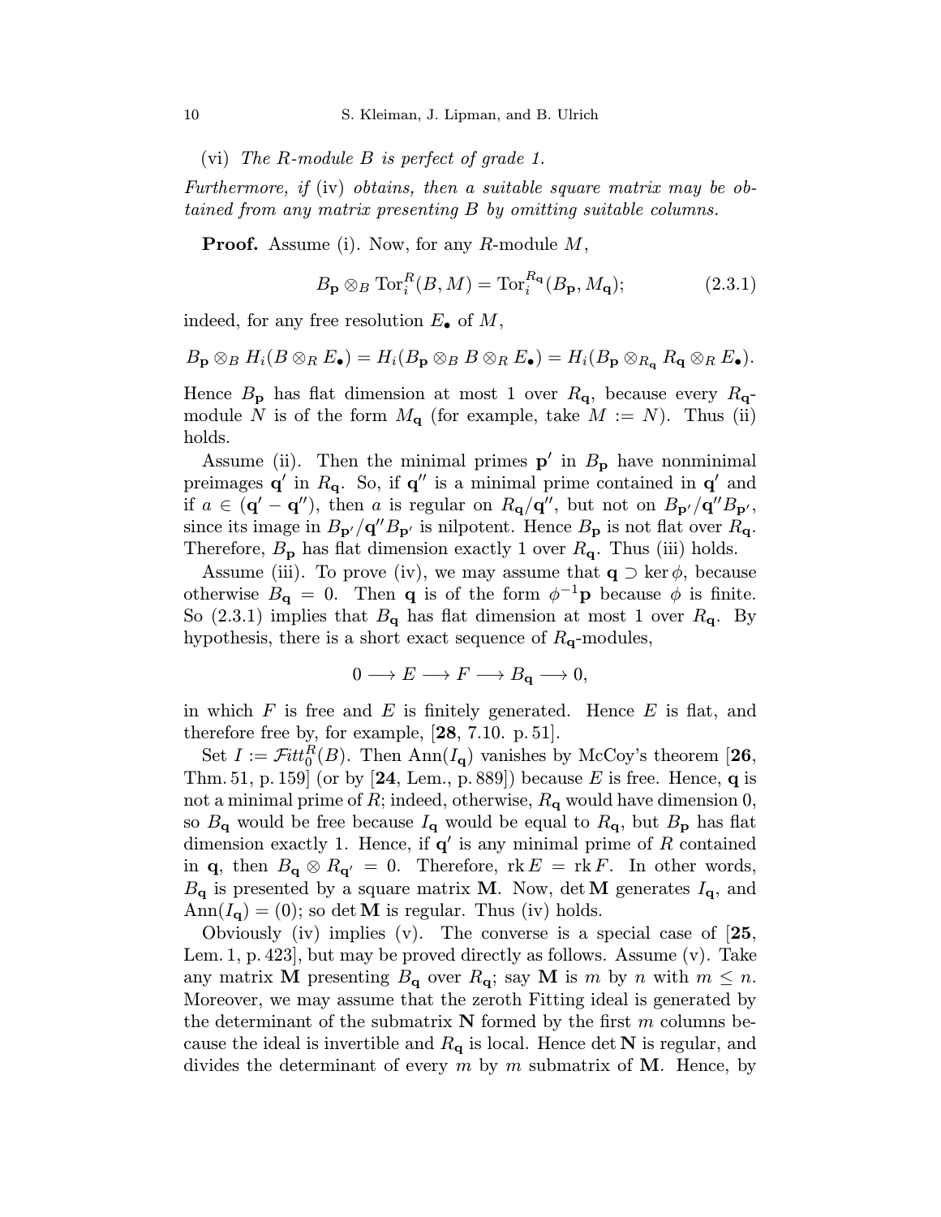(vi) *The $R$-module $B$ is perfect of grade 1.*

*Furthermore, if* (iv) *obtains, then a suitable square matrix may be obtained from any matrix presenting $B$ by omitting suitable columns.*

**Proof.** Assume (i). Now, for any $R$-module $M$,

$$B_{\mathbf{p}} \otimes_B \operatorname{Tor}_i^R(B, M) = \operatorname{Tor}_i^{R_{\mathbf{q}}}(B_{\mathbf{p}}, M_{\mathbf{q}}); \tag{2.3.1}$$

indeed, for any free resolution $E_\bullet$ of $M$,

$$B_{\mathbf{p}} \otimes_B H_i(B \otimes_R E_\bullet) = H_i(B_{\mathbf{p}} \otimes_B B \otimes_R E_\bullet) = H_i(B_{\mathbf{p}} \otimes_{R_{\mathbf{q}}} R_{\mathbf{q}} \otimes_R E_\bullet).$$

Hence $B_{\mathbf{p}}$ has flat dimension at most 1 over $R_{\mathbf{q}}$, because every $R_{\mathbf{q}}$-module $N$ is of the form $M_{\mathbf{q}}$ (for example, take $M := N$). Thus (ii) holds.

Assume (ii). Then the minimal primes $\mathbf{p}'$ in $B_{\mathbf{p}}$ have nonminimal preimages $\mathbf{q}'$ in $R_{\mathbf{q}}$. So, if $\mathbf{q}''$ is a minimal prime contained in $\mathbf{q}'$ and if $a \in (\mathbf{q}' - \mathbf{q}'')$, then $a$ is regular on $R_{\mathbf{q}}/\mathbf{q}''$, but not on $B_{\mathbf{p}'}/\mathbf{q}''B_{\mathbf{p}'}$, since its image in $B_{\mathbf{p}'}/\mathbf{q}''B_{\mathbf{p}'}$ is nilpotent. Hence $B_{\mathbf{p}}$ is not flat over $R_{\mathbf{q}}$. Therefore, $B_{\mathbf{p}}$ has flat dimension exactly 1 over $R_{\mathbf{q}}$. Thus (iii) holds.

Assume (iii). To prove (iv), we may assume that $\mathbf{q} \supset \ker\phi$, because otherwise $B_{\mathbf{q}} = 0$. Then $\mathbf{q}$ is of the form $\phi^{-1}\mathbf{p}$ because $\phi$ is finite. So (2.3.1) implies that $B_{\mathbf{q}}$ has flat dimension at most 1 over $R_{\mathbf{q}}$. By hypothesis, there is a short exact sequence of $R_{\mathbf{q}}$-modules,

$$0 \longrightarrow E \longrightarrow F \longrightarrow B_{\mathbf{q}} \longrightarrow 0,$$

in which $F$ is free and $E$ is finitely generated. Hence $E$ is flat, and therefore free by, for example, [**28**, 7.10. p. 51].

Set $I := \mathcal{F}itt_0^R(B)$. Then $\operatorname{Ann}(I_{\mathbf{q}})$ vanishes by McCoy's theorem [**26**, Thm. 51, p. 159] (or by [**24**, Lem., p. 889]) because $E$ is free. Hence, $\mathbf{q}$ is not a minimal prime of $R$; indeed, otherwise, $R_{\mathbf{q}}$ would have dimension 0, so $B_{\mathbf{q}}$ would be free because $I_{\mathbf{q}}$ would be equal to $R_{\mathbf{q}}$, but $B_{\mathbf{p}}$ has flat dimension exactly 1. Hence, if $\mathbf{q}'$ is any minimal prime of $R$ contained in $\mathbf{q}$, then $B_{\mathbf{q}} \otimes R_{\mathbf{q}'} = 0$. Therefore, $\operatorname{rk} E = \operatorname{rk} F$. In other words, $B_{\mathbf{q}}$ is presented by a square matrix $\mathbf{M}$. Now, $\det \mathbf{M}$ generates $I_{\mathbf{q}}$, and $\operatorname{Ann}(I_{\mathbf{q}}) = (0)$; so $\det \mathbf{M}$ is regular. Thus (iv) holds.

Obviously (iv) implies (v). The converse is a special case of [**25**, Lem. 1, p. 423], but may be proved directly as follows. Assume (v). Take any matrix $\mathbf{M}$ presenting $B_{\mathbf{q}}$ over $R_{\mathbf{q}}$; say $\mathbf{M}$ is $m$ by $n$ with $m \le n$. Moreover, we may assume that the zeroth Fitting ideal is generated by the determinant of the submatrix $\mathbf{N}$ formed by the first $m$ columns because the ideal is invertible and $R_{\mathbf{q}}$ is local. Hence $\det \mathbf{N}$ is regular, and divides the determinant of every $m$ by $m$ submatrix of $\mathbf{M}$. Hence, by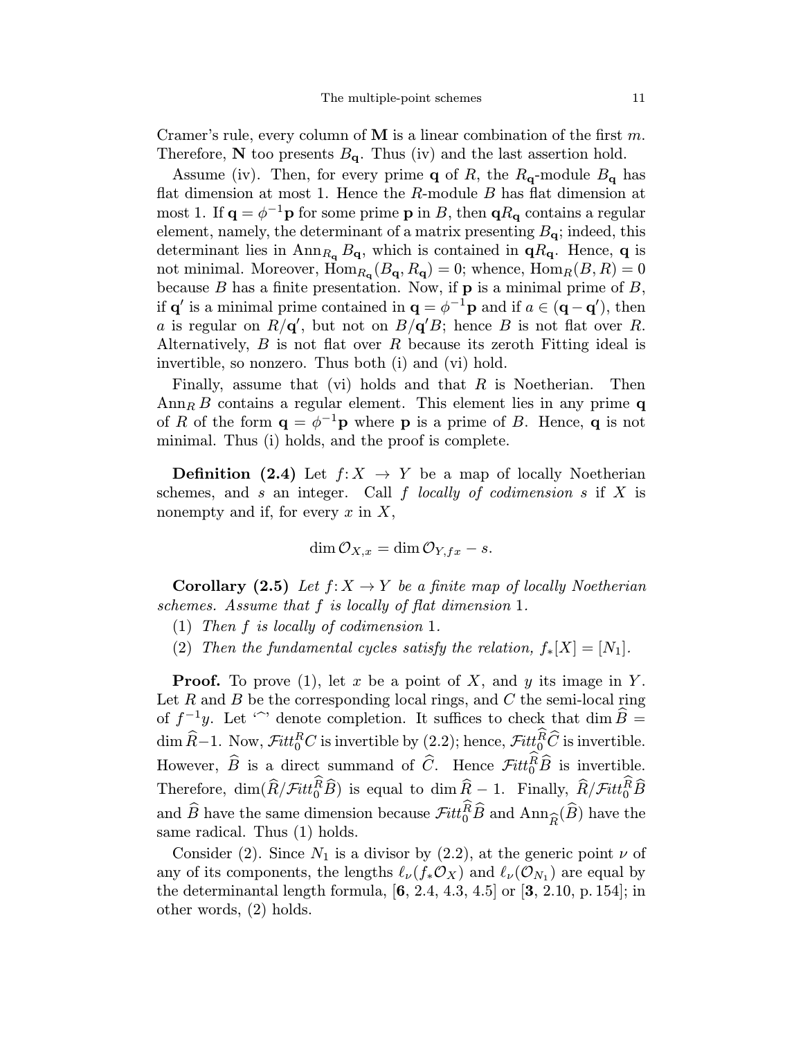Cramer's rule, every column of $\mathbf{M}$ is a linear combination of the first $m$. Therefore, $\mathbf{N}$ too presents $B_{\mathbf{q}}$. Thus (iv) and the last assertion hold.

Assume (iv). Then, for every prime $\mathbf{q}$ of $R$, the $R_{\mathbf{q}}$-module $B_{\mathbf{q}}$ has flat dimension at most 1. Hence the $R$-module $B$ has flat dimension at most 1. If $\mathbf{q} = \phi^{-1}\mathbf{p}$ for some prime $\mathbf{p}$ in $B$, then $\mathbf{q}R_{\mathbf{q}}$ contains a regular element, namely, the determinant of a matrix presenting $B_{\mathbf{q}}$; indeed, this determinant lies in $\operatorname{Ann}_{R_{\mathbf{q}}} B_{\mathbf{q}}$, which is contained in $\mathbf{q}R_{\mathbf{q}}$. Hence, $\mathbf{q}$ is not minimal. Moreover, $\operatorname{Hom}_{R_{\mathbf{q}}}(B_{\mathbf{q}}, R_{\mathbf{q}}) = 0$; whence, $\operatorname{Hom}_R(B, R) = 0$ because $B$ has a finite presentation. Now, if $\mathbf{p}$ is a minimal prime of $B$, if $\mathbf{q}'$ is a minimal prime contained in $\mathbf{q} = \phi^{-1}\mathbf{p}$ and if $a \in (\mathbf{q} - \mathbf{q}')$, then $a$ is regular on $R/\mathbf{q}'$, but not on $B/\mathbf{q}'B$; hence $B$ is not flat over $R$. Alternatively, $B$ is not flat over $R$ because its zeroth Fitting ideal is invertible, so nonzero. Thus both (i) and (vi) hold.

Finally, assume that (vi) holds and that $R$ is Noetherian. Then $\operatorname{Ann}_R B$ contains a regular element. This element lies in any prime $\mathbf{q}$ of $R$ of the form $\mathbf{q} = \phi^{-1}\mathbf{p}$ where $\mathbf{p}$ is a prime of $B$. Hence, $\mathbf{q}$ is not minimal. Thus (i) holds, and the proof is complete.

**Definition (2.4)** Let $f\colon X \to Y$ be a map of locally Noetherian schemes, and $s$ an integer. Call $f$ *locally of codimension* $s$ if $X$ is nonempty and if, for every $x$ in $X$,

$$\dim \mathcal{O}_{X,x} = \dim \mathcal{O}_{Y,fx} - s.$$

**Corollary (2.5)** *Let $f\colon X \to Y$ be a finite map of locally Noetherian schemes. Assume that $f$ is locally of flat dimension 1.*

(1) *Then $f$ is locally of codimension 1.*

(2) *Then the fundamental cycles satisfy the relation, $f_*[X] = [N_1]$.*

**Proof.** To prove (1), let $x$ be a point of $X$, and $y$ its image in $Y$. Let $R$ and $B$ be the corresponding local rings, and $C$ the semi-local ring of $f^{-1}y$. Let '$\widehat{\ }$' denote completion. It suffices to check that $\dim \widehat{B} = \dim \widehat{R} - 1$. Now, $\mathcal{F}itt_0^R C$ is invertible by (2.2); hence, $\mathcal{F}itt_0^{\widehat{R}} \widehat{C}$ is invertible. However, $\widehat{B}$ is a direct summand of $\widehat{C}$. Hence $\mathcal{F}itt_0^{\widehat{R}} \widehat{B}$ is invertible. Therefore, $\dim(\widehat{R}/\mathcal{F}itt_0^{\widehat{R}} \widehat{B})$ is equal to $\dim \widehat{R} - 1$. Finally, $\widehat{R}/\mathcal{F}itt_0^{\widehat{R}} \widehat{B}$ and $\widehat{B}$ have the same dimension because $\mathcal{F}itt_0^{\widehat{R}} \widehat{B}$ and $\operatorname{Ann}_{\widehat{R}}(\widehat{B})$ have the same radical. Thus (1) holds.

Consider (2). Since $N_1$ is a divisor by (2.2), at the generic point $\nu$ of any of its components, the lengths $\ell_\nu(f_*\mathcal{O}_X)$ and $\ell_\nu(\mathcal{O}_{N_1})$ are equal by the determinantal length formula, [**6**, 2.4, 4.3, 4.5] or [**3**, 2.10, p. 154]; in other words, (2) holds.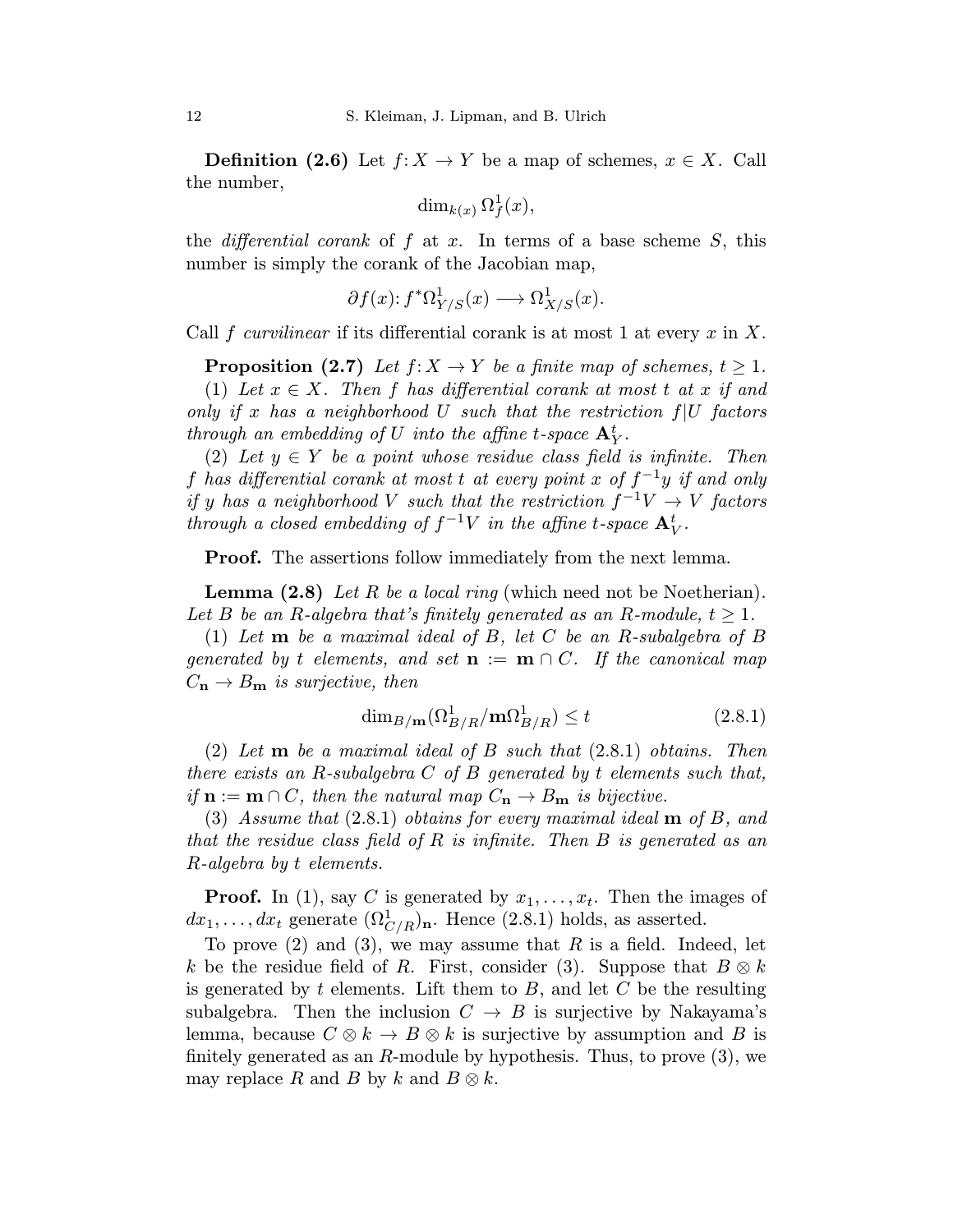**Definition (2.6)** Let $f: X \to Y$ be a map of schemes, $x \in X$. Call the number,

$$\dim_{k(x)} \Omega^1_f(x),$$

the *differential corank* of $f$ at $x$. In terms of a base scheme $S$, this number is simply the corank of the Jacobian map,

$$\partial f(x) : f^*\Omega^1_{Y/S}(x) \longrightarrow \Omega^1_{X/S}(x).$$

Call $f$ *curvilinear* if its differential corank is at most 1 at every $x$ in $X$.

**Proposition (2.7)** *Let $f: X \to Y$ be a finite map of schemes, $t \geq 1$.*

(1) *Let $x \in X$. Then $f$ has differential corank at most $t$ at $x$ if and only if $x$ has a neighborhood $U$ such that the restriction $f|U$ factors through an embedding of $U$ into the affine $t$-space $\mathbf{A}^t_Y$.*

(2) *Let $y \in Y$ be a point whose residue class field is infinite. Then $f$ has differential corank at most $t$ at every point $x$ of $f^{-1}y$ if and only if $y$ has a neighborhood $V$ such that the restriction $f^{-1}V \to V$ factors through a closed embedding of $f^{-1}V$ in the affine $t$-space $\mathbf{A}^t_V$.*

**Proof.** The assertions follow immediately from the next lemma.

**Lemma (2.8)** *Let $R$ be a local ring* (which need not be Noetherian). *Let $B$ be an $R$-algebra that's finitely generated as an $R$-module, $t \geq 1$.*

(1) *Let $\mathbf{m}$ be a maximal ideal of $B$, let $C$ be an $R$-subalgebra of $B$ generated by $t$ elements, and set $\mathbf{n} := \mathbf{m} \cap C$. If the canonical map $C_\mathbf{n} \to B_\mathbf{m}$ is surjective, then*

$$\dim_{B/\mathbf{m}}(\Omega^1_{B/R}/\mathbf{m}\Omega^1_{B/R}) \leq t \tag{2.8.1}$$

(2) *Let $\mathbf{m}$ be a maximal ideal of $B$ such that* (2.8.1) *obtains. Then there exists an $R$-subalgebra $C$ of $B$ generated by $t$ elements such that, if $\mathbf{n} := \mathbf{m} \cap C$, then the natural map $C_\mathbf{n} \to B_\mathbf{m}$ is bijective.*

(3) *Assume that* (2.8.1) *obtains for every maximal ideal $\mathbf{m}$ of $B$, and that the residue class field of $R$ is infinite. Then $B$ is generated as an $R$-algebra by $t$ elements.*

**Proof.** In (1), say $C$ is generated by $x_1, \dots, x_t$. Then the images of $dx_1, \dots, dx_t$ generate $(\Omega^1_{C/R})_\mathbf{n}$. Hence (2.8.1) holds, as asserted.

To prove (2) and (3), we may assume that $R$ is a field. Indeed, let $k$ be the residue field of $R$. First, consider (3). Suppose that $B \otimes k$ is generated by $t$ elements. Lift them to $B$, and let $C$ be the resulting subalgebra. Then the inclusion $C \to B$ is surjective by Nakayama's lemma, because $C \otimes k \to B \otimes k$ is surjective by assumption and $B$ is finitely generated as an $R$-module by hypothesis. Thus, to prove (3), we may replace $R$ and $B$ by $k$ and $B \otimes k$.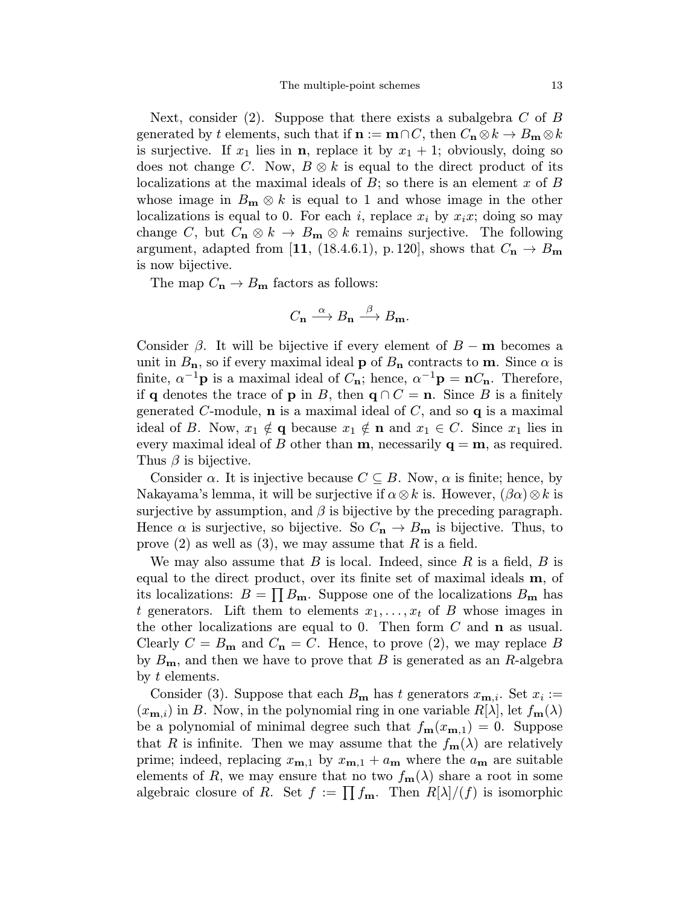Next, consider (2). Suppose that there exists a subalgebra $C$ of $B$ generated by $t$ elements, such that if $\mathbf{n} := \mathbf{m} \cap C$, then $C_{\mathbf{n}} \otimes k \to B_{\mathbf{m}} \otimes k$ is surjective. If $x_1$ lies in $\mathbf{n}$, replace it by $x_1 + 1$; obviously, doing so does not change $C$. Now, $B \otimes k$ is equal to the direct product of its localizations at the maximal ideals of $B$; so there is an element $x$ of $B$ whose image in $B_{\mathbf{m}} \otimes k$ is equal to 1 and whose image in the other localizations is equal to 0. For each $i$, replace $x_i$ by $x_i x$; doing so may change $C$, but $C_{\mathbf{n}} \otimes k \to B_{\mathbf{m}} \otimes k$ remains surjective. The following argument, adapted from [**11**, (18.4.6.1), p. 120], shows that $C_{\mathbf{n}} \to B_{\mathbf{m}}$ is now bijective.

The map $C_{\mathbf{n}} \to B_{\mathbf{m}}$ factors as follows:

$$C_{\mathbf{n}} \xrightarrow{\alpha} B_{\mathbf{n}} \xrightarrow{\beta} B_{\mathbf{m}}.$$

Consider $\beta$. It will be bijective if every element of $B - \mathbf{m}$ becomes a unit in $B_{\mathbf{n}}$, so if every maximal ideal $\mathbf{p}$ of $B_{\mathbf{n}}$ contracts to $\mathbf{m}$. Since $\alpha$ is finite, $\alpha^{-1}\mathbf{p}$ is a maximal ideal of $C_{\mathbf{n}}$; hence, $\alpha^{-1}\mathbf{p} = \mathbf{n}C_{\mathbf{n}}$. Therefore, if $\mathbf{q}$ denotes the trace of $\mathbf{p}$ in $B$, then $\mathbf{q} \cap C = \mathbf{n}$. Since $B$ is a finitely generated $C$-module, $\mathbf{n}$ is a maximal ideal of $C$, and so $\mathbf{q}$ is a maximal ideal of $B$. Now, $x_1 \notin \mathbf{q}$ because $x_1 \notin \mathbf{n}$ and $x_1 \in C$. Since $x_1$ lies in every maximal ideal of $B$ other than $\mathbf{m}$, necessarily $\mathbf{q} = \mathbf{m}$, as required. Thus $\beta$ is bijective.

Consider $\alpha$. It is injective because $C \subseteq B$. Now, $\alpha$ is finite; hence, by Nakayama's lemma, it will be surjective if $\alpha \otimes k$ is. However, $(\beta\alpha) \otimes k$ is surjective by assumption, and $\beta$ is bijective by the preceding paragraph. Hence $\alpha$ is surjective, so bijective. So $C_{\mathbf{n}} \to B_{\mathbf{m}}$ is bijective. Thus, to prove (2) as well as (3), we may assume that $R$ is a field.

We may also assume that $B$ is local. Indeed, since $R$ is a field, $B$ is equal to the direct product, over its finite set of maximal ideals $\mathbf{m}$, of its localizations: $B = \prod B_{\mathbf{m}}$. Suppose one of the localizations $B_{\mathbf{m}}$ has $t$ generators. Lift them to elements $x_1, \ldots, x_t$ of $B$ whose images in the other localizations are equal to 0. Then form $C$ and $\mathbf{n}$ as usual. Clearly $C = B_{\mathbf{m}}$ and $C_{\mathbf{n}} = C$. Hence, to prove (2), we may replace $B$ by $B_{\mathbf{m}}$, and then we have to prove that $B$ is generated as an $R$-algebra by $t$ elements.

Consider (3). Suppose that each $B_{\mathbf{m}}$ has $t$ generators $x_{\mathbf{m},i}$. Set $x_i := (x_{\mathbf{m},i})$ in $B$. Now, in the polynomial ring in one variable $R[\lambda]$, let $f_{\mathbf{m}}(\lambda)$ be a polynomial of minimal degree such that $f_{\mathbf{m}}(x_{\mathbf{m},1}) = 0$. Suppose that $R$ is infinite. Then we may assume that the $f_{\mathbf{m}}(\lambda)$ are relatively prime; indeed, replacing $x_{\mathbf{m},1}$ by $x_{\mathbf{m},1} + a_{\mathbf{m}}$ where the $a_{\mathbf{m}}$ are suitable elements of $R$, we may ensure that no two $f_{\mathbf{m}}(\lambda)$ share a root in some algebraic closure of $R$. Set $f := \prod f_{\mathbf{m}}$. Then $R[\lambda]/(f)$ is isomorphic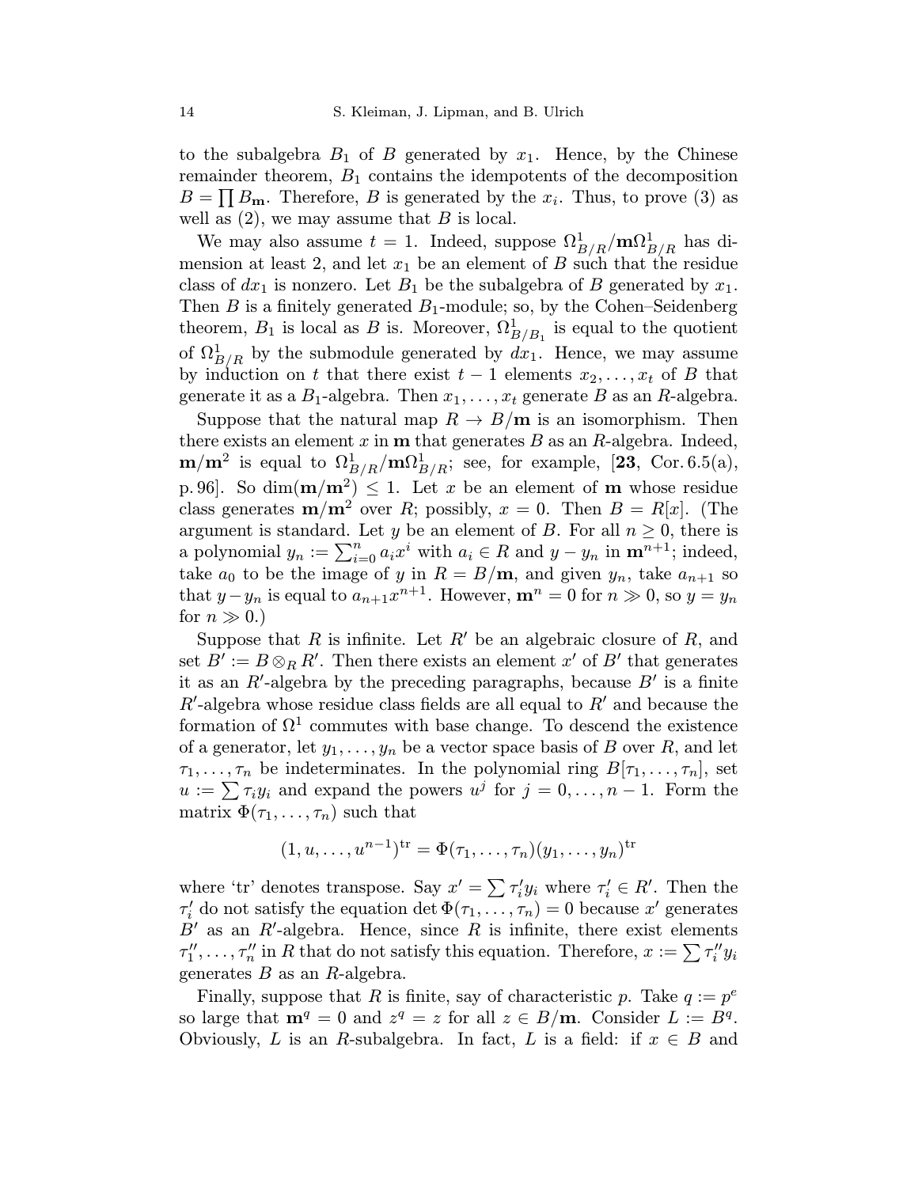to the subalgebra $B_1$ of $B$ generated by $x_1$. Hence, by the Chinese remainder theorem, $B_1$ contains the idempotents of the decomposition $B = \prod B_{\mathbf{m}}$. Therefore, $B$ is generated by the $x_i$. Thus, to prove (3) as well as (2), we may assume that $B$ is local.

We may also assume $t = 1$. Indeed, suppose $\Omega^1_{B/R}/\mathbf{m}\Omega^1_{B/R}$ has dimension at least 2, and let $x_1$ be an element of $B$ such that the residue class of $dx_1$ is nonzero. Let $B_1$ be the subalgebra of $B$ generated by $x_1$. Then $B$ is a finitely generated $B_1$-module; so, by the Cohen–Seidenberg theorem, $B_1$ is local as $B$ is. Moreover, $\Omega^1_{B/B_1}$ is equal to the quotient of $\Omega^1_{B/R}$ by the submodule generated by $dx_1$. Hence, we may assume by induction on $t$ that there exist $t-1$ elements $x_2, \dots, x_t$ of $B$ that generate it as a $B_1$-algebra. Then $x_1, \dots, x_t$ generate $B$ as an $R$-algebra.

Suppose that the natural map $R \to B/\mathbf{m}$ is an isomorphism. Then there exists an element $x$ in $\mathbf{m}$ that generates $B$ as an $R$-algebra. Indeed, $\mathbf{m}/\mathbf{m}^2$ is equal to $\Omega^1_{B/R}/\mathbf{m}\Omega^1_{B/R}$; see, for example, [**23**, Cor. 6.5(a), p. 96]. So $\dim(\mathbf{m}/\mathbf{m}^2) \le 1$. Let $x$ be an element of $\mathbf{m}$ whose residue class generates $\mathbf{m}/\mathbf{m}^2$ over $R$; possibly, $x = 0$. Then $B = R[x]$. (The argument is standard. Let $y$ be an element of $B$. For all $n \ge 0$, there is a polynomial $y_n := \sum_{i=0}^n a_i x^i$ with $a_i \in R$ and $y - y_n$ in $\mathbf{m}^{n+1}$; indeed, take $a_0$ to be the image of $y$ in $R = B/\mathbf{m}$, and given $y_n$, take $a_{n+1}$ so that $y - y_n$ is equal to $a_{n+1}x^{n+1}$. However, $\mathbf{m}^n = 0$ for $n \gg 0$, so $y = y_n$ for $n \gg 0$.)

Suppose that $R$ is infinite. Let $R'$ be an algebraic closure of $R$, and set $B' := B \otimes_R R'$. Then there exists an element $x'$ of $B'$ that generates it as an $R'$-algebra by the preceding paragraphs, because $B'$ is a finite $R'$-algebra whose residue class fields are all equal to $R'$ and because the formation of $\Omega^1$ commutes with base change. To descend the existence of a generator, let $y_1, \dots, y_n$ be a vector space basis of $B$ over $R$, and let $\tau_1, \dots, \tau_n$ be indeterminates. In the polynomial ring $B[\tau_1, \dots, \tau_n]$, set $u := \sum \tau_i y_i$ and expand the powers $u^j$ for $j = 0, \dots, n-1$. Form the matrix $\Phi(\tau_1, \dots, \tau_n)$ such that

$$(1, u, \dots, u^{n-1})^{\mathrm{tr}} = \Phi(\tau_1, \dots, \tau_n)(y_1, \dots, y_n)^{\mathrm{tr}}$$

where 'tr' denotes transpose. Say $x' = \sum \tau_i' y_i$ where $\tau_i' \in R'$. Then the $\tau_i'$ do not satisfy the equation $\det \Phi(\tau_1, \dots, \tau_n) = 0$ because $x'$ generates $B'$ as an $R'$-algebra. Hence, since $R$ is infinite, there exist elements $\tau_1'', \dots, \tau_n''$ in $R$ that do not satisfy this equation. Therefore, $x := \sum \tau_i'' y_i$ generates $B$ as an $R$-algebra.

Finally, suppose that $R$ is finite, say of characteristic $p$. Take $q := p^e$ so large that $\mathbf{m}^q = 0$ and $z^q = z$ for all $z \in B/\mathbf{m}$. Consider $L := B^q$. Obviously, $L$ is an $R$-subalgebra. In fact, $L$ is a field: if $x \in B$ and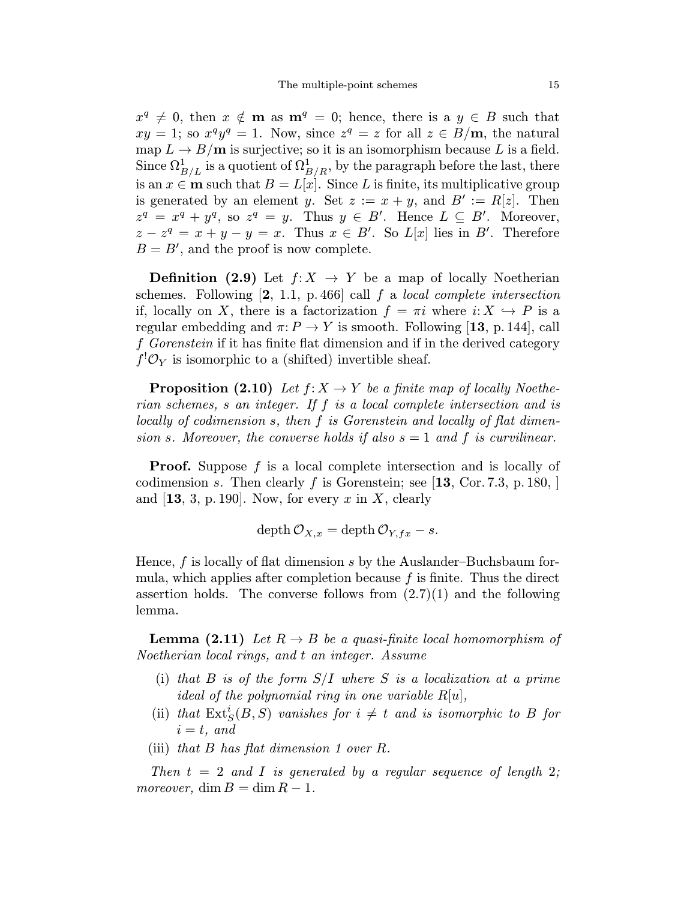$x^q \neq 0$, then $x \notin \mathbf{m}$ as $\mathbf{m}^q = 0$; hence, there is a $y \in B$ such that $xy = 1$; so $x^q y^q = 1$. Now, since $z^q = z$ for all $z \in B/\mathbf{m}$, the natural map $L \to B/\mathbf{m}$ is surjective; so it is an isomorphism because $L$ is a field. Since $\Omega^1_{B/L}$ is a quotient of $\Omega^1_{B/R}$, by the paragraph before the last, there is an $x \in \mathbf{m}$ such that $B = L[x]$. Since $L$ is finite, its multiplicative group is generated by an element $y$. Set $z := x + y$, and $B' := R[z]$. Then $z^q = x^q + y^q$, so $z^q = y$. Thus $y \in B'$. Hence $L \subseteq B'$. Moreover, $z - z^q = x + y - y = x$. Thus $x \in B'$. So $L[x]$ lies in $B'$. Therefore $B = B'$, and the proof is now complete.

**Definition (2.9)** Let $f\colon X \to Y$ be a map of locally Noetherian schemes. Following [**2**, 1.1, p. 466] call $f$ a *local complete intersection* if, locally on $X$, there is a factorization $f = \pi i$ where $i\colon X \hookrightarrow P$ is a regular embedding and $\pi\colon P \to Y$ is smooth. Following [**13**, p. 144], call $f$ *Gorenstein* if it has finite flat dimension and if in the derived category $f^!\mathcal{O}_Y$ is isomorphic to a (shifted) invertible sheaf.

**Proposition (2.10)** *Let $f\colon X \to Y$ be a finite map of locally Noetherian schemes, $s$ an integer. If $f$ is a local complete intersection and is locally of codimension $s$, then $f$ is Gorenstein and locally of flat dimension $s$. Moreover, the converse holds if also $s = 1$ and $f$ is curvilinear.*

**Proof.** Suppose $f$ is a local complete intersection and is locally of codimension $s$. Then clearly $f$ is Gorenstein; see [**13**, Cor. 7.3, p. 180, ] and [**13**, 3, p. 190]. Now, for every $x$ in $X$, clearly

$$\operatorname{depth} \mathcal{O}_{X,x} = \operatorname{depth} \mathcal{O}_{Y,fx} - s.$$

Hence, $f$ is locally of flat dimension $s$ by the Auslander–Buchsbaum formula, which applies after completion because $f$ is finite. Thus the direct assertion holds. The converse follows from (2.7)(1) and the following lemma.

**Lemma (2.11)** *Let $R \to B$ be a quasi-finite local homomorphism of Noetherian local rings, and $t$ an integer. Assume*

- (i) *that $B$ is of the form $S/I$ where $S$ is a localization at a prime ideal of the polynomial ring in one variable $R[u]$,*
- (ii) *that $\operatorname{Ext}^i_S(B, S)$ vanishes for $i \neq t$ and is isomorphic to $B$ for $i = t$, and*
- (iii) *that $B$ has flat dimension 1 over $R$.*

*Then $t = 2$ and $I$ is generated by a regular sequence of length 2; moreover, $\dim B = \dim R - 1$.*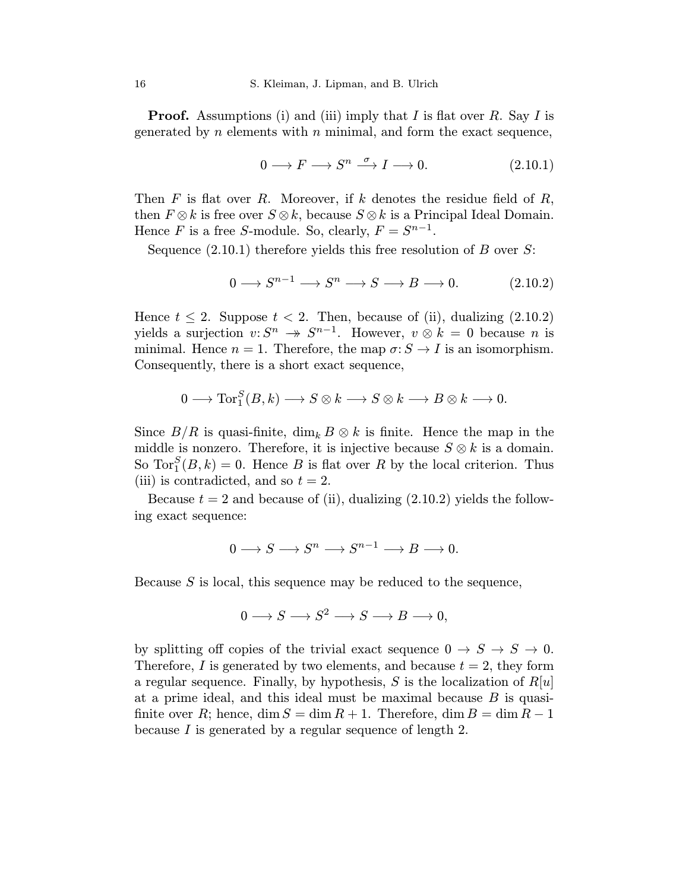**Proof.** Assumptions (i) and (iii) imply that $I$ is flat over $R$. Say $I$ is generated by $n$ elements with $n$ minimal, and form the exact sequence,

$$0 \longrightarrow F \longrightarrow S^n \xrightarrow{\sigma} I \longrightarrow 0. \tag{2.10.1}$$

Then $F$ is flat over $R$. Moreover, if $k$ denotes the residue field of $R$, then $F \otimes k$ is free over $S \otimes k$, because $S \otimes k$ is a Principal Ideal Domain. Hence $F$ is a free $S$-module. So, clearly, $F = S^{n-1}$.

Sequence (2.10.1) therefore yields this free resolution of $B$ over $S$:

$$0 \longrightarrow S^{n-1} \longrightarrow S^n \longrightarrow S \longrightarrow B \longrightarrow 0. \tag{2.10.2}$$

Hence $t \le 2$. Suppose $t < 2$. Then, because of (ii), dualizing (2.10.2) yields a surjection $v\colon S^n \twoheadrightarrow S^{n-1}$. However, $v \otimes k = 0$ because $n$ is minimal. Hence $n = 1$. Therefore, the map $\sigma\colon S \to I$ is an isomorphism. Consequently, there is a short exact sequence,

$$0 \longrightarrow \operatorname{Tor}_1^S(B,k) \longrightarrow S \otimes k \longrightarrow S \otimes k \longrightarrow B \otimes k \longrightarrow 0.$$

Since $B/R$ is quasi-finite, $\dim_k B \otimes k$ is finite. Hence the map in the middle is nonzero. Therefore, it is injective because $S \otimes k$ is a domain. So $\operatorname{Tor}_1^S(B,k) = 0$. Hence $B$ is flat over $R$ by the local criterion. Thus (iii) is contradicted, and so $t = 2$.

Because $t = 2$ and because of (ii), dualizing (2.10.2) yields the following exact sequence:

$$0 \longrightarrow S \longrightarrow S^n \longrightarrow S^{n-1} \longrightarrow B \longrightarrow 0.$$

Because $S$ is local, this sequence may be reduced to the sequence,

$$0 \longrightarrow S \longrightarrow S^2 \longrightarrow S \longrightarrow B \longrightarrow 0,$$

by splitting off copies of the trivial exact sequence $0 \to S \to S \to 0$. Therefore, $I$ is generated by two elements, and because $t = 2$, they form a regular sequence. Finally, by hypothesis, $S$ is the localization of $R[u]$ at a prime ideal, and this ideal must be maximal because $B$ is quasi-finite over $R$; hence, $\dim S = \dim R + 1$. Therefore, $\dim B = \dim R - 1$ because $I$ is generated by a regular sequence of length 2.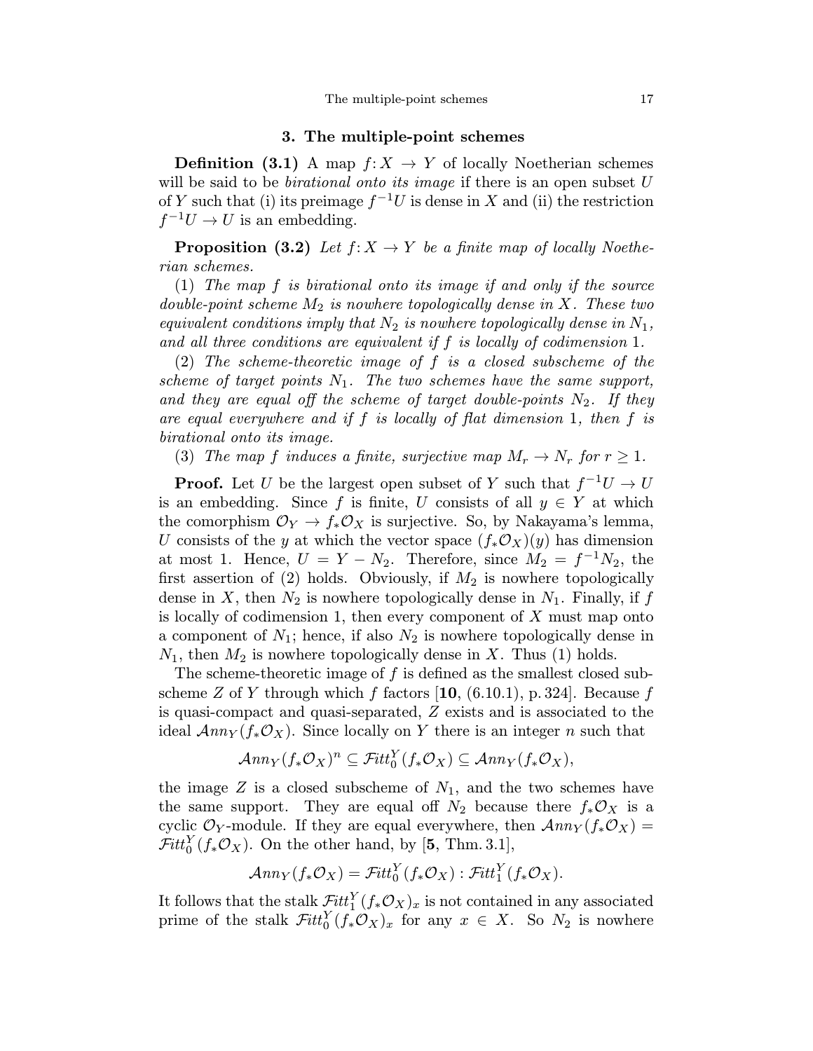## 3. The multiple-point schemes

**Definition (3.1)** A map $f: X \to Y$ of locally Noetherian schemes will be said to be *birational onto its image* if there is an open subset $U$ of $Y$ such that (i) its preimage $f^{-1}U$ is dense in $X$ and (ii) the restriction $f^{-1}U \to U$ is an embedding.

**Proposition (3.2)** *Let $f: X \to Y$ be a finite map of locally Noetherian schemes.*

(1) *The map $f$ is birational onto its image if and only if the source double-point scheme $M_2$ is nowhere topologically dense in $X$. These two equivalent conditions imply that $N_2$ is nowhere topologically dense in $N_1$, and all three conditions are equivalent if $f$ is locally of codimension 1.*

(2) *The scheme-theoretic image of $f$ is a closed subscheme of the scheme of target points $N_1$. The two schemes have the same support, and they are equal off the scheme of target double-points $N_2$. If they are equal everywhere and if $f$ is locally of flat dimension 1, then $f$ is birational onto its image.*

(3) *The map $f$ induces a finite, surjective map $M_r \to N_r$ for $r \geq 1$.*

**Proof.** Let $U$ be the largest open subset of $Y$ such that $f^{-1}U \to U$ is an embedding. Since $f$ is finite, $U$ consists of all $y \in Y$ at which the comorphism $\mathcal{O}_Y \to f_*\mathcal{O}_X$ is surjective. So, by Nakayama's lemma, $U$ consists of the $y$ at which the vector space $(f_*\mathcal{O}_X)(y)$ has dimension at most 1. Hence, $U = Y - N_2$. Therefore, since $M_2 = f^{-1}N_2$, the first assertion of (2) holds. Obviously, if $M_2$ is nowhere topologically dense in $X$, then $N_2$ is nowhere topologically dense in $N_1$. Finally, if $f$ is locally of codimension 1, then every component of $X$ must map onto a component of $N_1$; hence, if also $N_2$ is nowhere topologically dense in $N_1$, then $M_2$ is nowhere topologically dense in $X$. Thus (1) holds.

The scheme-theoretic image of $f$ is defined as the smallest closed subscheme $Z$ of $Y$ through which $f$ factors [**10**, (6.10.1), p. 324]. Because $f$ is quasi-compact and quasi-separated, $Z$ exists and is associated to the ideal $\mathcal{A}nn_Y(f_*\mathcal{O}_X)$. Since locally on $Y$ there is an integer $n$ such that

$$\mathcal{A}nn_Y(f_*\mathcal{O}_X)^n \subseteq \mathcal{F}itt_0^Y(f_*\mathcal{O}_X) \subseteq \mathcal{A}nn_Y(f_*\mathcal{O}_X),$$

the image $Z$ is a closed subscheme of $N_1$, and the two schemes have the same support. They are equal off $N_2$ because there $f_*\mathcal{O}_X$ is a cyclic $\mathcal{O}_Y$-module. If they are equal everywhere, then $\mathcal{A}nn_Y(f_*\mathcal{O}_X) = \mathcal{F}itt_0^Y(f_*\mathcal{O}_X)$. On the other hand, by [**5**, Thm. 3.1],

$$\mathcal{A}nn_Y(f_*\mathcal{O}_X) = \mathcal{F}itt_0^Y(f_*\mathcal{O}_X) : \mathcal{F}itt_1^Y(f_*\mathcal{O}_X).$$

It follows that the stalk $\mathcal{F}itt_1^Y(f_*\mathcal{O}_X)_x$ is not contained in any associated prime of the stalk $\mathcal{F}itt_0^Y(f_*\mathcal{O}_X)_x$ for any $x \in X$. So $N_2$ is nowhere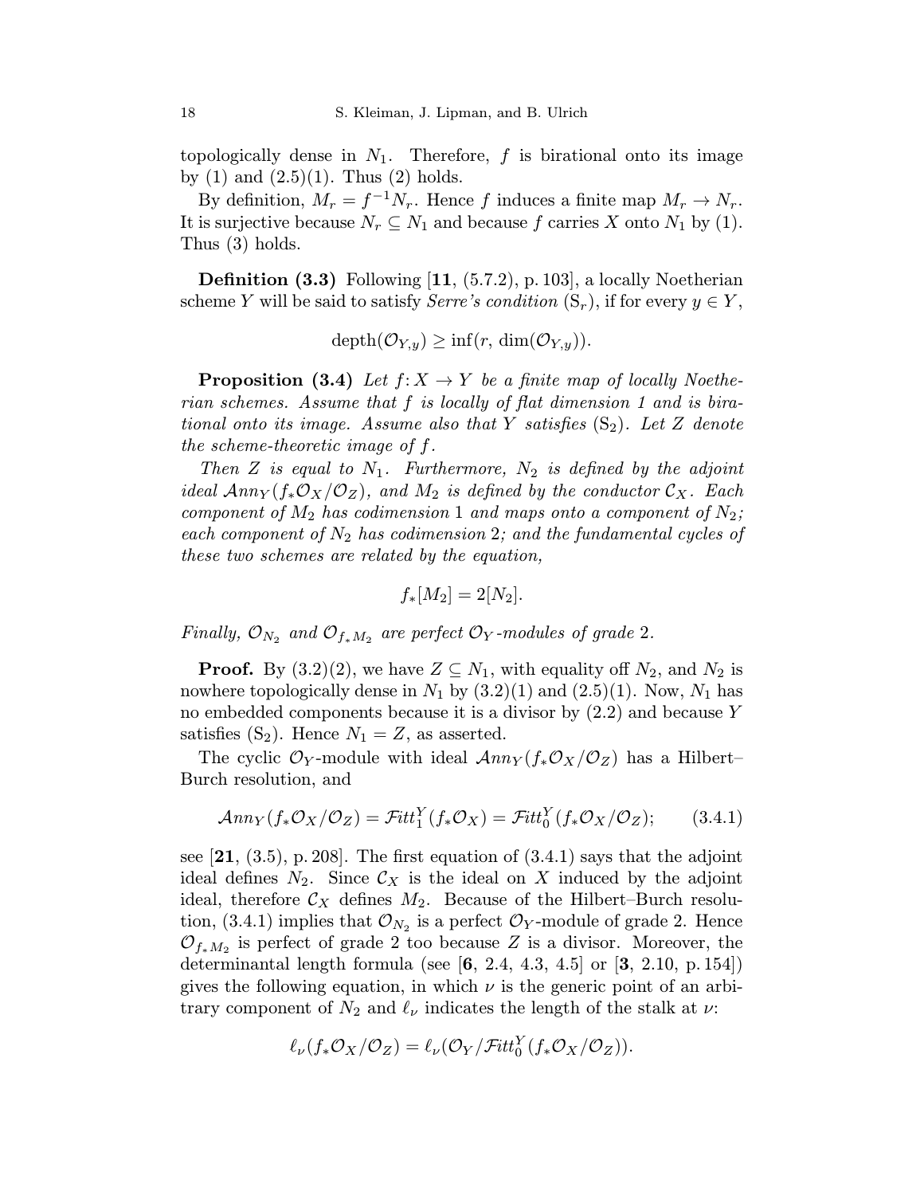topologically dense in $N_1$. Therefore, $f$ is birational onto its image by (1) and (2.5)(1). Thus (2) holds.

By definition, $M_r = f^{-1}N_r$. Hence $f$ induces a finite map $M_r \to N_r$. It is surjective because $N_r \subseteq N_1$ and because $f$ carries $X$ onto $N_1$ by (1). Thus (3) holds.

**Definition (3.3)** Following [**11**, (5.7.2), p. 103], a locally Noetherian scheme $Y$ will be said to satisfy *Serre's condition* $(\mathrm{S}_r)$, if for every $y \in Y$,

$$\operatorname{depth}(\mathcal{O}_{Y,y}) \geq \inf(r, \dim(\mathcal{O}_{Y,y})).$$

**Proposition (3.4)** *Let $f\colon X \to Y$ be a finite map of locally Noetherian schemes. Assume that $f$ is locally of flat dimension 1 and is birational onto its image. Assume also that $Y$ satisfies $(\mathrm{S}_2)$. Let $Z$ denote the scheme-theoretic image of $f$.*

*Then $Z$ is equal to $N_1$. Furthermore, $N_2$ is defined by the adjoint ideal $\mathcal{A}nn_Y(f_*\mathcal{O}_X/\mathcal{O}_Z)$, and $M_2$ is defined by the conductor $\mathcal{C}_X$. Each component of $M_2$ has codimension 1 and maps onto a component of $N_2$; each component of $N_2$ has codimension 2; and the fundamental cycles of these two schemes are related by the equation,*

$$f_*[M_2] = 2[N_2].$$

*Finally, $\mathcal{O}_{N_2}$ and $\mathcal{O}_{f_*M_2}$ are perfect $\mathcal{O}_Y$-modules of grade 2.*

**Proof.** By (3.2)(2), we have $Z \subseteq N_1$, with equality off $N_2$, and $N_2$ is nowhere topologically dense in $N_1$ by (3.2)(1) and (2.5)(1). Now, $N_1$ has no embedded components because it is a divisor by (2.2) and because $Y$ satisfies $(\mathrm{S}_2)$. Hence $N_1 = Z$, as asserted.

The cyclic $\mathcal{O}_Y$-module with ideal $\mathcal{A}nn_Y(f_*\mathcal{O}_X/\mathcal{O}_Z)$ has a Hilbert–Burch resolution, and

$$\mathcal{A}nn_Y(f_*\mathcal{O}_X/\mathcal{O}_Z) = \mathcal{F}itt_1^Y(f_*\mathcal{O}_X) = \mathcal{F}itt_0^Y(f_*\mathcal{O}_X/\mathcal{O}_Z); \qquad (3.4.1)$$

see [**21**, (3.5), p. 208]. The first equation of (3.4.1) says that the adjoint ideal defines $N_2$. Since $\mathcal{C}_X$ is the ideal on $X$ induced by the adjoint ideal, therefore $\mathcal{C}_X$ defines $M_2$. Because of the Hilbert–Burch resolution, (3.4.1) implies that $\mathcal{O}_{N_2}$ is a perfect $\mathcal{O}_Y$-module of grade 2. Hence $\mathcal{O}_{f_*M_2}$ is perfect of grade 2 too because $Z$ is a divisor. Moreover, the determinantal length formula (see [**6**, 2.4, 4.3, 4.5] or [**3**, 2.10, p. 154]) gives the following equation, in which $\nu$ is the generic point of an arbitrary component of $N_2$ and $\ell_\nu$ indicates the length of the stalk at $\nu$:

$$\ell_\nu(f_*\mathcal{O}_X/\mathcal{O}_Z) = \ell_\nu(\mathcal{O}_Y/\mathcal{F}itt_0^Y(f_*\mathcal{O}_X/\mathcal{O}_Z)).$$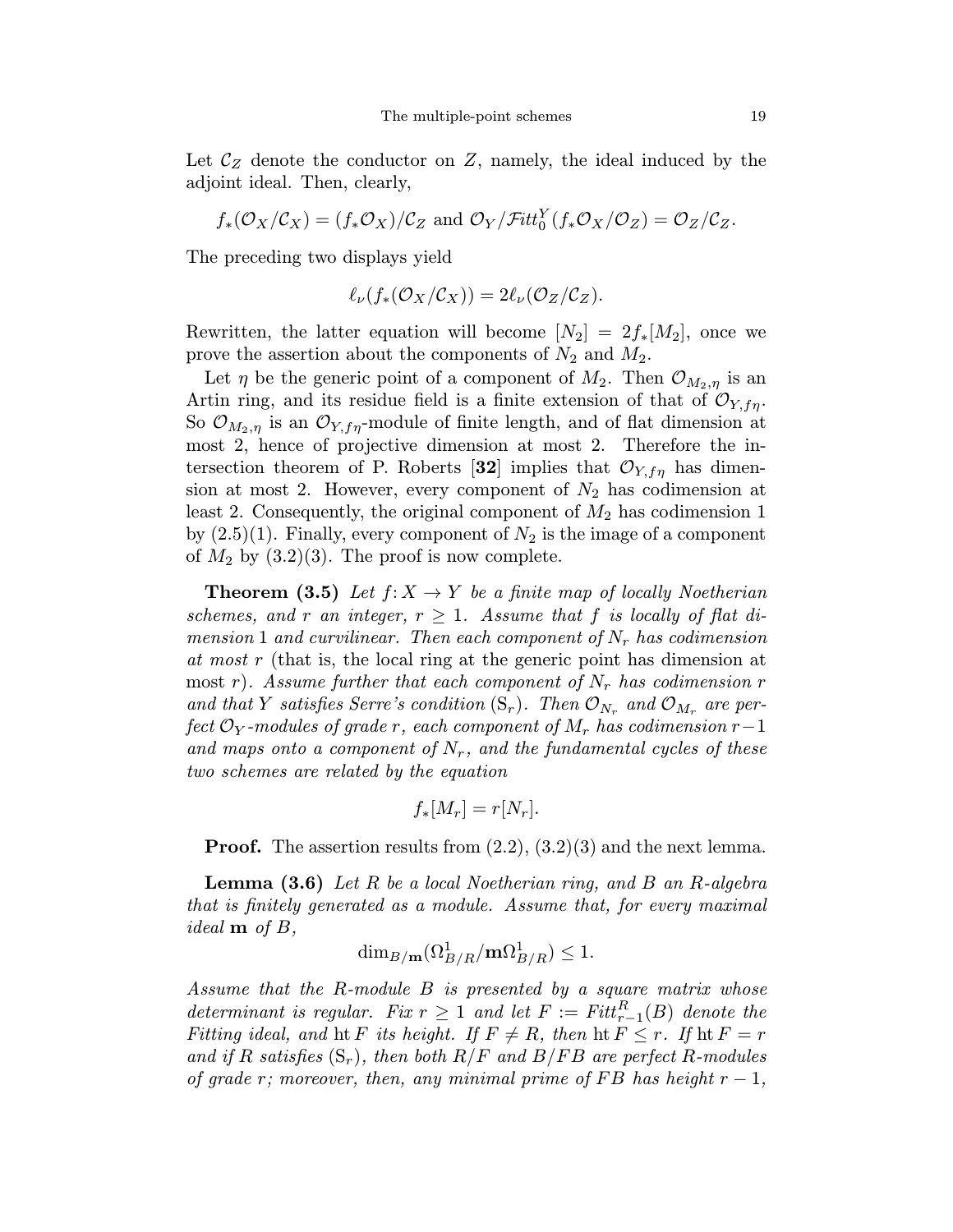Let $\mathcal{C}_Z$ denote the conductor on $Z$, namely, the ideal induced by the adjoint ideal. Then, clearly,

$$f_*(\mathcal{O}_X/\mathcal{C}_X) = (f_*\mathcal{O}_X)/\mathcal{C}_Z \text{ and } \mathcal{O}_Y/\mathcal{F}itt_0^Y(f_*\mathcal{O}_X/\mathcal{O}_Z) = \mathcal{O}_Z/\mathcal{C}_Z.$$

The preceding two displays yield

$$\ell_\nu(f_*(\mathcal{O}_X/\mathcal{C}_X)) = 2\ell_\nu(\mathcal{O}_Z/\mathcal{C}_Z).$$

Rewritten, the latter equation will become $[N_2] = 2f_*[M_2]$, once we prove the assertion about the components of $N_2$ and $M_2$.

Let $\eta$ be the generic point of a component of $M_2$. Then $\mathcal{O}_{M_2,\eta}$ is an Artin ring, and its residue field is a finite extension of that of $\mathcal{O}_{Y,f\eta}$. So $\mathcal{O}_{M_2,\eta}$ is an $\mathcal{O}_{Y,f\eta}$-module of finite length, and of flat dimension at most 2, hence of projective dimension at most 2. Therefore the intersection theorem of P. Roberts [**32**] implies that $\mathcal{O}_{Y,f\eta}$ has dimension at most 2. However, every component of $N_2$ has codimension at least 2. Consequently, the original component of $M_2$ has codimension 1 by (2.5)(1). Finally, every component of $N_2$ is the image of a component of $M_2$ by (3.2)(3). The proof is now complete.

**Theorem (3.5)** *Let $f\colon X \to Y$ be a finite map of locally Noetherian schemes, and $r$ an integer, $r \geq 1$. Assume that $f$ is locally of flat dimension 1 and curvilinear. Then each component of $N_r$ has codimension at most $r$* (that is, the local ring at the generic point has dimension at most $r$)*. Assume further that each component of $N_r$ has codimension $r$ and that $Y$ satisfies Serre's condition* $(\mathrm{S}_r)$*. Then $\mathcal{O}_{N_r}$ and $\mathcal{O}_{M_r}$ are perfect $\mathcal{O}_Y$-modules of grade $r$, each component of $M_r$ has codimension $r-1$ and maps onto a component of $N_r$, and the fundamental cycles of these two schemes are related by the equation*

$$f_*[M_r] = r[N_r].$$

**Proof.** The assertion results from (2.2), (3.2)(3) and the next lemma.

**Lemma (3.6)** *Let $R$ be a local Noetherian ring, and $B$ an $R$-algebra that is finitely generated as a module. Assume that, for every maximal ideal $\mathbf{m}$ of $B$,*

$$\dim_{B/\mathbf{m}}(\Omega^1_{B/R}/\mathbf{m}\Omega^1_{B/R}) \leq 1.$$

*Assume that the $R$-module $B$ is presented by a square matrix whose determinant is regular. Fix $r \geq 1$ and let $F := Fitt^R_{r-1}(B)$ denote the Fitting ideal, and $\operatorname{ht} F$ its height. If $F \neq R$, then $\operatorname{ht} F \leq r$. If $\operatorname{ht} F = r$ and if $R$ satisfies $(\mathrm{S}_r)$, then both $R/F$ and $B/FB$ are perfect $R$-modules of grade $r$; moreover, then, any minimal prime of $FB$ has height $r-1$,*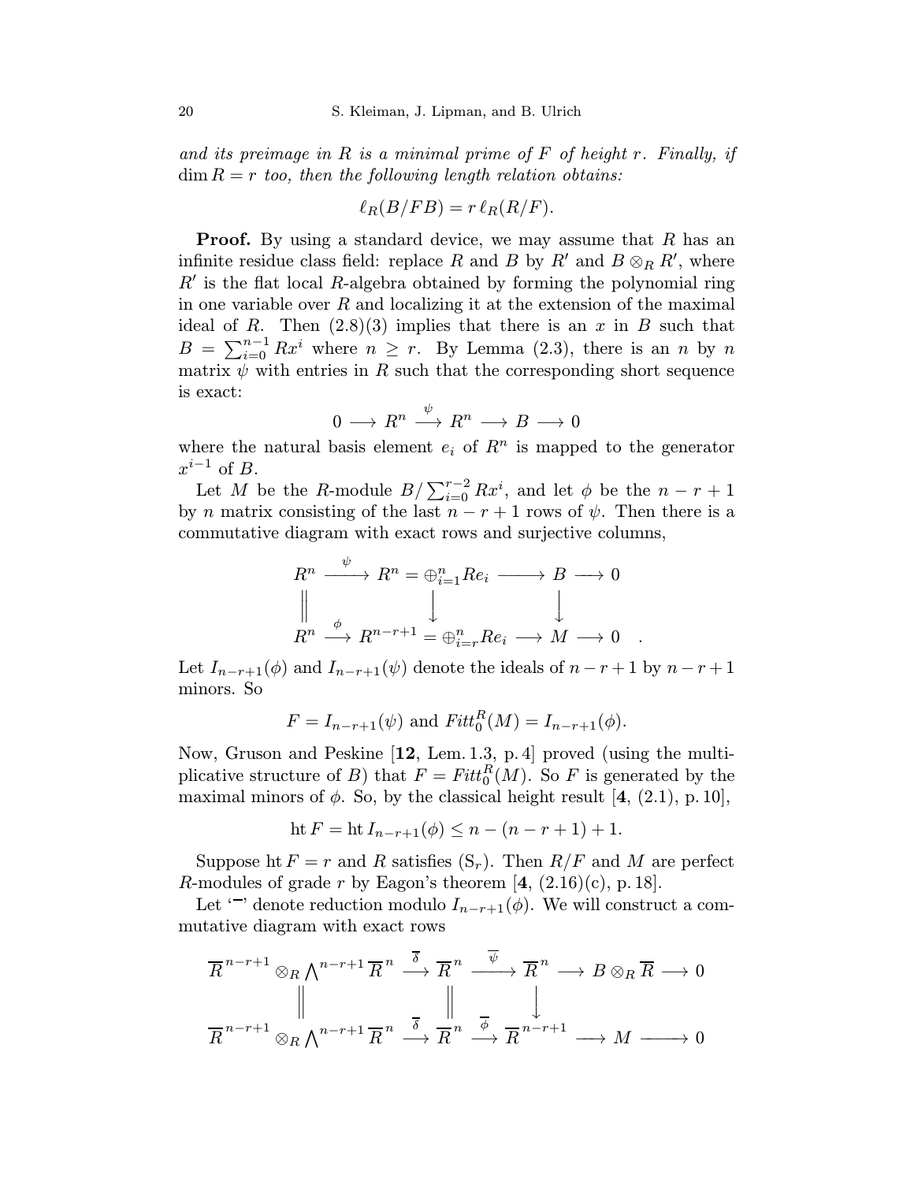*and its preimage in $R$ is a minimal prime of $F$ of height $r$. Finally, if $\dim R = r$ too, then the following length relation obtains:*

$$\ell_R(B/FB) = r\,\ell_R(R/F).$$

**Proof.** By using a standard device, we may assume that $R$ has an infinite residue class field: replace $R$ and $B$ by $R'$ and $B \otimes_R R'$, where $R'$ is the flat local $R$-algebra obtained by forming the polynomial ring in one variable over $R$ and localizing it at the extension of the maximal ideal of $R$. Then (2.8)(3) implies that there is an $x$ in $B$ such that $B = \sum_{i=0}^{n-1} Rx^i$ where $n \geq r$. By Lemma (2.3), there is an $n$ by $n$ matrix $\psi$ with entries in $R$ such that the corresponding short sequence is exact:

$$0 \longrightarrow R^n \xrightarrow{\ \psi\ } R^n \longrightarrow B \longrightarrow 0$$

where the natural basis element $e_i$ of $R^n$ is mapped to the generator $x^{i-1}$ of $B$.

Let $M$ be the $R$-module $B/\sum_{i=0}^{r-2} Rx^i$, and let $\phi$ be the $n-r+1$ by $n$ matrix consisting of the last $n-r+1$ rows of $\psi$. Then there is a commutative diagram with exact rows and surjective columns,

$$\begin{array}{ccccccc}
R^n & \xrightarrow{\ \psi\ } & R^n = \oplus_{i=1}^n Re_i & \longrightarrow & B & \longrightarrow & 0 \\
\| & & \downarrow & & \downarrow & & \\
R^n & \xrightarrow{\ \phi\ } & R^{n-r+1} = \oplus_{i=r}^n Re_i & \longrightarrow & M & \longrightarrow & 0
\end{array} .$$

Let $I_{n-r+1}(\phi)$ and $I_{n-r+1}(\psi)$ denote the ideals of $n-r+1$ by $n-r+1$ minors. So

$$F = I_{n-r+1}(\psi) \text{ and } Fitt_0^R(M) = I_{n-r+1}(\phi).$$

Now, Gruson and Peskine [**12**, Lem. 1.3, p. 4] proved (using the multiplicative structure of $B$) that $F = Fitt_0^R(M)$. So $F$ is generated by the maximal minors of $\phi$. So, by the classical height result [**4**, (2.1), p. 10],

$$\operatorname{ht} F = \operatorname{ht} I_{n-r+1}(\phi) \leq n - (n-r+1) + 1.$$

Suppose $\operatorname{ht} F = r$ and $R$ satisfies $(\mathrm{S}_r)$. Then $R/F$ and $M$ are perfect $R$-modules of grade $r$ by Eagon's theorem [**4**, (2.16)(c), p. 18].

Let '$\overline{\phantom{x}}$' denote reduction modulo $I_{n-r+1}(\phi)$. We will construct a commutative diagram with exact rows

$$\begin{array}{ccccccccc}
\overline{R}^{\,n-r+1} \otimes_R \bigwedge^{n-r+1} \overline{R}^{\,n} & \xrightarrow{\ \overline{\delta}\ } & \overline{R}^{\,n} & \xrightarrow{\ \overline{\psi}\ } & \overline{R}^{\,n} & \longrightarrow & B \otimes_R \overline{R} & \longrightarrow & 0 \\
\| & & \| & & \downarrow & & & & \\
\overline{R}^{\,n-r+1} \otimes_R \bigwedge^{n-r+1} \overline{R}^{\,n} & \xrightarrow{\ \overline{\delta}\ } & \overline{R}^{\,n} & \xrightarrow{\ \overline{\phi}\ } & \overline{R}^{\,n-r+1} & \longrightarrow & M & \longrightarrow & 0
\end{array}$$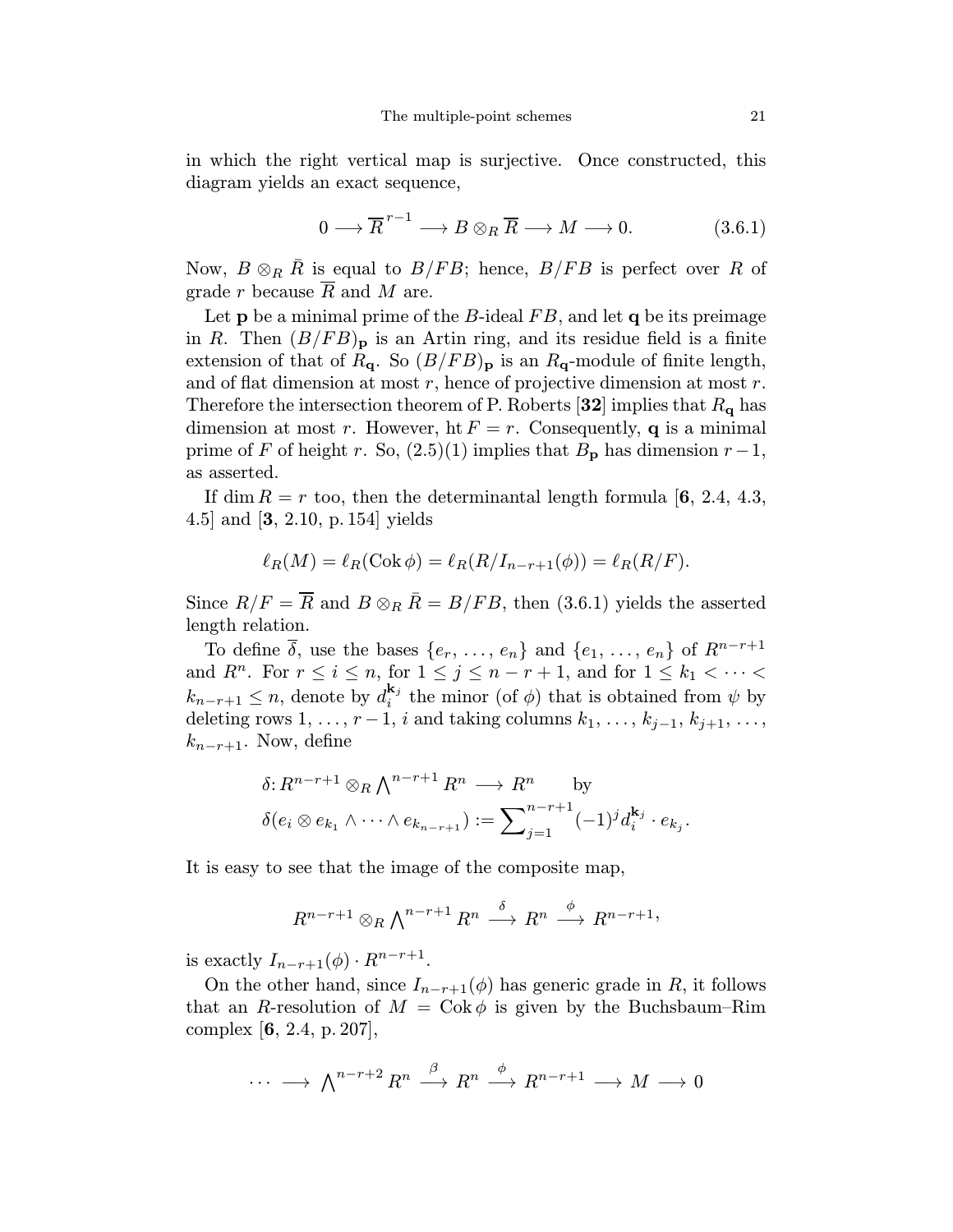in which the right vertical map is surjective. Once constructed, this diagram yields an exact sequence,

$$0 \longrightarrow \overline{R}^{\,r-1} \longrightarrow B \otimes_R \overline{R} \longrightarrow M \longrightarrow 0. \tag{3.6.1}$$

Now, $B \otimes_R \bar{R}$ is equal to $B/FB$; hence, $B/FB$ is perfect over $R$ of grade $r$ because $\overline{R}$ and $M$ are.

Let $\mathbf{p}$ be a minimal prime of the $B$-ideal $FB$, and let $\mathbf{q}$ be its preimage in $R$. Then $(B/FB)_{\mathbf{p}}$ is an Artin ring, and its residue field is a finite extension of that of $R_{\mathbf{q}}$. So $(B/FB)_{\mathbf{p}}$ is an $R_{\mathbf{q}}$-module of finite length, and of flat dimension at most $r$, hence of projective dimension at most $r$. Therefore the intersection theorem of P. Roberts [**32**] implies that $R_{\mathbf{q}}$ has dimension at most $r$. However, $\operatorname{ht} F = r$. Consequently, $\mathbf{q}$ is a minimal prime of $F$ of height $r$. So, (2.5)(1) implies that $B_{\mathbf{p}}$ has dimension $r-1$, as asserted.

If $\dim R = r$ too, then the determinantal length formula [**6**, 2.4, 4.3, 4.5] and [**3**, 2.10, p. 154] yields

$$\ell_R(M) = \ell_R(\operatorname{Cok}\phi) = \ell_R(R/I_{n-r+1}(\phi)) = \ell_R(R/F).$$

Since $R/F = \overline{R}$ and $B \otimes_R \bar{R} = B/FB$, then (3.6.1) yields the asserted length relation.

To define $\overline{\delta}$, use the bases $\{e_r, \ldots, e_n\}$ and $\{e_1, \ldots, e_n\}$ of $R^{n-r+1}$ and $R^n$. For $r \le i \le n$, for $1 \le j \le n-r+1$, and for $1 \le k_1 < \cdots < k_{n-r+1} \le n$, denote by $d_i^{\mathbf{k}_j}$ the minor (of $\phi$) that is obtained from $\psi$ by deleting rows $1, \ldots, r-1, i$ and taking columns $k_1, \ldots, k_{j-1}, k_{j+1}, \ldots, k_{n-r+1}$. Now, define

$$\begin{aligned} &\delta \colon R^{n-r+1} \otimes_R \textstyle\bigwedge^{n-r+1} R^n \longrightarrow R^n \qquad \text{by} \\ &\delta(e_i \otimes e_{k_1} \wedge \cdots \wedge e_{k_{n-r+1}}) := \textstyle\sum_{j=1}^{n-r+1} (-1)^j d_i^{\mathbf{k}_j} \cdot e_{k_j}. \end{aligned}$$

It is easy to see that the image of the composite map,

$$R^{n-r+1} \otimes_R \textstyle\bigwedge^{n-r+1} R^n \xrightarrow{\ \delta\ } R^n \xrightarrow{\ \phi\ } R^{n-r+1},$$

is exactly $I_{n-r+1}(\phi) \cdot R^{n-r+1}$.

On the other hand, since $I_{n-r+1}(\phi)$ has generic grade in $R$, it follows that an $R$-resolution of $M = \operatorname{Cok}\phi$ is given by the Buchsbaum–Rim complex [**6**, 2.4, p. 207],

$$\cdots \longrightarrow \textstyle\bigwedge^{n-r+2} R^n \xrightarrow{\ \beta\ } R^n \xrightarrow{\ \phi\ } R^{n-r+1} \longrightarrow M \longrightarrow 0$$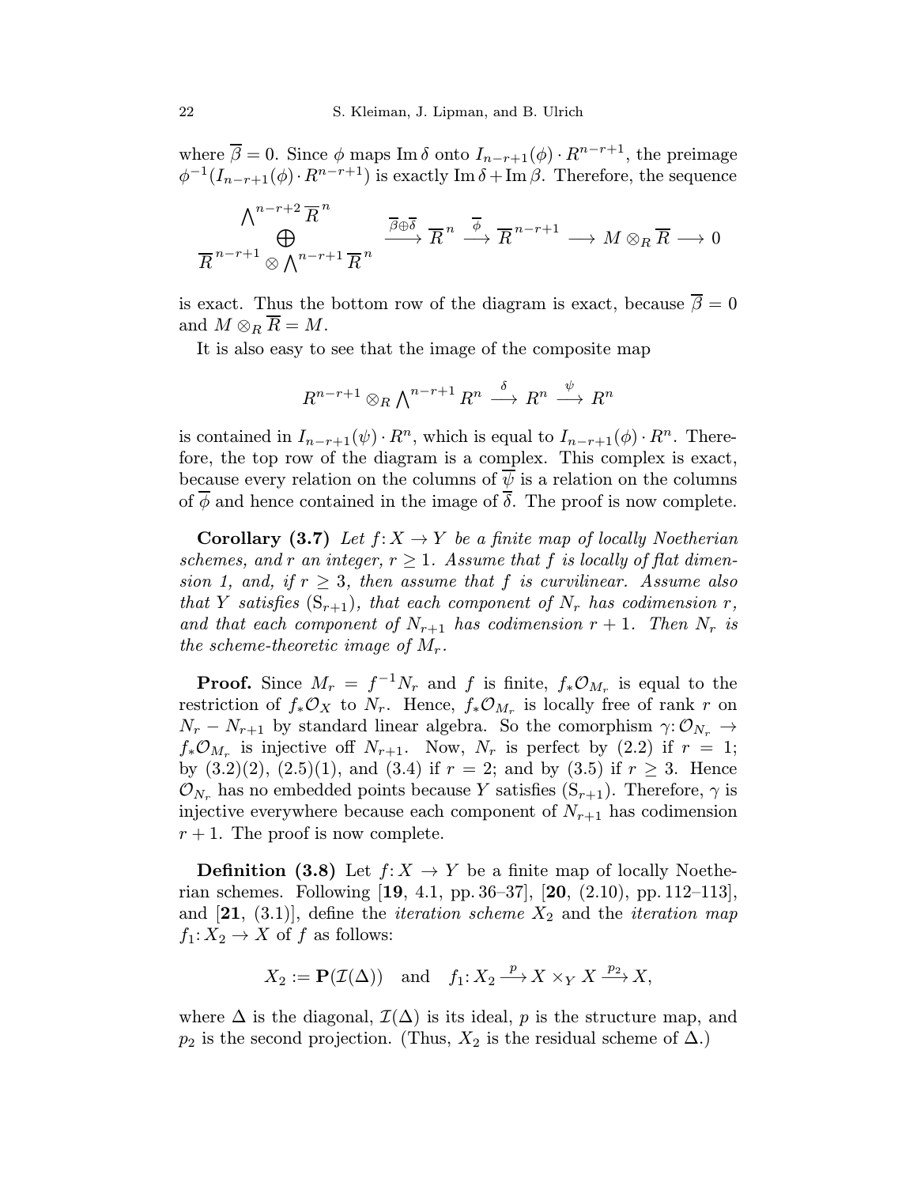where $\overline{\beta} = 0$. Since $\phi$ maps $\operatorname{Im}\delta$ onto $I_{n-r+1}(\phi)\cdot R^{n-r+1}$, the preimage $\phi^{-1}(I_{n-r+1}(\phi)\cdot R^{n-r+1})$ is exactly $\operatorname{Im}\delta + \operatorname{Im}\beta$. Therefore, the sequence

$$\begin{matrix} \bigwedge^{n-r+2}\overline{R}^{\,n} \\ \bigoplus \\ \overline{R}^{\,n-r+1}\otimes\bigwedge^{n-r+1}\overline{R}^{\,n} \end{matrix} \xrightarrow{\overline{\beta}\oplus\overline{\delta}} \overline{R}^{\,n} \xrightarrow{\overline{\phi}} \overline{R}^{\,n-r+1} \longrightarrow M\otimes_R \overline{R} \longrightarrow 0$$

is exact. Thus the bottom row of the diagram is exact, because $\overline{\beta} = 0$ and $M\otimes_R\overline{R} = M$.

It is also easy to see that the image of the composite map

$$R^{n-r+1}\otimes_R \bigwedge^{n-r+1} R^n \xrightarrow{\delta} R^n \xrightarrow{\psi} R^n$$

is contained in $I_{n-r+1}(\psi)\cdot R^n$, which is equal to $I_{n-r+1}(\phi)\cdot R^n$. Therefore, the top row of the diagram is a complex. This complex is exact, because every relation on the columns of $\overline{\psi}$ is a relation on the columns of $\overline{\phi}$ and hence contained in the image of $\overline{\delta}$. The proof is now complete.

**Corollary (3.7)** *Let $f\colon X \to Y$ be a finite map of locally Noetherian schemes, and $r$ an integer, $r \geq 1$. Assume that $f$ is locally of flat dimension 1, and, if $r \geq 3$, then assume that $f$ is curvilinear. Assume also that $Y$ satisfies $(\mathrm{S}_{r+1})$, that each component of $N_r$ has codimension $r$, and that each component of $N_{r+1}$ has codimension $r+1$. Then $N_r$ is the scheme-theoretic image of $M_r$.*

**Proof.** Since $M_r = f^{-1}N_r$ and $f$ is finite, $f_*\mathcal{O}_{M_r}$ is equal to the restriction of $f_*\mathcal{O}_X$ to $N_r$. Hence, $f_*\mathcal{O}_{M_r}$ is locally free of rank $r$ on $N_r - N_{r+1}$ by standard linear algebra. So the comorphism $\gamma\colon \mathcal{O}_{N_r} \to f_*\mathcal{O}_{M_r}$ is injective off $N_{r+1}$. Now, $N_r$ is perfect by (2.2) if $r = 1$; by (3.2)(2), (2.5)(1), and (3.4) if $r = 2$; and by (3.5) if $r \geq 3$. Hence $\mathcal{O}_{N_r}$ has no embedded points because $Y$ satisfies $(\mathrm{S}_{r+1})$. Therefore, $\gamma$ is injective everywhere because each component of $N_{r+1}$ has codimension $r+1$. The proof is now complete.

**Definition (3.8)** Let $f\colon X \to Y$ be a finite map of locally Noetherian schemes. Following [**19**, 4.1, pp. 36–37], [**20**, (2.10), pp. 112–113], and [**21**, (3.1)], define the *iteration scheme* $X_2$ and the *iteration map* $f_1\colon X_2 \to X$ of $f$ as follows:

$$X_2 := \mathbf{P}(\mathcal{I}(\Delta)) \quad\text{and}\quad f_1\colon X_2 \xrightarrow{p} X\times_Y X \xrightarrow{p_2} X,$$

where $\Delta$ is the diagonal, $\mathcal{I}(\Delta)$ is its ideal, $p$ is the structure map, and $p_2$ is the second projection. (Thus, $X_2$ is the residual scheme of $\Delta$.)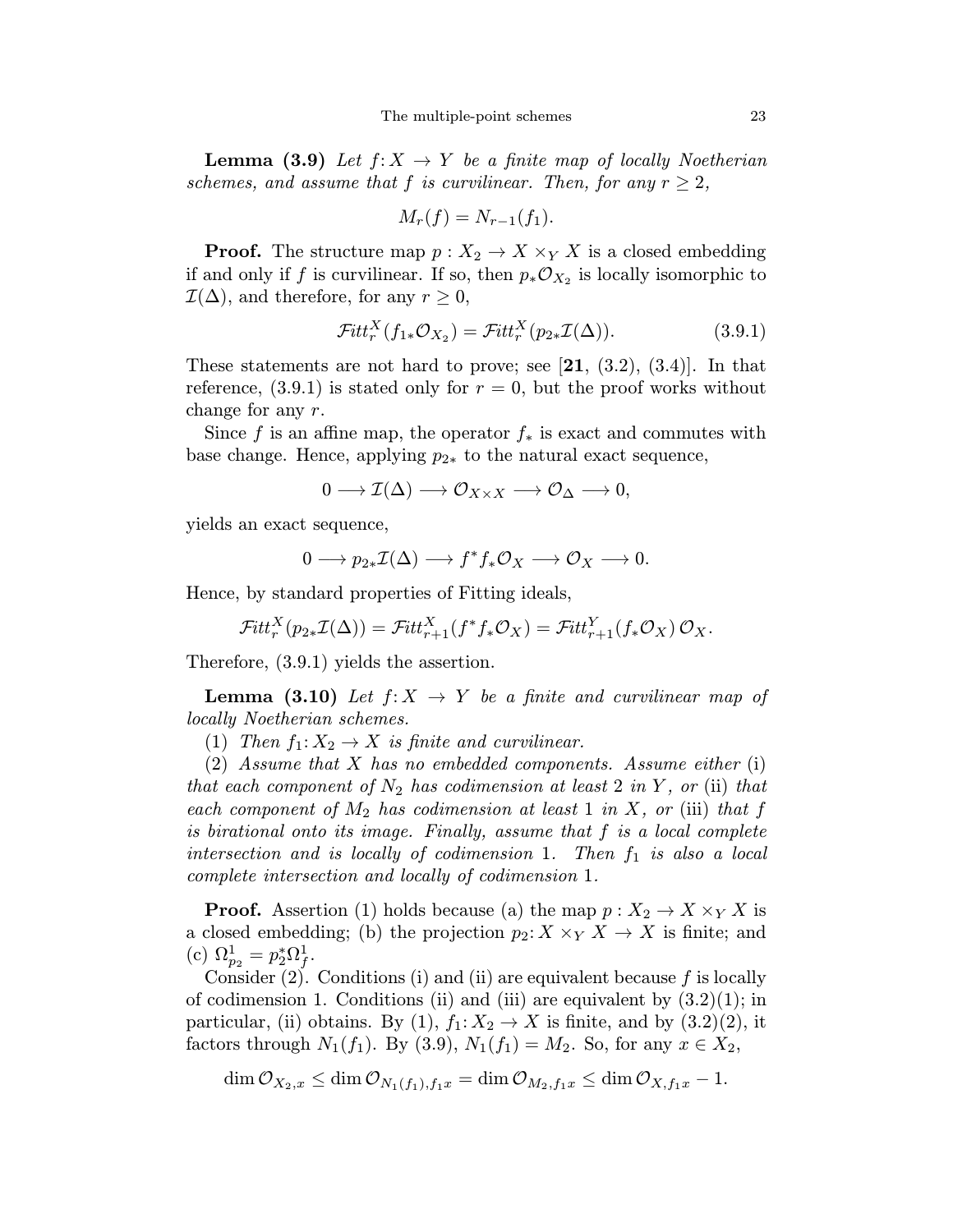**Lemma (3.9)** *Let $f\colon X \to Y$ be a finite map of locally Noetherian schemes, and assume that $f$ is curvilinear. Then, for any $r \geq 2$,*

$$M_r(f) = N_{r-1}(f_1).$$

**Proof.** The structure map $p : X_2 \to X \times_Y X$ is a closed embedding if and only if $f$ is curvilinear. If so, then $p_*\mathcal{O}_{X_2}$ is locally isomorphic to $\mathcal{I}(\Delta)$, and therefore, for any $r \geq 0$,

$$\mathcal{F}itt_r^X(f_{1*}\mathcal{O}_{X_2}) = \mathcal{F}itt_r^X(p_{2*}\mathcal{I}(\Delta)). \tag{3.9.1}$$

These statements are not hard to prove; see [**21**, (3.2), (3.4)]. In that reference, (3.9.1) is stated only for $r = 0$, but the proof works without change for any $r$.

Since $f$ is an affine map, the operator $f_*$ is exact and commutes with base change. Hence, applying $p_{2*}$ to the natural exact sequence,

$$0 \longrightarrow \mathcal{I}(\Delta) \longrightarrow \mathcal{O}_{X\times X} \longrightarrow \mathcal{O}_\Delta \longrightarrow 0,$$

yields an exact sequence,

$$0 \longrightarrow p_{2*}\mathcal{I}(\Delta) \longrightarrow f^*f_*\mathcal{O}_X \longrightarrow \mathcal{O}_X \longrightarrow 0.$$

Hence, by standard properties of Fitting ideals,

$$\mathcal{F}itt_r^X(p_{2*}\mathcal{I}(\Delta)) = \mathcal{F}itt_{r+1}^X(f^*f_*\mathcal{O}_X) = \mathcal{F}itt_{r+1}^Y(f_*\mathcal{O}_X)\,\mathcal{O}_X.$$

Therefore, (3.9.1) yields the assertion.

**Lemma (3.10)** *Let $f\colon X \to Y$ be a finite and curvilinear map of locally Noetherian schemes.*

(1) *Then $f_1\colon X_2 \to X$ is finite and curvilinear.*

(2) *Assume that $X$ has no embedded components. Assume either* (i) *that each component of $N_2$ has codimension at least 2 in $Y$, or* (ii) *that each component of $M_2$ has codimension at least 1 in $X$, or* (iii) *that $f$ is birational onto its image. Finally, assume that $f$ is a local complete intersection and is locally of codimension 1. Then $f_1$ is also a local complete intersection and locally of codimension 1.*

**Proof.** Assertion (1) holds because (a) the map $p : X_2 \to X \times_Y X$ is a closed embedding; (b) the projection $p_2\colon X \times_Y X \to X$ is finite; and (c) $\Omega^1_{p_2} = p_2^*\Omega^1_f$.

Consider (2). Conditions (i) and (ii) are equivalent because $f$ is locally of codimension 1. Conditions (ii) and (iii) are equivalent by (3.2)(1); in particular, (ii) obtains. By (1), $f_1\colon X_2 \to X$ is finite, and by (3.2)(2), it factors through $N_1(f_1)$. By (3.9), $N_1(f_1) = M_2$. So, for any $x \in X_2$,

$$\dim \mathcal{O}_{X_2,x} \leq \dim \mathcal{O}_{N_1(f_1),f_1x} = \dim \mathcal{O}_{M_2,f_1x} \leq \dim \mathcal{O}_{X,f_1x} - 1.$$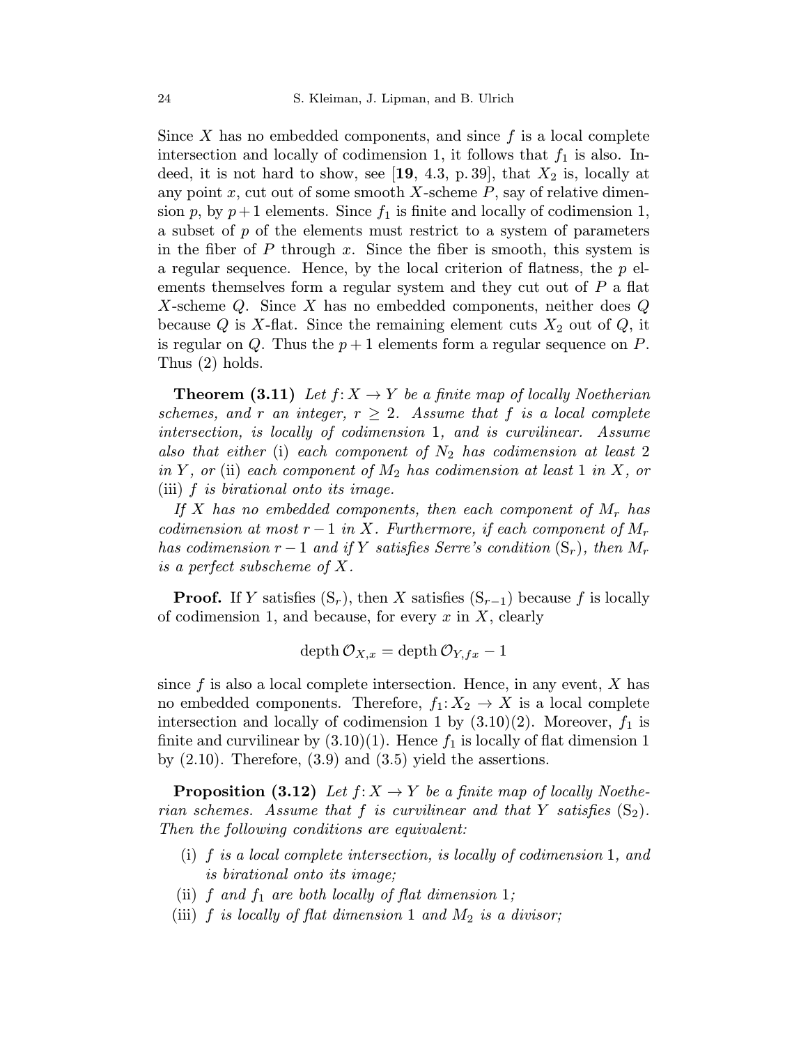Since $X$ has no embedded components, and since $f$ is a local complete intersection and locally of codimension 1, it follows that $f_1$ is also. Indeed, it is not hard to show, see [**19**, 4.3, p. 39], that $X_2$ is, locally at any point $x$, cut out of some smooth $X$-scheme $P$, say of relative dimension $p$, by $p+1$ elements. Since $f_1$ is finite and locally of codimension 1, a subset of $p$ of the elements must restrict to a system of parameters in the fiber of $P$ through $x$. Since the fiber is smooth, this system is a regular sequence. Hence, by the local criterion of flatness, the $p$ elements themselves form a regular system and they cut out of $P$ a flat $X$-scheme $Q$. Since $X$ has no embedded components, neither does $Q$ because $Q$ is $X$-flat. Since the remaining element cuts $X_2$ out of $Q$, it is regular on $Q$. Thus the $p+1$ elements form a regular sequence on $P$. Thus (2) holds.

**Theorem (3.11)** *Let $f\colon X \to Y$ be a finite map of locally Noetherian schemes, and $r$ an integer, $r \ge 2$. Assume that $f$ is a local complete intersection, is locally of codimension* 1*, and is curvilinear. Assume also that either* (i) *each component of $N_2$ has codimension at least* 2 *in $Y$, or* (ii) *each component of $M_2$ has codimension at least* 1 *in $X$, or* (iii) *$f$ is birational onto its image.*

*If $X$ has no embedded components, then each component of $M_r$ has codimension at most $r-1$ in $X$. Furthermore, if each component of $M_r$ has codimension $r-1$ and if $Y$ satisfies Serre's condition* $(\mathrm{S}_r)$*, then $M_r$ is a perfect subscheme of $X$.*

**Proof.** If $Y$ satisfies $(\mathrm{S}_r)$, then $X$ satisfies $(\mathrm{S}_{r-1})$ because $f$ is locally of codimension 1, and because, for every $x$ in $X$, clearly

$$\operatorname{depth} \mathcal{O}_{X,x} = \operatorname{depth} \mathcal{O}_{Y,fx} - 1$$

since $f$ is also a local complete intersection. Hence, in any event, $X$ has no embedded components. Therefore, $f_1\colon X_2 \to X$ is a local complete intersection and locally of codimension 1 by (3.10)(2). Moreover, $f_1$ is finite and curvilinear by (3.10)(1). Hence $f_1$ is locally of flat dimension 1 by (2.10). Therefore, (3.9) and (3.5) yield the assertions.

**Proposition (3.12)** *Let $f\colon X \to Y$ be a finite map of locally Noetherian schemes. Assume that $f$ is curvilinear and that $Y$ satisfies* $(\mathrm{S}_2)$*. Then the following conditions are equivalent:*

- (i) *$f$ is a local complete intersection, is locally of codimension* 1*, and is birational onto its image;*
- (ii) *$f$ and $f_1$ are both locally of flat dimension* 1*;*
- (iii) *$f$ is locally of flat dimension* 1 *and $M_2$ is a divisor;*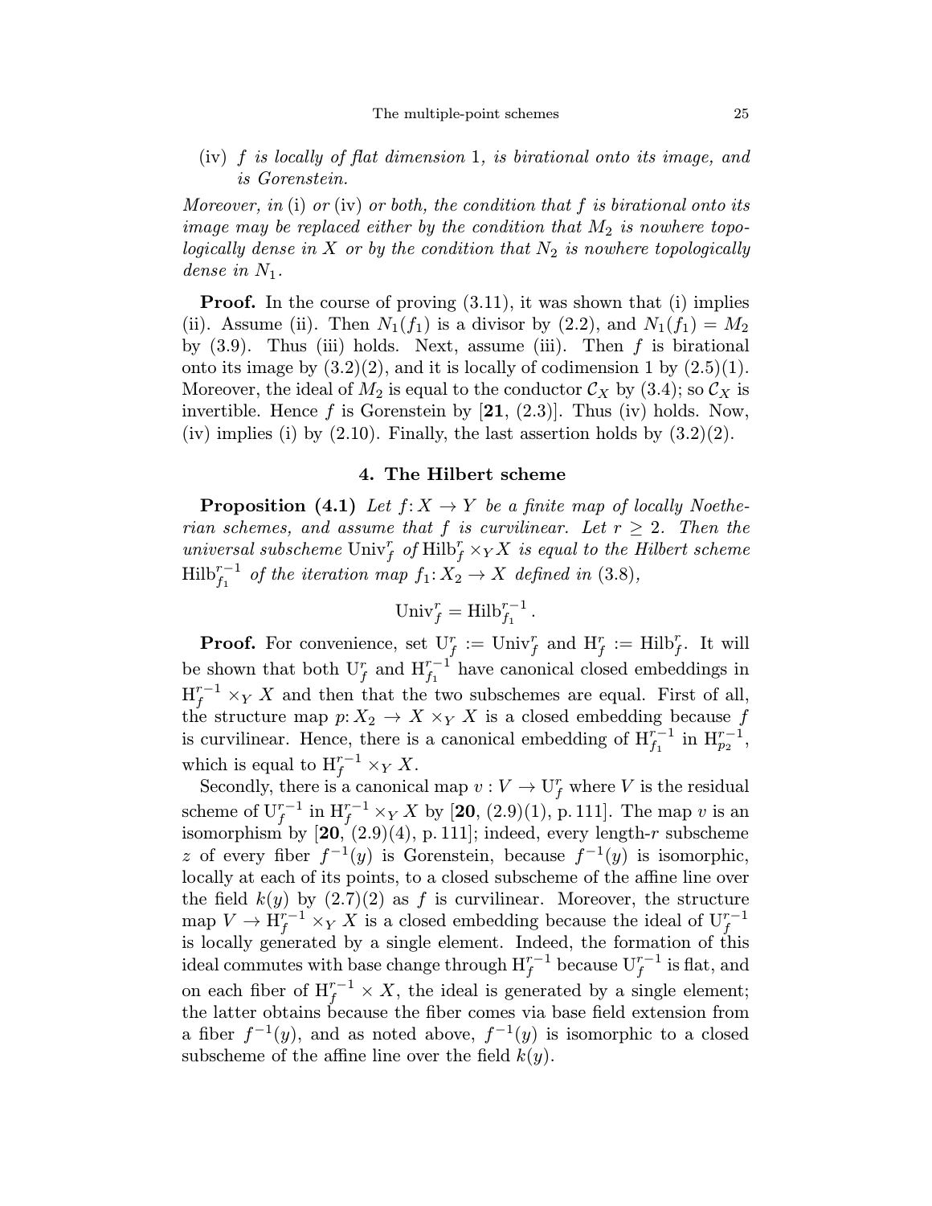(iv) *$f$ is locally of flat dimension* 1*, is birational onto its image, and is Gorenstein.*

*Moreover, in* (i) *or* (iv) *or both, the condition that $f$ is birational onto its image may be replaced either by the condition that $M_2$ is nowhere topologically dense in $X$ or by the condition that $N_2$ is nowhere topologically dense in $N_1$.*

**Proof.** In the course of proving (3.11), it was shown that (i) implies (ii). Assume (ii). Then $N_1(f_1)$ is a divisor by (2.2), and $N_1(f_1) = M_2$ by (3.9). Thus (iii) holds. Next, assume (iii). Then $f$ is birational onto its image by (3.2)(2), and it is locally of codimension 1 by (2.5)(1). Moreover, the ideal of $M_2$ is equal to the conductor $\mathcal{C}_X$ by (3.4); so $\mathcal{C}_X$ is invertible. Hence $f$ is Gorenstein by [**21**, (2.3)]. Thus (iv) holds. Now, (iv) implies (i) by (2.10). Finally, the last assertion holds by (3.2)(2).

## 4. The Hilbert scheme

**Proposition (4.1)** *Let $f\colon X \to Y$ be a finite map of locally Noetherian schemes, and assume that $f$ is curvilinear. Let $r \geq 2$. Then the universal subscheme $\mathrm{Univ}_f^r$ of $\mathrm{Hilb}_f^r \times_Y X$ is equal to the Hilbert scheme $\mathrm{Hilb}_{f_1}^{r-1}$ of the iteration map $f_1\colon X_2 \to X$ defined in* (3.8)*,*

$$\mathrm{Univ}_f^r = \mathrm{Hilb}_{f_1}^{r-1}.$$

**Proof.** For convenience, set $\mathrm{U}_f^r := \mathrm{Univ}_f^r$ and $\mathrm{H}_f^r := \mathrm{Hilb}_f^r$. It will be shown that both $\mathrm{U}_f^r$ and $\mathrm{H}_{f_1}^{r-1}$ have canonical closed embeddings in $\mathrm{H}_f^{r-1} \times_Y X$ and then that the two subschemes are equal. First of all, the structure map $p\colon X_2 \to X \times_Y X$ is a closed embedding because $f$ is curvilinear. Hence, there is a canonical embedding of $\mathrm{H}_{f_1}^{r-1}$ in $\mathrm{H}_{p_2}^{r-1}$, which is equal to $\mathrm{H}_f^{r-1} \times_Y X$.

Secondly, there is a canonical map $v : V \to \mathrm{U}_f^r$ where $V$ is the residual scheme of $\mathrm{U}_f^{r-1}$ in $\mathrm{H}_f^{r-1} \times_Y X$ by [**20**, (2.9)(1), p. 111]. The map $v$ is an isomorphism by [**20**, (2.9)(4), p. 111]; indeed, every length-$r$ subscheme $z$ of every fiber $f^{-1}(y)$ is Gorenstein, because $f^{-1}(y)$ is isomorphic, locally at each of its points, to a closed subscheme of the affine line over the field $k(y)$ by (2.7)(2) as $f$ is curvilinear. Moreover, the structure map $V \to \mathrm{H}_f^{r-1} \times_Y X$ is a closed embedding because the ideal of $\mathrm{U}_f^{r-1}$ is locally generated by a single element. Indeed, the formation of this ideal commutes with base change through $\mathrm{H}_f^{r-1}$ because $\mathrm{U}_f^{r-1}$ is flat, and on each fiber of $\mathrm{H}_f^{r-1} \times X$, the ideal is generated by a single element; the latter obtains because the fiber comes via base field extension from a fiber $f^{-1}(y)$, and as noted above, $f^{-1}(y)$ is isomorphic to a closed subscheme of the affine line over the field $k(y)$.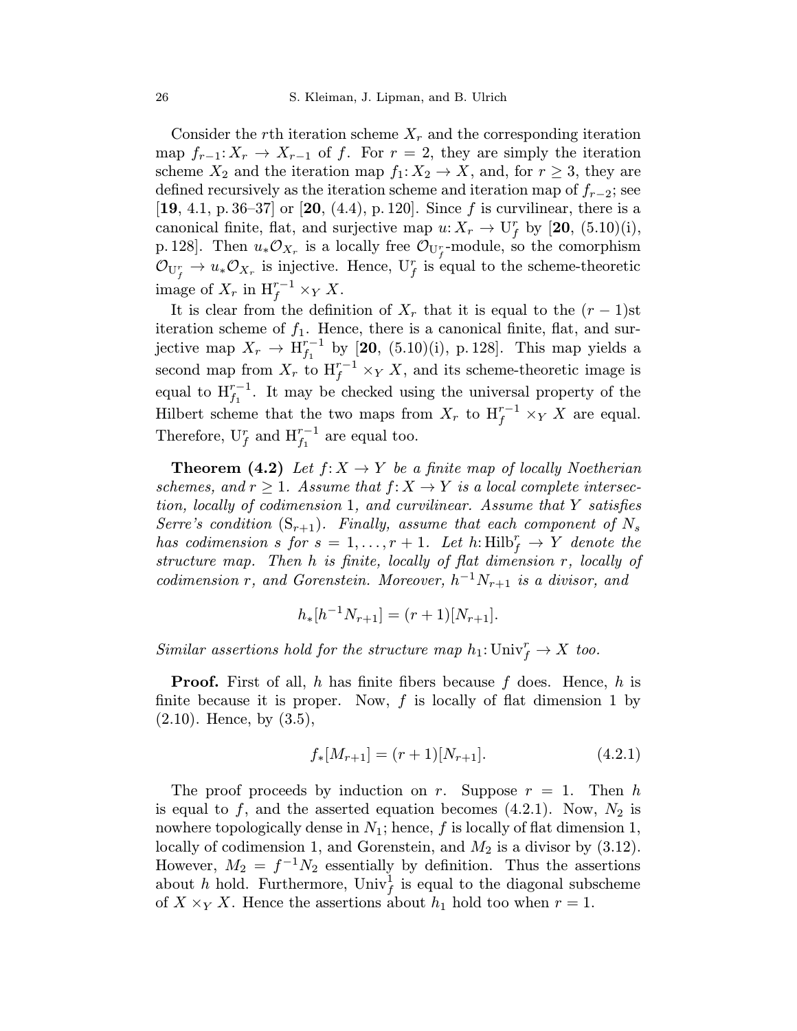Consider the $r$th iteration scheme $X_r$ and the corresponding iteration map $f_{r-1}\colon X_r \to X_{r-1}$ of $f$. For $r = 2$, they are simply the iteration scheme $X_2$ and the iteration map $f_1\colon X_2 \to X$, and, for $r \geq 3$, they are defined recursively as the iteration scheme and iteration map of $f_{r-2}$; see [**19**, 4.1, p. 36–37] or [**20**, (4.4), p. 120]. Since $f$ is curvilinear, there is a canonical finite, flat, and surjective map $u\colon X_r \to \mathrm{U}_f^r$ by [**20**, (5.10)(i), p. 128]. Then $u_*\mathcal{O}_{X_r}$ is a locally free $\mathcal{O}_{\mathrm{U}_f^r}$-module, so the comorphism $\mathcal{O}_{\mathrm{U}_f^r} \to u_*\mathcal{O}_{X_r}$ is injective. Hence, $\mathrm{U}_f^r$ is equal to the scheme-theoretic image of $X_r$ in $\mathrm{H}_f^{r-1} \times_Y X$.

It is clear from the definition of $X_r$ that it is equal to the $(r-1)$st iteration scheme of $f_1$. Hence, there is a canonical finite, flat, and surjective map $X_r \to \mathrm{H}_{f_1}^{r-1}$ by [**20**, (5.10)(i), p. 128]. This map yields a second map from $X_r$ to $\mathrm{H}_f^{r-1} \times_Y X$, and its scheme-theoretic image is equal to $\mathrm{H}_{f_1}^{r-1}$. It may be checked using the universal property of the Hilbert scheme that the two maps from $X_r$ to $\mathrm{H}_f^{r-1} \times_Y X$ are equal. Therefore, $\mathrm{U}_f^r$ and $\mathrm{H}_{f_1}^{r-1}$ are equal too.

**Theorem (4.2)** *Let $f\colon X \to Y$ be a finite map of locally Noetherian schemes, and $r \geq 1$. Assume that $f\colon X \to Y$ is a local complete intersection, locally of codimension* 1*, and curvilinear. Assume that $Y$ satisfies Serre's condition $(\mathrm{S}_{r+1})$. Finally, assume that each component of $N_s$ has codimension $s$ for $s = 1, \dots, r+1$. Let $h\colon \mathrm{Hilb}_f^r \to Y$ denote the structure map. Then $h$ is finite, locally of flat dimension $r$, locally of codimension $r$, and Gorenstein. Moreover, $h^{-1}N_{r+1}$ is a divisor, and*

$$h_*[h^{-1}N_{r+1}] = (r+1)[N_{r+1}].$$

*Similar assertions hold for the structure map $h_1\colon \mathrm{Univ}_f^r \to X$ too.*

**Proof.** First of all, $h$ has finite fibers because $f$ does. Hence, $h$ is finite because it is proper. Now, $f$ is locally of flat dimension 1 by (2.10). Hence, by (3.5),

$$f_*[M_{r+1}] = (r+1)[N_{r+1}]. \tag{4.2.1}$$

The proof proceeds by induction on $r$. Suppose $r = 1$. Then $h$ is equal to $f$, and the asserted equation becomes (4.2.1). Now, $N_2$ is nowhere topologically dense in $N_1$; hence, $f$ is locally of flat dimension 1, locally of codimension 1, and Gorenstein, and $M_2$ is a divisor by (3.12). However, $M_2 = f^{-1}N_2$ essentially by definition. Thus the assertions about $h$ hold. Furthermore, $\mathrm{Univ}_f^1$ is equal to the diagonal subscheme of $X \times_Y X$. Hence the assertions about $h_1$ hold too when $r = 1$.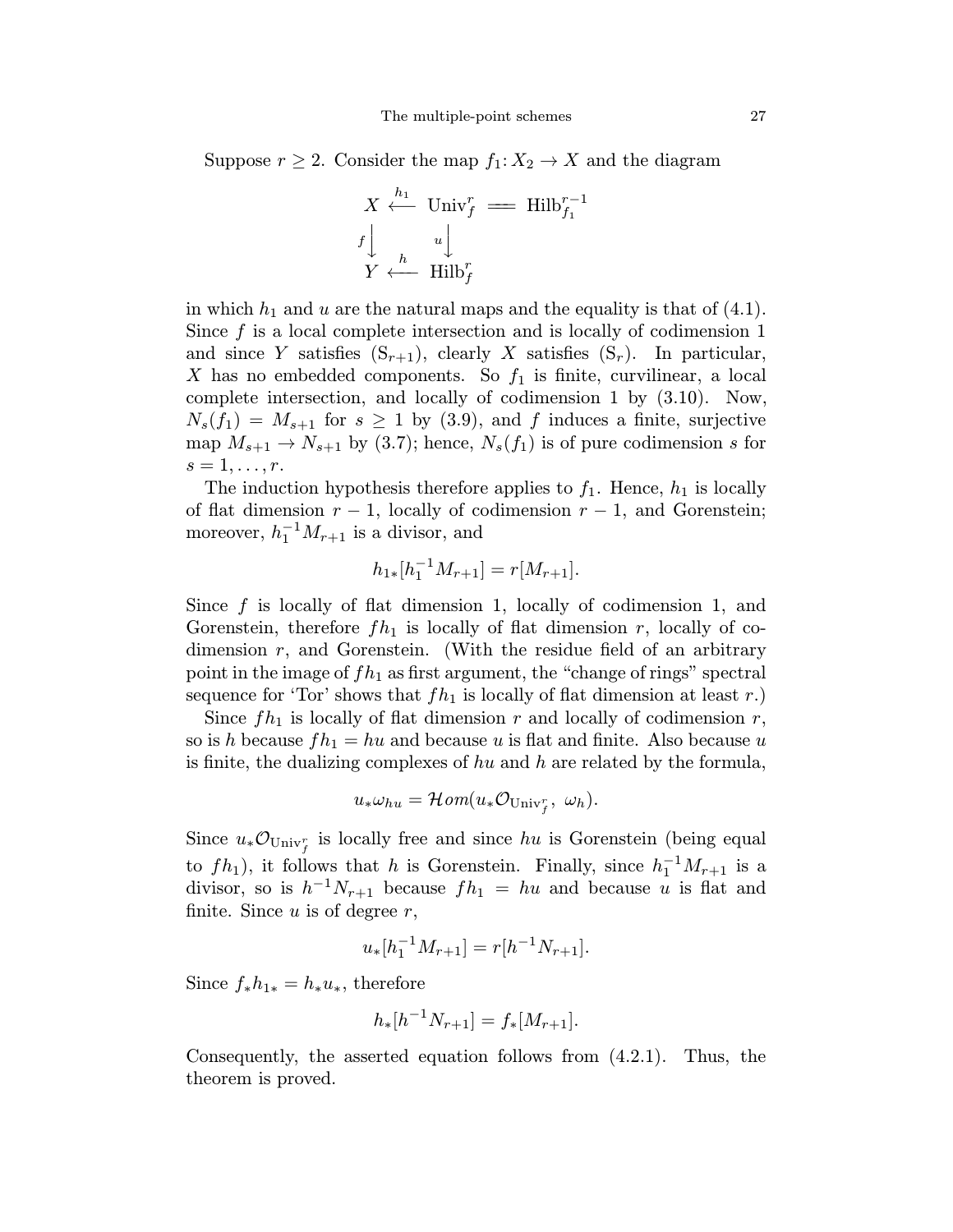Suppose $r \geq 2$. Consider the map $f_1 \colon X_2 \to X$ and the diagram

$$\begin{array}{ccccc} X & \xleftarrow{h_1} & \mathrm{Univ}_f^r & = & \mathrm{Hilb}_{f_1}^{r-1} \\ {\scriptstyle f}\big\downarrow & & {\scriptstyle u}\big\downarrow & & \\ Y & \xleftarrow{h} & \mathrm{Hilb}_f^r & & \end{array}$$

in which $h_1$ and $u$ are the natural maps and the equality is that of (4.1). Since $f$ is a local complete intersection and is locally of codimension 1 and since $Y$ satisfies $(\mathrm{S}_{r+1})$, clearly $X$ satisfies $(\mathrm{S}_r)$. In particular, $X$ has no embedded components. So $f_1$ is finite, curvilinear, a local complete intersection, and locally of codimension 1 by (3.10). Now, $N_s(f_1) = M_{s+1}$ for $s \geq 1$ by (3.9), and $f$ induces a finite, surjective map $M_{s+1} \to N_{s+1}$ by (3.7); hence, $N_s(f_1)$ is of pure codimension $s$ for $s = 1, \ldots, r$.

The induction hypothesis therefore applies to $f_1$. Hence, $h_1$ is locally of flat dimension $r-1$, locally of codimension $r-1$, and Gorenstein; moreover, $h_1^{-1}M_{r+1}$ is a divisor, and

$$h_{1*}[h_1^{-1}M_{r+1}] = r[M_{r+1}].$$

Since $f$ is locally of flat dimension 1, locally of codimension 1, and Gorenstein, therefore $fh_1$ is locally of flat dimension $r$, locally of codimension $r$, and Gorenstein. (With the residue field of an arbitrary point in the image of $fh_1$ as first argument, the "change of rings" spectral sequence for 'Tor' shows that $fh_1$ is locally of flat dimension at least $r$.)

Since $fh_1$ is locally of flat dimension $r$ and locally of codimension $r$, so is $h$ because $fh_1 = hu$ and because $u$ is flat and finite. Also because $u$ is finite, the dualizing complexes of $hu$ and $h$ are related by the formula,

$$u_*\omega_{hu} = \mathcal{H}om(u_*\mathcal{O}_{\mathrm{Univ}_f^r},\ \omega_h).$$

Since $u_*\mathcal{O}_{\mathrm{Univ}_f^r}$ is locally free and since $hu$ is Gorenstein (being equal to $fh_1$), it follows that $h$ is Gorenstein. Finally, since $h_1^{-1}M_{r+1}$ is a divisor, so is $h^{-1}N_{r+1}$ because $fh_1 = hu$ and because $u$ is flat and finite. Since $u$ is of degree $r$,

$$u_*[h_1^{-1}M_{r+1}] = r[h^{-1}N_{r+1}].$$

Since $f_*h_{1*} = h_*u_*$, therefore

$$h_*[h^{-1}N_{r+1}] = f_*[M_{r+1}].$$

Consequently, the asserted equation follows from (4.2.1). Thus, the theorem is proved.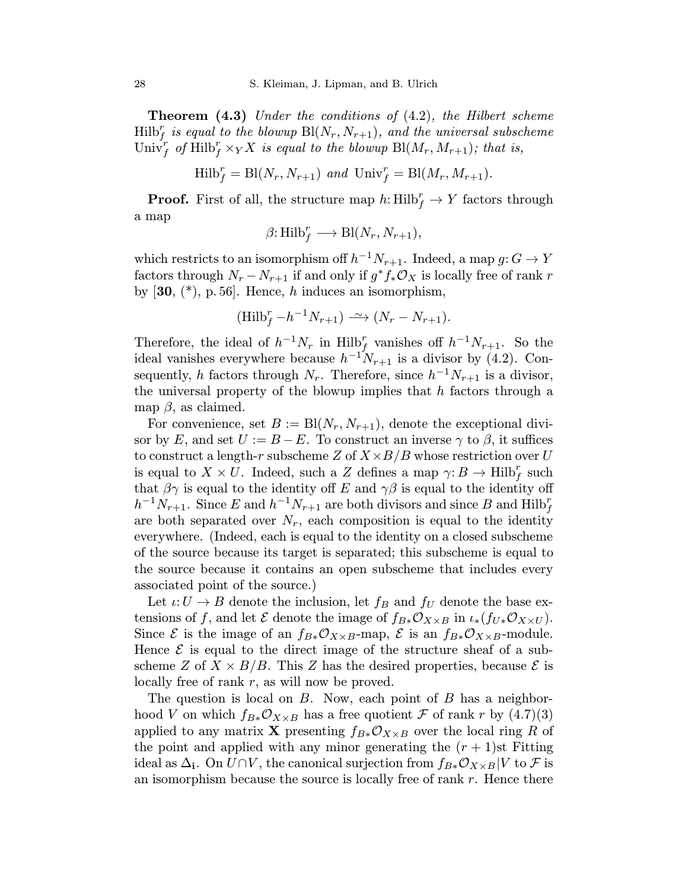**Theorem (4.3)** *Under the conditions of* (4.2)*, the Hilbert scheme* $\mathrm{Hilb}_f^r$ *is equal to the blowup* $\mathrm{Bl}(N_r, N_{r+1})$*, and the universal subscheme* $\mathrm{Univ}_f^r$ *of* $\mathrm{Hilb}_f^r \times_Y X$ *is equal to the blowup* $\mathrm{Bl}(M_r, M_{r+1})$*; that is,*

$$\mathrm{Hilb}_f^r = \mathrm{Bl}(N_r, N_{r+1}) \text{ and } \mathrm{Univ}_f^r = \mathrm{Bl}(M_r, M_{r+1}).$$

**Proof.** First of all, the structure map $h\colon \mathrm{Hilb}_f^r \to Y$ factors through a map

$$\beta\colon \mathrm{Hilb}_f^r \longrightarrow \mathrm{Bl}(N_r, N_{r+1}),$$

which restricts to an isomorphism off $h^{-1}N_{r+1}$. Indeed, a map $g\colon G \to Y$ factors through $N_r - N_{r+1}$ if and only if $g^* f_* \mathcal{O}_X$ is locally free of rank $r$ by [**30**, (\*), p. 56]. Hence, $h$ induces an isomorphism,

$$(\mathrm{Hilb}_f^r - h^{-1}N_{r+1}) \xrightarrow{\sim} (N_r - N_{r+1}).$$

Therefore, the ideal of $h^{-1}N_r$ in $\mathrm{Hilb}_f^r$ vanishes off $h^{-1}N_{r+1}$. So the ideal vanishes everywhere because $h^{-1}N_{r+1}$ is a divisor by (4.2). Consequently, $h$ factors through $N_r$. Therefore, since $h^{-1}N_{r+1}$ is a divisor, the universal property of the blowup implies that $h$ factors through a map $\beta$, as claimed.

For convenience, set $B := \mathrm{Bl}(N_r, N_{r+1})$, denote the exceptional divisor by $E$, and set $U := B - E$. To construct an inverse $\gamma$ to $\beta$, it suffices to construct a length-$r$ subscheme $Z$ of $X \times B/B$ whose restriction over $U$ is equal to $X \times U$. Indeed, such a $Z$ defines a map $\gamma\colon B \to \mathrm{Hilb}_f^r$ such that $\beta\gamma$ is equal to the identity off $E$ and $\gamma\beta$ is equal to the identity off $h^{-1}N_{r+1}$. Since $E$ and $h^{-1}N_{r+1}$ are both divisors and since $B$ and $\mathrm{Hilb}_f^r$ are both separated over $N_r$, each composition is equal to the identity everywhere. (Indeed, each is equal to the identity on a closed subscheme of the source because its target is separated; this subscheme is equal to the source because it contains an open subscheme that includes every associated point of the source.)

Let $\iota\colon U \to B$ denote the inclusion, let $f_B$ and $f_U$ denote the base extensions of $f$, and let $\mathcal{E}$ denote the image of $f_{B*}\mathcal{O}_{X\times B}$ in $\iota_*(f_{U*}\mathcal{O}_{X\times U})$. Since $\mathcal{E}$ is the image of an $f_{B*}\mathcal{O}_{X\times B}$-map, $\mathcal{E}$ is an $f_{B*}\mathcal{O}_{X\times B}$-module. Hence $\mathcal{E}$ is equal to the direct image of the structure sheaf of a subscheme $Z$ of $X \times B/B$. This $Z$ has the desired properties, because $\mathcal{E}$ is locally free of rank $r$, as will now be proved.

The question is local on $B$. Now, each point of $B$ has a neighborhood $V$ on which $f_{B*}\mathcal{O}_{X\times B}$ has a free quotient $\mathcal{F}$ of rank $r$ by (4.7)(3) applied to any matrix $\mathbf{X}$ presenting $f_{B*}\mathcal{O}_{X\times B}$ over the local ring $R$ of the point and applied with any minor generating the $(r+1)$st Fitting ideal as $\Delta_{\mathbf{i}}$. On $U \cap V$, the canonical surjection from $f_{B*}\mathcal{O}_{X\times B}|V$ to $\mathcal{F}$ is an isomorphism because the source is locally free of rank $r$. Hence there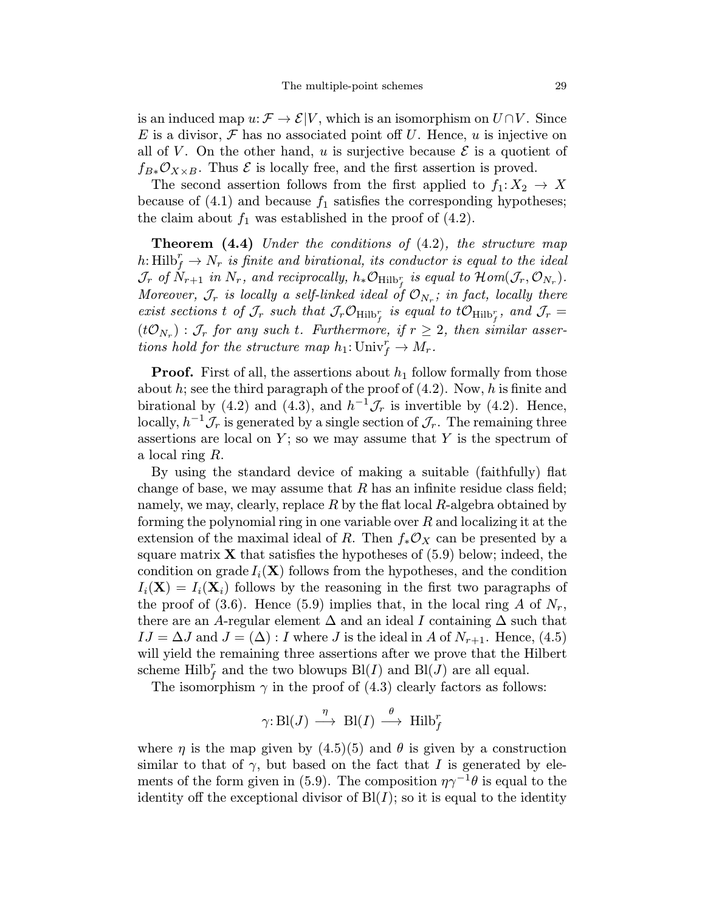is an induced map $u: \mathcal{F} \to \mathcal{E}|V$, which is an isomorphism on $U \cap V$. Since $E$ is a divisor, $\mathcal{F}$ has no associated point off $U$. Hence, $u$ is injective on all of $V$. On the other hand, $u$ is surjective because $\mathcal{E}$ is a quotient of $f_{B*}\mathcal{O}_{X \times B}$. Thus $\mathcal{E}$ is locally free, and the first assertion is proved.

The second assertion follows from the first applied to $f_1: X_2 \to X$ because of (4.1) and because $f_1$ satisfies the corresponding hypotheses; the claim about $f_1$ was established in the proof of (4.2).

**Theorem (4.4)** *Under the conditions of* (4.2)*, the structure map* $h: \mathrm{Hilb}_f^r \to N_r$ *is finite and birational, its conductor is equal to the ideal* $\mathcal{J}_r$ *of* $N_{r+1}$ *in* $N_r$*, and reciprocally,* $h_*\mathcal{O}_{\mathrm{Hilb}_f^r}$ *is equal to* $\mathcal{H}om(\mathcal{J}_r, \mathcal{O}_{N_r})$*. Moreover,* $\mathcal{J}_r$ *is locally a self-linked ideal of* $\mathcal{O}_{N_r}$*; in fact, locally there exist sections* $t$ *of* $\mathcal{J}_r$ *such that* $\mathcal{J}_r\mathcal{O}_{\mathrm{Hilb}_f^r}$ *is equal to* $t\mathcal{O}_{\mathrm{Hilb}_f^r}$*, and* $\mathcal{J}_r = (t\mathcal{O}_{N_r}) : \mathcal{J}_r$ *for any such* $t$*. Furthermore, if* $r \geq 2$*, then similar assertions hold for the structure map* $h_1: \mathrm{Univ}_f^r \to M_r$*.*

**Proof.** First of all, the assertions about $h_1$ follow formally from those about $h$; see the third paragraph of the proof of (4.2). Now, $h$ is finite and birational by (4.2) and (4.3), and $h^{-1}\mathcal{J}_r$ is invertible by (4.2). Hence, locally, $h^{-1}\mathcal{J}_r$ is generated by a single section of $\mathcal{J}_r$. The remaining three assertions are local on $Y$; so we may assume that $Y$ is the spectrum of a local ring $R$.

By using the standard device of making a suitable (faithfully) flat change of base, we may assume that $R$ has an infinite residue class field; namely, we may, clearly, replace $R$ by the flat local $R$-algebra obtained by forming the polynomial ring in one variable over $R$ and localizing it at the extension of the maximal ideal of $R$. Then $f_*\mathcal{O}_X$ can be presented by a square matrix $\mathbf{X}$ that satisfies the hypotheses of (5.9) below; indeed, the condition on $\operatorname{grade} I_i(\mathbf{X})$ follows from the hypotheses, and the condition $I_i(\mathbf{X}) = I_i(\mathbf{X}_i)$ follows by the reasoning in the first two paragraphs of the proof of (3.6). Hence (5.9) implies that, in the local ring $A$ of $N_r$, there are an $A$-regular element $\Delta$ and an ideal $I$ containing $\Delta$ such that $IJ = \Delta J$ and $J = (\Delta) : I$ where $J$ is the ideal in $A$ of $N_{r+1}$. Hence, (4.5) will yield the remaining three assertions after we prove that the Hilbert scheme $\mathrm{Hilb}_f^r$ and the two blowups $\mathrm{Bl}(I)$ and $\mathrm{Bl}(J)$ are all equal.

The isomorphism $\gamma$ in the proof of (4.3) clearly factors as follows:

$$\gamma: \mathrm{Bl}(J) \xrightarrow{\ \eta\ } \mathrm{Bl}(I) \xrightarrow{\ \theta\ } \mathrm{Hilb}_f^r$$

where $\eta$ is the map given by (4.5)(5) and $\theta$ is given by a construction similar to that of $\gamma$, but based on the fact that $I$ is generated by elements of the form given in (5.9). The composition $\eta\gamma^{-1}\theta$ is equal to the identity off the exceptional divisor of $\mathrm{Bl}(I)$; so it is equal to the identity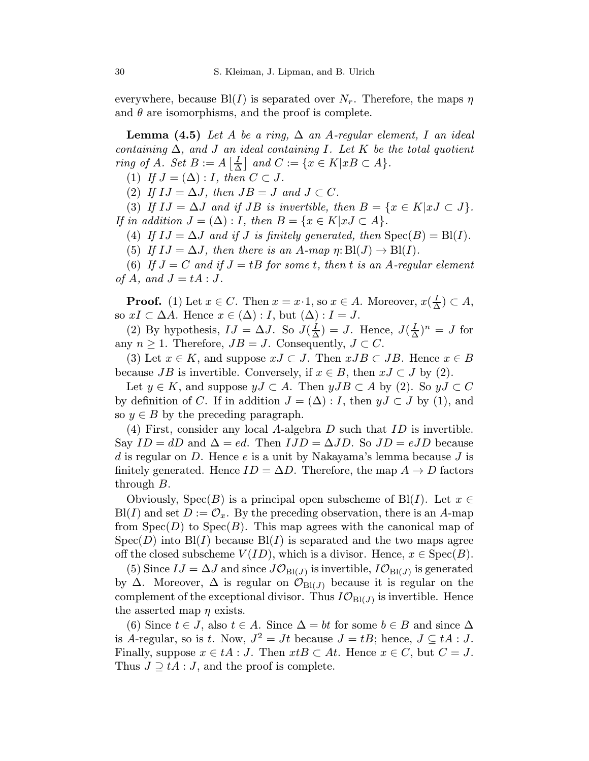everywhere, because $\mathrm{Bl}(I)$ is separated over $N_r$. Therefore, the maps $\eta$ and $\theta$ are isomorphisms, and the proof is complete.

**Lemma (4.5)** *Let $A$ be a ring, $\Delta$ an $A$-regular element, $I$ an ideal containing $\Delta$, and $J$ an ideal containing $I$. Let $K$ be the total quotient ring of $A$. Set $B := A\left[\frac{I}{\Delta}\right]$ and $C := \{x \in K | xB \subset A\}$.*

(1) *If $J = (\Delta) : I$, then $C \subset J$.*

(2) *If $IJ = \Delta J$, then $JB = J$ and $J \subset C$.*

(3) *If $IJ = \Delta J$ and if $JB$ is invertible, then $B = \{x \in K | xJ \subset J\}$. If in addition $J = (\Delta) : I$, then $B = \{x \in K | xJ \subset A\}$.*

(4) *If $IJ = \Delta J$ and if $J$ is finitely generated, then $\mathrm{Spec}(B) = \mathrm{Bl}(I)$.*

(5) *If $IJ = \Delta J$, then there is an $A$-map $\eta \colon \mathrm{Bl}(J) \to \mathrm{Bl}(I)$.*

(6) *If $J = C$ and if $J = tB$ for some $t$, then $t$ is an $A$-regular element of $A$, and $J = tA : J$.*

**Proof.** (1) Let $x \in C$. Then $x = x \cdot 1$, so $x \in A$. Moreover, $x(\frac{I}{\Delta}) \subset A$, so $xI \subset \Delta A$. Hence $x \in (\Delta) : I$, but $(\Delta) : I = J$.

(2) By hypothesis, $IJ = \Delta J$. So $J(\frac{I}{\Delta}) = J$. Hence, $J(\frac{I}{\Delta})^n = J$ for any $n \geq 1$. Therefore, $JB = J$. Consequently, $J \subset C$.

(3) Let $x \in K$, and suppose $xJ \subset J$. Then $xJB \subset JB$. Hence $x \in B$ because $JB$ is invertible. Conversely, if $x \in B$, then $xJ \subset J$ by (2).

Let $y \in K$, and suppose $yJ \subset A$. Then $yJB \subset A$ by (2). So $yJ \subset C$ by definition of $C$. If in addition $J = (\Delta) : I$, then $yJ \subset J$ by (1), and so $y \in B$ by the preceding paragraph.

(4) First, consider any local $A$-algebra $D$ such that $ID$ is invertible. Say $ID = dD$ and $\Delta = ed$. Then $IJD = \Delta JD$. So $JD = eJD$ because $d$ is regular on $D$. Hence $e$ is a unit by Nakayama's lemma because $J$ is finitely generated. Hence $ID = \Delta D$. Therefore, the map $A \to D$ factors through $B$.

Obviously, $\mathrm{Spec}(B)$ is a principal open subscheme of $\mathrm{Bl}(I)$. Let $x \in \mathrm{Bl}(I)$ and set $D := \mathcal{O}_x$. By the preceding observation, there is an $A$-map from $\mathrm{Spec}(D)$ to $\mathrm{Spec}(B)$. This map agrees with the canonical map of $\mathrm{Spec}(D)$ into $\mathrm{Bl}(I)$ because $\mathrm{Bl}(I)$ is separated and the two maps agree off the closed subscheme $V(ID)$, which is a divisor. Hence, $x \in \mathrm{Spec}(B)$.

(5) Since $IJ = \Delta J$ and since $J\mathcal{O}_{\mathrm{Bl}(J)}$ is invertible, $I\mathcal{O}_{\mathrm{Bl}(J)}$ is generated by $\Delta$. Moreover, $\Delta$ is regular on $\mathcal{O}_{\mathrm{Bl}(J)}$ because it is regular on the complement of the exceptional divisor. Thus $I\mathcal{O}_{\mathrm{Bl}(J)}$ is invertible. Hence the asserted map $\eta$ exists.

(6) Since $t \in J$, also $t \in A$. Since $\Delta = bt$ for some $b \in B$ and since $\Delta$ is $A$-regular, so is $t$. Now, $J^2 = Jt$ because $J = tB$; hence, $J \subseteq tA : J$. Finally, suppose $x \in tA : J$. Then $xtB \subset At$. Hence $x \in C$, but $C = J$. Thus $J \supseteq tA : J$, and the proof is complete.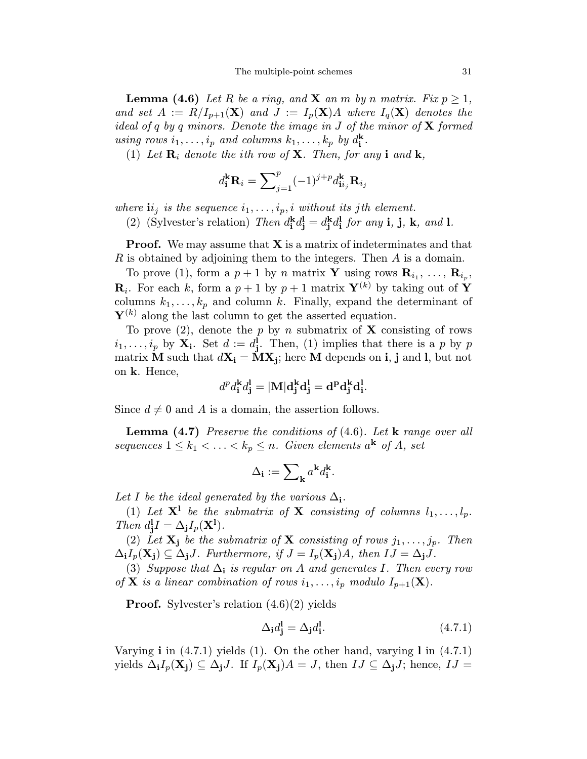**Lemma (4.6)** *Let $R$ be a ring, and $\mathbf{X}$ an $m$ by $n$ matrix. Fix $p \geq 1$, and set $A := R/I_{p+1}(\mathbf{X})$ and $J := I_p(\mathbf{X})A$ where $I_q(\mathbf{X})$ denotes the ideal of $q$ by $q$ minors. Denote the image in $J$ of the minor of $\mathbf{X}$ formed using rows $i_1, \ldots, i_p$ and columns $k_1, \ldots, k_p$ by $d_{\mathbf{i}}^{\mathbf{k}}$.*

(1) *Let $\mathbf{R}_i$ denote the $i$th row of $\mathbf{X}$. Then, for any $\mathbf{i}$ and $\mathbf{k}$,*

$$d_{\mathbf{i}}^{\mathbf{k}}\mathbf{R}_i = \sum\nolimits_{j=1}^{p}(-1)^{j+p}d_{\mathbf{i}i_j}^{\mathbf{k}}\mathbf{R}_{i_j}$$

*where $\mathbf{i}i_j$ is the sequence $i_1, \ldots, i_p, i$ without its $j$th element.*

(2) (Sylvester's relation) *Then $d_{\mathbf{i}}^{\mathbf{k}}d_{\mathbf{j}}^{\mathbf{l}} = d_{\mathbf{j}}^{\mathbf{k}}d_{\mathbf{i}}^{\mathbf{l}}$ for any $\mathbf{i}$, $\mathbf{j}$, $\mathbf{k}$, and $\mathbf{l}$.*

**Proof.** We may assume that $\mathbf{X}$ is a matrix of indeterminates and that $R$ is obtained by adjoining them to the integers. Then $A$ is a domain.

To prove (1), form a $p+1$ by $n$ matrix $\mathbf{Y}$ using rows $\mathbf{R}_{i_1}, \ldots, \mathbf{R}_{i_p}$, $\mathbf{R}_i$. For each $k$, form a $p+1$ by $p+1$ matrix $\mathbf{Y}^{(k)}$ by taking out of $\mathbf{Y}$ columns $k_1, \ldots, k_p$ and column $k$. Finally, expand the determinant of $\mathbf{Y}^{(k)}$ along the last column to get the asserted equation.

To prove (2), denote the $p$ by $n$ submatrix of $\mathbf{X}$ consisting of rows $i_1, \ldots, i_p$ by $\mathbf{X}_{\mathbf{i}}$. Set $d := d_{\mathbf{j}}^{\mathbf{l}}$. Then, (1) implies that there is a $p$ by $p$ matrix $\mathbf{M}$ such that $d\mathbf{X}_{\mathbf{i}} = \mathbf{M}\mathbf{X}_{\mathbf{j}}$; here $\mathbf{M}$ depends on $\mathbf{i}$, $\mathbf{j}$ and $\mathbf{l}$, but not on $\mathbf{k}$. Hence,

$$d^p d_{\mathbf{i}}^{\mathbf{k}} d_{\mathbf{j}}^{\mathbf{l}} = |\mathbf{M}| d_{\mathbf{j}}^{\mathbf{k}} d_{\mathbf{j}}^{\mathbf{l}} = d^p d_{\mathbf{j}}^{\mathbf{k}} d_{\mathbf{i}}^{\mathbf{l}}.$$

Since $d \neq 0$ and $A$ is a domain, the assertion follows.

**Lemma (4.7)** *Preserve the conditions of (4.6). Let $\mathbf{k}$ range over all sequences $1 \leq k_1 < \ldots < k_p \leq n$. Given elements $a^{\mathbf{k}}$ of $A$, set*

$$\Delta_{\mathbf{i}} := \sum\nolimits_{\mathbf{k}} a^{\mathbf{k}} d_{\mathbf{i}}^{\mathbf{k}}.$$

*Let $I$ be the ideal generated by the various $\Delta_{\mathbf{i}}$.*

(1) *Let $\mathbf{X}^{\mathbf{l}}$ be the submatrix of $\mathbf{X}$ consisting of columns $l_1, \ldots, l_p$. Then $d_{\mathbf{j}}^{\mathbf{l}} I = \Delta_{\mathbf{j}} I_p(\mathbf{X}^{\mathbf{l}})$.*

(2) *Let $\mathbf{X}_{\mathbf{j}}$ be the submatrix of $\mathbf{X}$ consisting of rows $j_1, \ldots, j_p$. Then $\Delta_{\mathbf{i}} I_p(\mathbf{X}_{\mathbf{j}}) \subseteq \Delta_{\mathbf{j}} J$. Furthermore, if $J = I_p(\mathbf{X}_{\mathbf{j}})A$, then $IJ = \Delta_{\mathbf{j}} J$.*

(3) *Suppose that $\Delta_{\mathbf{i}}$ is regular on $A$ and generates $I$. Then every row of $\mathbf{X}$ is a linear combination of rows $i_1, \ldots, i_p$ modulo $I_{p+1}(\mathbf{X})$.*

**Proof.** Sylvester's relation (4.6)(2) yields

$$\Delta_{\mathbf{i}} d_{\mathbf{j}}^{\mathbf{l}} = \Delta_{\mathbf{j}} d_{\mathbf{i}}^{\mathbf{l}}. \tag{4.7.1}$$

Varying $\mathbf{i}$ in (4.7.1) yields (1). On the other hand, varying $\mathbf{l}$ in (4.7.1) yields $\Delta_{\mathbf{i}} I_p(\mathbf{X}_{\mathbf{j}}) \subseteq \Delta_{\mathbf{j}} J$. If $I_p(\mathbf{X}_{\mathbf{j}})A = J$, then $IJ \subseteq \Delta_{\mathbf{j}} J$; hence, $IJ =$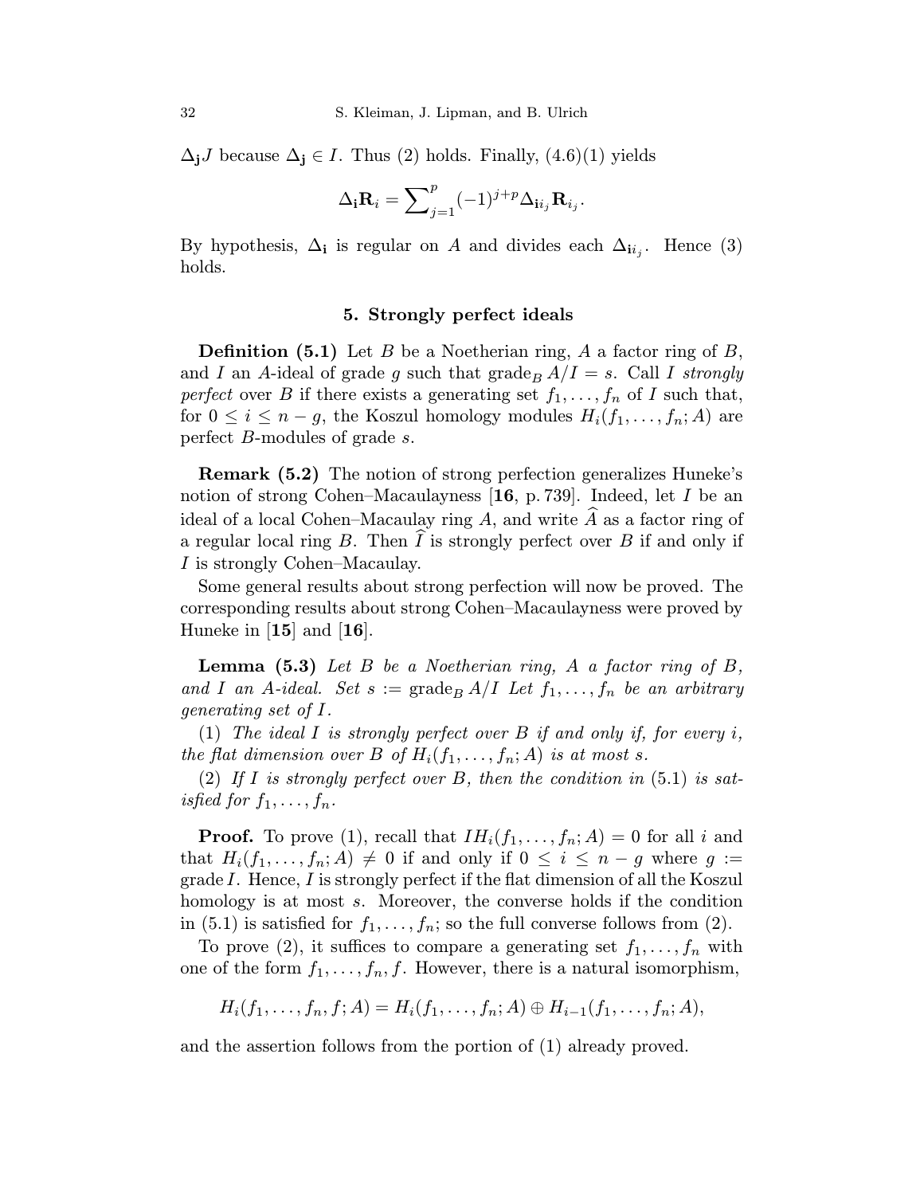$\Delta_{\mathbf{j}} J$ because $\Delta_{\mathbf{j}} \in I$. Thus (2) holds. Finally, (4.6)(1) yields

$$\Delta_{\mathbf{i}} \mathbf{R}_i = \sum\nolimits_{j=1}^{p} (-1)^{j+p} \Delta_{\mathbf{i} i_j} \mathbf{R}_{i_j}.$$

By hypothesis, $\Delta_{\mathbf{i}}$ is regular on $A$ and divides each $\Delta_{\mathbf{i} i_j}$. Hence (3) holds.

## 5. Strongly perfect ideals

**Definition (5.1)** Let $B$ be a Noetherian ring, $A$ a factor ring of $B$, and $I$ an $A$-ideal of grade $g$ such that $\operatorname{grade}_B A/I = s$. Call $I$ *strongly perfect* over $B$ if there exists a generating set $f_1, \dots, f_n$ of $I$ such that, for $0 \le i \le n - g$, the Koszul homology modules $H_i(f_1, \dots, f_n; A)$ are perfect $B$-modules of grade $s$.

**Remark (5.2)** The notion of strong perfection generalizes Huneke's notion of strong Cohen–Macaulayness [**16**, p. 739]. Indeed, let $I$ be an ideal of a local Cohen–Macaulay ring $A$, and write $\widehat{A}$ as a factor ring of a regular local ring $B$. Then $\widehat{I}$ is strongly perfect over $B$ if and only if $I$ is strongly Cohen–Macaulay.

Some general results about strong perfection will now be proved. The corresponding results about strong Cohen–Macaulayness were proved by Huneke in [**15**] and [**16**].

**Lemma (5.3)** *Let $B$ be a Noetherian ring, $A$ a factor ring of $B$, and $I$ an $A$-ideal. Set $s := \operatorname{grade}_B A/I$ Let $f_1, \dots, f_n$ be an arbitrary generating set of $I$.*

*(1) The ideal $I$ is strongly perfect over $B$ if and only if, for every $i$, the flat dimension over $B$ of $H_i(f_1, \dots, f_n; A)$ is at most $s$.*

*(2) If $I$ is strongly perfect over $B$, then the condition in* (5.1) *is satisfied for $f_1, \dots, f_n$.*

**Proof.** To prove (1), recall that $IH_i(f_1, \dots, f_n; A) = 0$ for all $i$ and that $H_i(f_1, \dots, f_n; A) \ne 0$ if and only if $0 \le i \le n - g$ where $g := \operatorname{grade} I$. Hence, $I$ is strongly perfect if the flat dimension of all the Koszul homology is at most $s$. Moreover, the converse holds if the condition in (5.1) is satisfied for $f_1, \dots, f_n$; so the full converse follows from (2).

To prove (2), it suffices to compare a generating set $f_1, \dots, f_n$ with one of the form $f_1, \dots, f_n, f$. However, there is a natural isomorphism,

$$H_i(f_1, \dots, f_n, f; A) = H_i(f_1, \dots, f_n; A) \oplus H_{i-1}(f_1, \dots, f_n; A),$$

and the assertion follows from the portion of (1) already proved.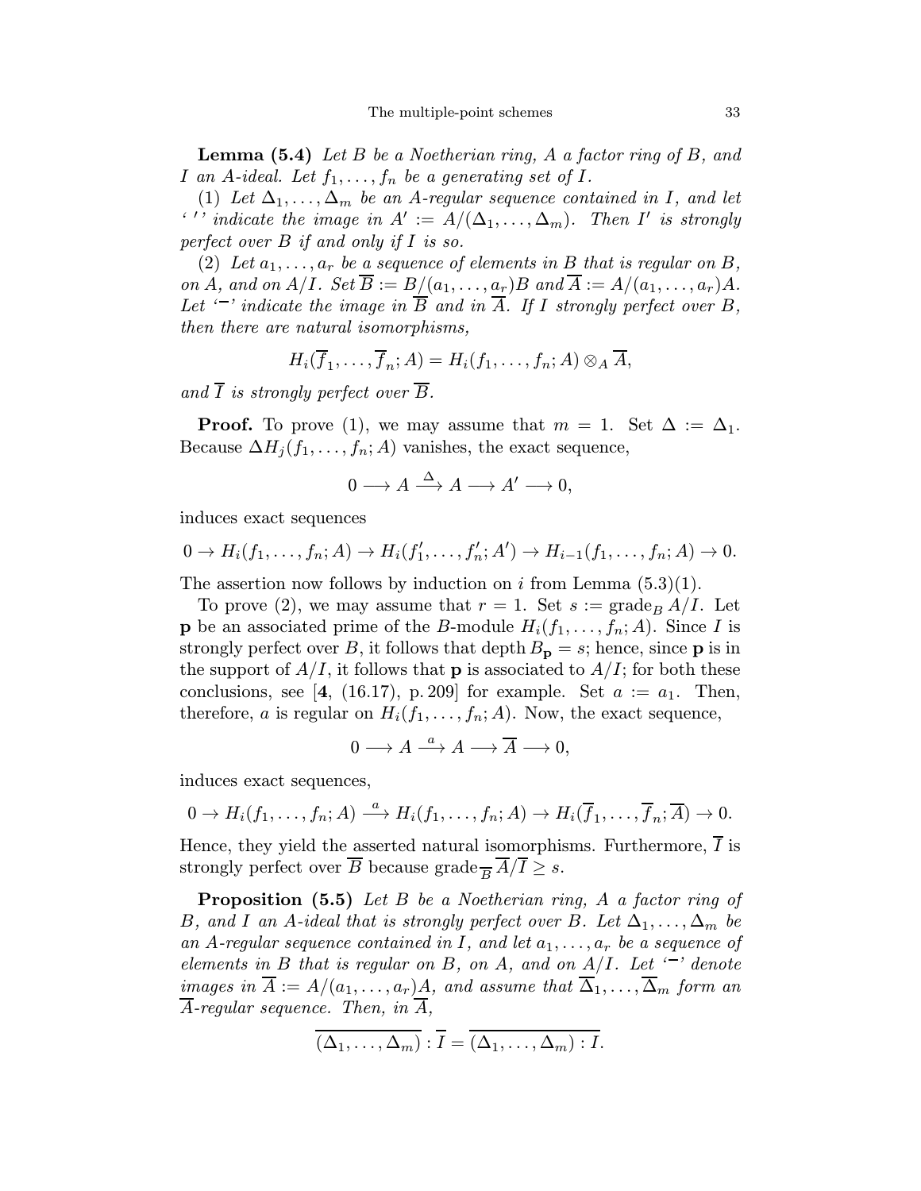**Lemma (5.4)** *Let $B$ be a Noetherian ring, $A$ a factor ring of $B$, and $I$ an $A$-ideal. Let $f_1, \ldots, f_n$ be a generating set of $I$.*

*(1) Let $\Delta_1, \ldots, \Delta_m$ be an $A$-regular sequence contained in $I$, and let '$\,'\,$' indicate the image in $A' := A/(\Delta_1, \ldots, \Delta_m)$. Then $I'$ is strongly perfect over $B$ if and only if $I$ is so.*

*(2) Let $a_1, \ldots, a_r$ be a sequence of elements in $B$ that is regular on $B$, on $A$, and on $A/I$. Set $\overline{B} := B/(a_1, \ldots, a_r)B$ and $\overline{A} := A/(a_1, \ldots, a_r)A$. Let '$\,^{-}$' indicate the image in $\overline{B}$ and in $\overline{A}$. If $I$ strongly perfect over $B$, then there are natural isomorphisms,*

$$H_i(\overline{f}_1, \ldots, \overline{f}_n; A) = H_i(f_1, \ldots, f_n; A) \otimes_A \overline{A},$$

*and $\overline{I}$ is strongly perfect over $\overline{B}$.*

**Proof.** To prove (1), we may assume that $m = 1$. Set $\Delta := \Delta_1$. Because $\Delta H_j(f_1, \ldots, f_n; A)$ vanishes, the exact sequence,

$$0 \longrightarrow A \xrightarrow{\Delta} A \longrightarrow A' \longrightarrow 0,$$

induces exact sequences

$$0 \to H_i(f_1, \ldots, f_n; A) \to H_i(f'_1, \ldots, f'_n; A') \to H_{i-1}(f_1, \ldots, f_n; A) \to 0.$$

The assertion now follows by induction on $i$ from Lemma (5.3)(1).

To prove (2), we may assume that $r = 1$. Set $s := \operatorname{grade}_B A/I$. Let $\mathbf{p}$ be an associated prime of the $B$-module $H_i(f_1, \ldots, f_n; A)$. Since $I$ is strongly perfect over $B$, it follows that $\operatorname{depth} B_{\mathbf{p}} = s$; hence, since $\mathbf{p}$ is in the support of $A/I$, it follows that $\mathbf{p}$ is associated to $A/I$; for both these conclusions, see [**4**, (16.17), p. 209] for example. Set $a := a_1$. Then, therefore, $a$ is regular on $H_i(f_1, \ldots, f_n; A)$. Now, the exact sequence,

$$0 \longrightarrow A \xrightarrow{a} A \longrightarrow \overline{A} \longrightarrow 0,$$

induces exact sequences,

$$0 \to H_i(f_1, \ldots, f_n; A) \xrightarrow{a} H_i(f_1, \ldots, f_n; A) \to H_i(\overline{f}_1, \ldots, \overline{f}_n; \overline{A}) \to 0.$$

Hence, they yield the asserted natural isomorphisms. Furthermore, $\overline{I}$ is strongly perfect over $\overline{B}$ because $\operatorname{grade}_{\overline{B}} \overline{A}/\overline{I} \geq s$.

**Proposition (5.5)** *Let $B$ be a Noetherian ring, $A$ a factor ring of $B$, and $I$ an $A$-ideal that is strongly perfect over $B$. Let $\Delta_1, \ldots, \Delta_m$ be an $A$-regular sequence contained in $I$, and let $a_1, \ldots, a_r$ be a sequence of elements in $B$ that is regular on $B$, on $A$, and on $A/I$. Let '$\,^{-}$' denote images in $\overline{A} := A/(a_1, \ldots, a_r)A$, and assume that $\overline{\Delta}_1, \ldots, \overline{\Delta}_m$ form an $\overline{A}$-regular sequence. Then, in $\overline{A}$,*

$$\overline{(\Delta_1, \ldots, \Delta_m)} : \overline{I} = \overline{(\Delta_1, \ldots, \Delta_m) : I}.$$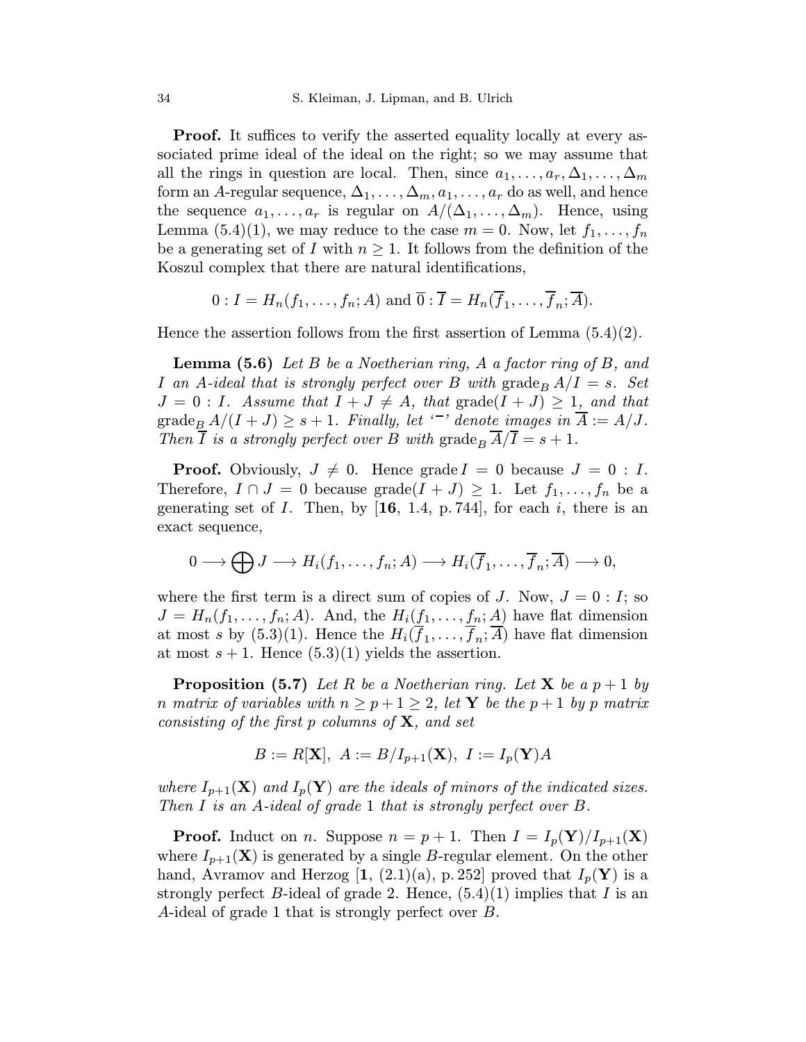**Proof.** It suffices to verify the asserted equality locally at every associated prime ideal of the ideal on the right; so we may assume that all the rings in question are local. Then, since $a_1, \dots, a_r, \Delta_1, \dots, \Delta_m$ form an $A$-regular sequence, $\Delta_1, \dots, \Delta_m, a_1, \dots, a_r$ do as well, and hence the sequence $a_1, \dots, a_r$ is regular on $A/(\Delta_1, \dots, \Delta_m)$. Hence, using Lemma (5.4)(1), we may reduce to the case $m = 0$. Now, let $f_1, \dots, f_n$ be a generating set of $I$ with $n \geq 1$. It follows from the definition of the Koszul complex that there are natural identifications,

$$0 : I = H_n(f_1, \dots, f_n; A) \text{ and } \overline{0} : \overline{I} = H_n(\overline{f}_1, \dots, \overline{f}_n; \overline{A}).$$

Hence the assertion follows from the first assertion of Lemma (5.4)(2).

**Lemma (5.6)** *Let $B$ be a Noetherian ring, $A$ a factor ring of $B$, and $I$ an $A$-ideal that is strongly perfect over $B$ with $\operatorname{grade}_B A/I = s$. Set $J = 0 : I$. Assume that $I + J \neq A$, that $\operatorname{grade}(I + J) \geq 1$, and that $\operatorname{grade}_B A/(I + J) \geq s + 1$. Finally, let '$^-$' denote images in $\overline{A} := A/J$. Then $\overline{I}$ is a strongly perfect over $B$ with $\operatorname{grade}_B \overline{A}/\overline{I} = s + 1$.*

**Proof.** Obviously, $J \neq 0$. Hence $\operatorname{grade} I = 0$ because $J = 0 : I$. Therefore, $I \cap J = 0$ because $\operatorname{grade}(I + J) \geq 1$. Let $f_1, \dots, f_n$ be a generating set of $I$. Then, by [**16**, 1.4, p. 744], for each $i$, there is an exact sequence,

$$0 \longrightarrow \bigoplus J \longrightarrow H_i(f_1, \dots, f_n; A) \longrightarrow H_i(\overline{f}_1, \dots, \overline{f}_n; \overline{A}) \longrightarrow 0,$$

where the first term is a direct sum of copies of $J$. Now, $J = 0 : I$; so $J = H_n(f_1, \dots, f_n; A)$. And, the $H_i(f_1, \dots, f_n; A)$ have flat dimension at most $s$ by (5.3)(1). Hence the $H_i(\overline{f}_1, \dots, \overline{f}_n; \overline{A})$ have flat dimension at most $s + 1$. Hence (5.3)(1) yields the assertion.

**Proposition (5.7)** *Let $R$ be a Noetherian ring. Let $\mathbf{X}$ be a $p + 1$ by $n$ matrix of variables with $n \geq p + 1 \geq 2$, let $\mathbf{Y}$ be the $p + 1$ by $p$ matrix consisting of the first $p$ columns of $\mathbf{X}$, and set*

$$B := R[\mathbf{X}],\ A := B/I_{p+1}(\mathbf{X}),\ I := I_p(\mathbf{Y})A$$

*where $I_{p+1}(\mathbf{X})$ and $I_p(\mathbf{Y})$ are the ideals of minors of the indicated sizes. Then $I$ is an $A$-ideal of grade 1 that is strongly perfect over $B$.*

**Proof.** Induct on $n$. Suppose $n = p + 1$. Then $I = I_p(\mathbf{Y})/I_{p+1}(\mathbf{X})$ where $I_{p+1}(\mathbf{X})$ is generated by a single $B$-regular element. On the other hand, Avramov and Herzog [**1**, (2.1)(a), p. 252] proved that $I_p(\mathbf{Y})$ is a strongly perfect $B$-ideal of grade 2. Hence, (5.4)(1) implies that $I$ is an $A$-ideal of grade 1 that is strongly perfect over $B$.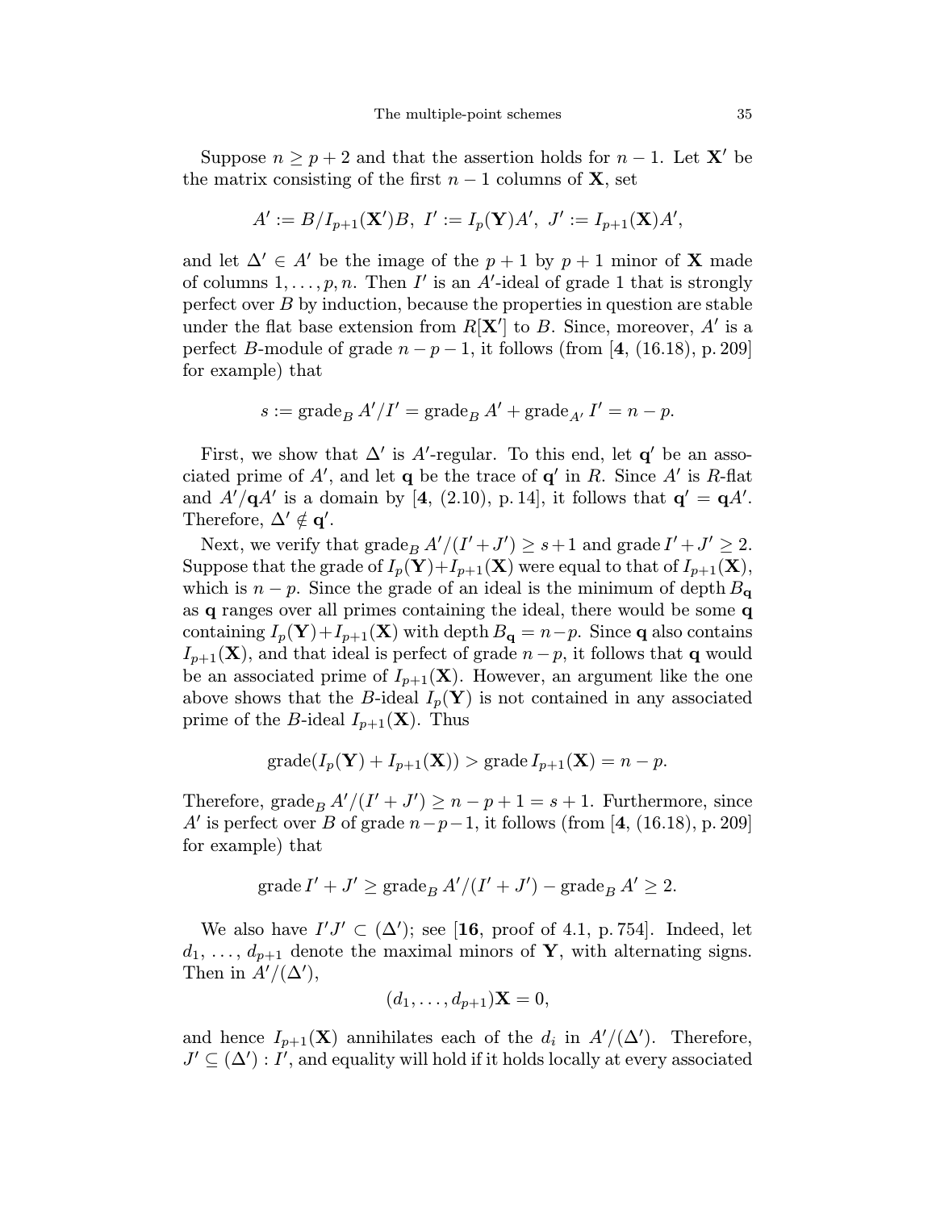Suppose $n \geq p+2$ and that the assertion holds for $n-1$. Let $\mathbf{X}'$ be the matrix consisting of the first $n-1$ columns of $\mathbf{X}$, set

$$A' := B/I_{p+1}(\mathbf{X}')B,\ I' := I_p(\mathbf{Y})A',\ J' := I_{p+1}(\mathbf{X})A',$$

and let $\Delta' \in A'$ be the image of the $p+1$ by $p+1$ minor of $\mathbf{X}$ made of columns $1, \ldots, p, n$. Then $I'$ is an $A'$-ideal of grade 1 that is strongly perfect over $B$ by induction, because the properties in question are stable under the flat base extension from $R[\mathbf{X}']$ to $B$. Since, moreover, $A'$ is a perfect $B$-module of grade $n-p-1$, it follows (from [**4**, (16.18), p. 209] for example) that

$$s := \operatorname{grade}_B A'/I' = \operatorname{grade}_B A' + \operatorname{grade}_{A'} I' = n-p.$$

First, we show that $\Delta'$ is $A'$-regular. To this end, let $\mathbf{q}'$ be an associated prime of $A'$, and let $\mathbf{q}$ be the trace of $\mathbf{q}'$ in $R$. Since $A'$ is $R$-flat and $A'/\mathbf{q}A'$ is a domain by [**4**, (2.10), p. 14], it follows that $\mathbf{q}' = \mathbf{q}A'$. Therefore, $\Delta' \notin \mathbf{q}'$.

Next, we verify that $\operatorname{grade}_B A'/(I'+J') \geq s+1$ and $\operatorname{grade} I'+J' \geq 2$. Suppose that the grade of $I_p(\mathbf{Y})+I_{p+1}(\mathbf{X})$ were equal to that of $I_{p+1}(\mathbf{X})$, which is $n-p$. Since the grade of an ideal is the minimum of $\operatorname{depth} B_{\mathbf{q}}$ as $\mathbf{q}$ ranges over all primes containing the ideal, there would be some $\mathbf{q}$ containing $I_p(\mathbf{Y})+I_{p+1}(\mathbf{X})$ with $\operatorname{depth} B_{\mathbf{q}} = n-p$. Since $\mathbf{q}$ also contains $I_{p+1}(\mathbf{X})$, and that ideal is perfect of grade $n-p$, it follows that $\mathbf{q}$ would be an associated prime of $I_{p+1}(\mathbf{X})$. However, an argument like the one above shows that the $B$-ideal $I_p(\mathbf{Y})$ is not contained in any associated prime of the $B$-ideal $I_{p+1}(\mathbf{X})$. Thus

$$\operatorname{grade}(I_p(\mathbf{Y}) + I_{p+1}(\mathbf{X})) > \operatorname{grade} I_{p+1}(\mathbf{X}) = n-p.$$

Therefore, $\operatorname{grade}_B A'/(I'+J') \geq n-p+1 = s+1$. Furthermore, since $A'$ is perfect over $B$ of grade $n-p-1$, it follows (from [**4**, (16.18), p. 209] for example) that

$$\operatorname{grade} I'+J' \geq \operatorname{grade}_B A'/(I'+J') - \operatorname{grade}_B A' \geq 2.$$

We also have $I'J' \subset (\Delta')$; see [**16**, proof of 4.1, p. 754]. Indeed, let $d_1, \ldots, d_{p+1}$ denote the maximal minors of $\mathbf{Y}$, with alternating signs. Then in $A'/(\Delta')$,

$$(d_1, \ldots, d_{p+1})\mathbf{X} = 0,$$

and hence $I_{p+1}(\mathbf{X})$ annihilates each of the $d_i$ in $A'/(\Delta')$. Therefore, $J' \subseteq (\Delta') : I'$, and equality will hold if it holds locally at every associated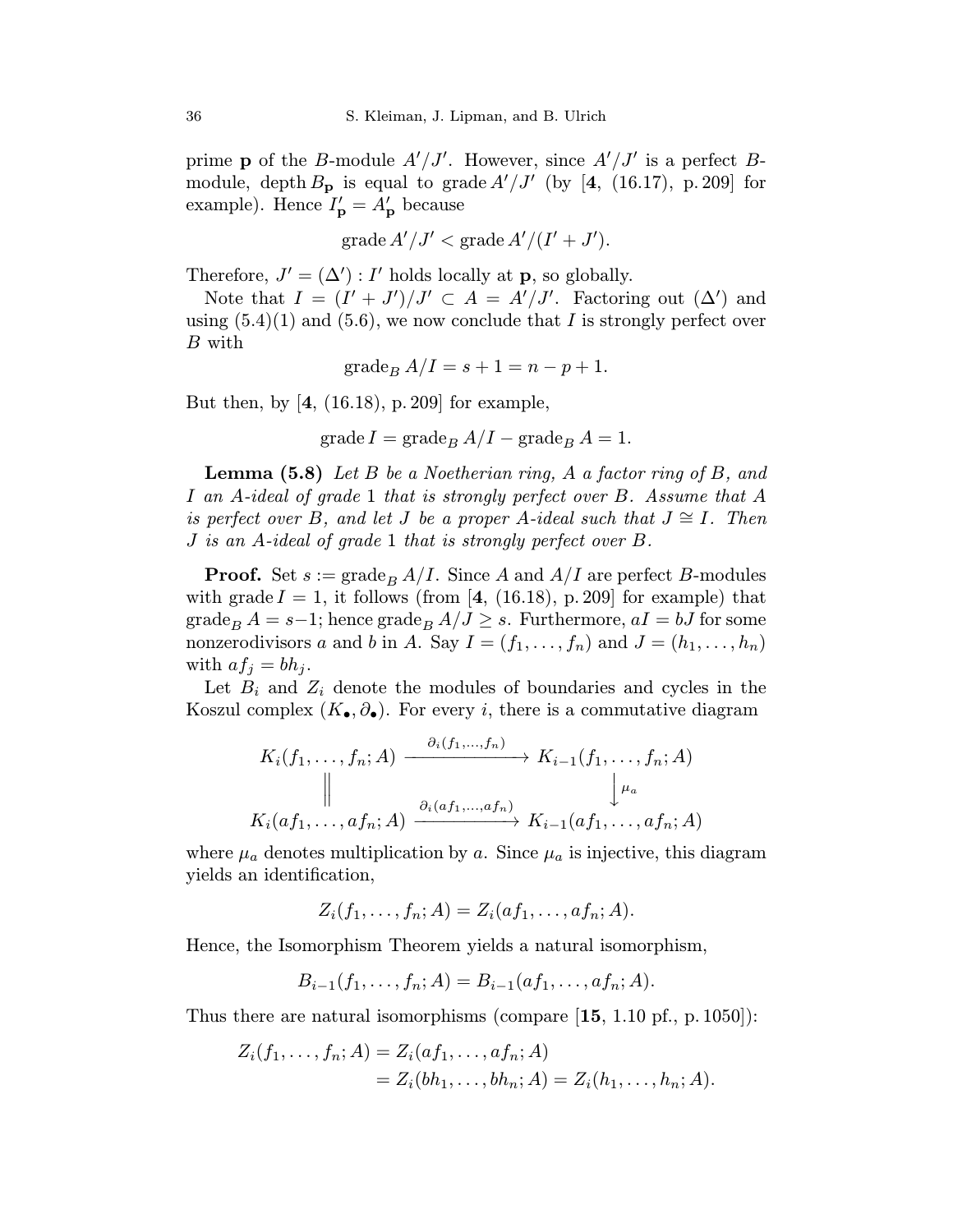prime $\mathbf{p}$ of the $B$-module $A'/J'$. However, since $A'/J'$ is a perfect $B$-module, depth $B_{\mathbf{p}}$ is equal to grade $A'/J'$ (by [**4**, (16.17), p. 209] for example). Hence $I'_{\mathbf{p}} = A'_{\mathbf{p}}$ because

$$\operatorname{grade} A'/J' < \operatorname{grade} A'/(I' + J').$$

Therefore, $J' = (\Delta') : I'$ holds locally at $\mathbf{p}$, so globally.

Note that $I = (I' + J')/J' \subset A = A'/J'$. Factoring out $(\Delta')$ and using (5.4)(1) and (5.6), we now conclude that $I$ is strongly perfect over $B$ with

$$\operatorname{grade}_B A/I = s + 1 = n - p + 1.$$

But then, by [**4**, (16.18), p. 209] for example,

$$\operatorname{grade} I = \operatorname{grade}_B A/I - \operatorname{grade}_B A = 1.$$

**Lemma (5.8)** *Let $B$ be a Noetherian ring, $A$ a factor ring of $B$, and $I$ an $A$-ideal of grade 1 that is strongly perfect over $B$. Assume that $A$ is perfect over $B$, and let $J$ be a proper $A$-ideal such that $J \cong I$. Then $J$ is an $A$-ideal of grade 1 that is strongly perfect over $B$.*

**Proof.** Set $s := \operatorname{grade}_B A/I$. Since $A$ and $A/I$ are perfect $B$-modules with grade $I = 1$, it follows (from [**4**, (16.18), p. 209] for example) that $\operatorname{grade}_B A = s - 1$; hence $\operatorname{grade}_B A/J \geq s$. Furthermore, $aI = bJ$ for some nonzerodivisors $a$ and $b$ in $A$. Say $I = (f_1, \ldots, f_n)$ and $J = (h_1, \ldots, h_n)$ with $af_j = bh_j$.

Let $B_i$ and $Z_i$ denote the modules of boundaries and cycles in the Koszul complex $(K_\bullet, \partial_\bullet)$. For every $i$, there is a commutative diagram

$$\begin{array}{ccc} K_i(f_1, \ldots, f_n; A) & \xrightarrow{\partial_i(f_1, \ldots, f_n)} & K_{i-1}(f_1, \ldots, f_n; A) \\ \| & & \downarrow \mu_a \\ K_i(af_1, \ldots, af_n; A) & \xrightarrow{\partial_i(af_1, \ldots, af_n)} & K_{i-1}(af_1, \ldots, af_n; A) \end{array}$$

where $\mu_a$ denotes multiplication by $a$. Since $\mu_a$ is injective, this diagram yields an identification,

$$Z_i(f_1, \ldots, f_n; A) = Z_i(af_1, \ldots, af_n; A).$$

Hence, the Isomorphism Theorem yields a natural isomorphism,

$$B_{i-1}(f_1, \ldots, f_n; A) = B_{i-1}(af_1, \ldots, af_n; A).$$

Thus there are natural isomorphisms (compare [**15**, 1.10 pf., p. 1050]):

$$\begin{aligned} Z_i(f_1, \ldots, f_n; A) &= Z_i(af_1, \ldots, af_n; A) \\ &= Z_i(bh_1, \ldots, bh_n; A) = Z_i(h_1, \ldots, h_n; A). \end{aligned}$$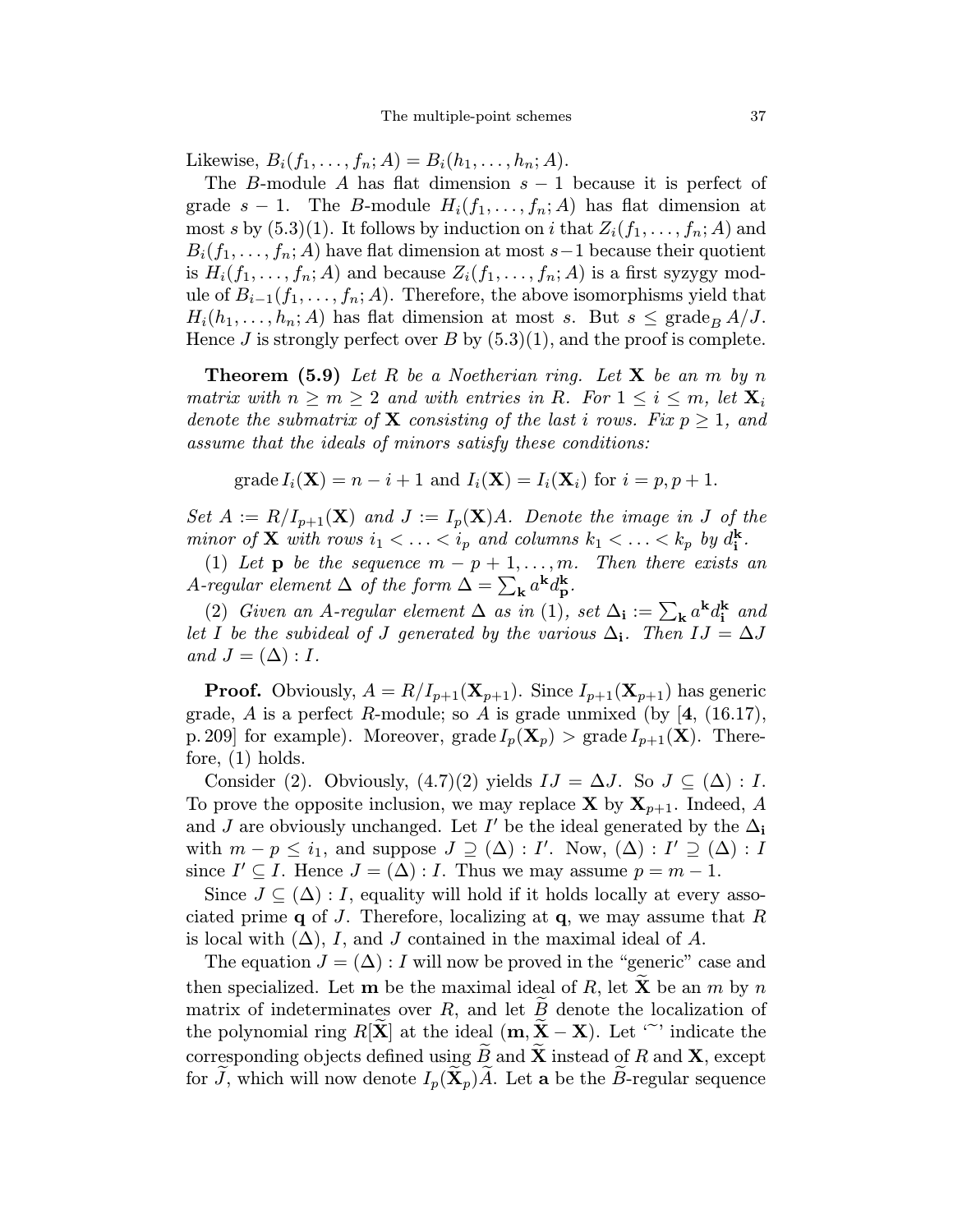Likewise, $B_i(f_1, \ldots, f_n; A) = B_i(h_1, \ldots, h_n; A)$.

The $B$-module $A$ has flat dimension $s-1$ because it is perfect of grade $s-1$. The $B$-module $H_i(f_1, \ldots, f_n; A)$ has flat dimension at most $s$ by (5.3)(1). It follows by induction on $i$ that $Z_i(f_1, \ldots, f_n; A)$ and $B_i(f_1, \ldots, f_n; A)$ have flat dimension at most $s-1$ because their quotient is $H_i(f_1, \ldots, f_n; A)$ and because $Z_i(f_1, \ldots, f_n; A)$ is a first syzygy module of $B_{i-1}(f_1, \ldots, f_n; A)$. Therefore, the above isomorphisms yield that $H_i(h_1, \ldots, h_n; A)$ has flat dimension at most $s$. But $s \leq \operatorname{grade}_B A/J$. Hence $J$ is strongly perfect over $B$ by (5.3)(1), and the proof is complete.

**Theorem (5.9)** *Let $R$ be a Noetherian ring. Let $\mathbf{X}$ be an $m$ by $n$ matrix with $n \geq m \geq 2$ and with entries in $R$. For $1 \leq i \leq m$, let $\mathbf{X}_i$ denote the submatrix of $\mathbf{X}$ consisting of the last $i$ rows. Fix $p \geq 1$, and assume that the ideals of minors satisfy these conditions:*

$$\operatorname{grade} I_i(\mathbf{X}) = n - i + 1 \text{ and } I_i(\mathbf{X}) = I_i(\mathbf{X}_i) \text{ for } i = p, p+1.$$

*Set $A := R/I_{p+1}(\mathbf{X})$ and $J := I_p(\mathbf{X})A$. Denote the image in $J$ of the minor of $\mathbf{X}$ with rows $i_1 < \ldots < i_p$ and columns $k_1 < \ldots < k_p$ by $d_{\mathbf{i}}^{\mathbf{k}}$.*

(1) *Let $\mathbf{p}$ be the sequence $m-p+1, \ldots, m$. Then there exists an $A$-regular element $\Delta$ of the form $\Delta = \sum_{\mathbf{k}} a^{\mathbf{k}} d_{\mathbf{p}}^{\mathbf{k}}$.*

(2) *Given an $A$-regular element $\Delta$ as in (1), set $\Delta_{\mathbf{i}} := \sum_{\mathbf{k}} a^{\mathbf{k}} d_{\mathbf{i}}^{\mathbf{k}}$ and let $I$ be the subideal of $J$ generated by the various $\Delta_{\mathbf{i}}$. Then $IJ = \Delta J$ and $J = (\Delta) : I$.*

**Proof.** Obviously, $A = R/I_{p+1}(\mathbf{X}_{p+1})$. Since $I_{p+1}(\mathbf{X}_{p+1})$ has generic grade, $A$ is a perfect $R$-module; so $A$ is grade unmixed (by [**4**, (16.17), p. 209] for example). Moreover, $\operatorname{grade} I_p(\mathbf{X}_p) > \operatorname{grade} I_{p+1}(\mathbf{X})$. Therefore, (1) holds.

Consider (2). Obviously, (4.7)(2) yields $IJ = \Delta J$. So $J \subseteq (\Delta) : I$. To prove the opposite inclusion, we may replace $\mathbf{X}$ by $\mathbf{X}_{p+1}$. Indeed, $A$ and $J$ are obviously unchanged. Let $I'$ be the ideal generated by the $\Delta_{\mathbf{i}}$ with $m - p \leq i_1$, and suppose $J \supseteq (\Delta) : I'$. Now, $(\Delta) : I' \supseteq (\Delta) : I$ since $I' \subseteq I$. Hence $J = (\Delta) : I$. Thus we may assume $p = m - 1$.

Since $J \subseteq (\Delta) : I$, equality will hold if it holds locally at every associated prime $\mathbf{q}$ of $J$. Therefore, localizing at $\mathbf{q}$, we may assume that $R$ is local with $(\Delta)$, $I$, and $J$ contained in the maximal ideal of $A$.

The equation $J = (\Delta) : I$ will now be proved in the "generic" case and then specialized. Let $\mathbf{m}$ be the maximal ideal of $R$, let $\widetilde{\mathbf{X}}$ be an $m$ by $n$ matrix of indeterminates over $R$, and let $\widetilde{B}$ denote the localization of the polynomial ring $R[\widetilde{\mathbf{X}}]$ at the ideal $(\mathbf{m}, \widetilde{\mathbf{X}} - \mathbf{X})$. Let '$\sim$' indicate the corresponding objects defined using $\widetilde{B}$ and $\widetilde{\mathbf{X}}$ instead of $R$ and $\mathbf{X}$, except for $\widetilde{J}$, which will now denote $I_p(\widetilde{\mathbf{X}}_p)\widetilde{A}$. Let $\mathbf{a}$ be the $\widetilde{B}$-regular sequence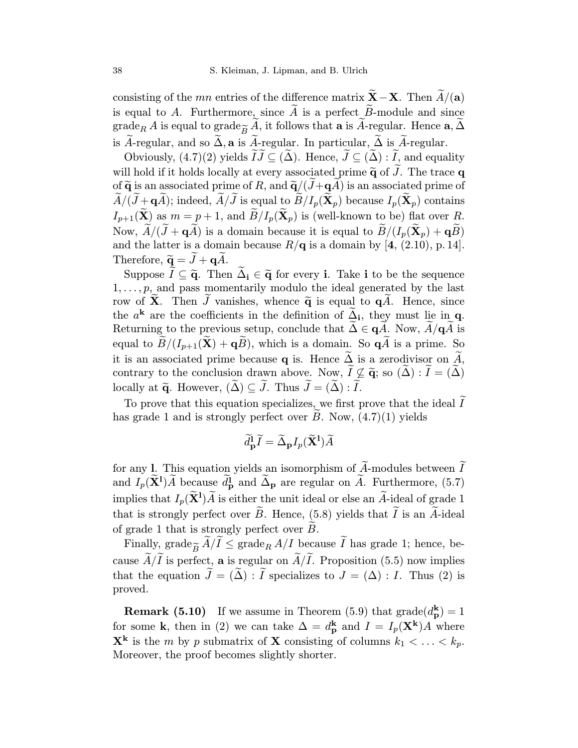consisting of the $mn$ entries of the difference matrix $\widetilde{\mathbf{X}} - \mathbf{X}$. Then $\widetilde{A}/(\mathbf{a})$ is equal to $A$. Furthermore, since $\widetilde{A}$ is a perfect $\widetilde{B}$-module and since $\operatorname{grade}_R A$ is equal to $\operatorname{grade}_{\widetilde{B}} \widetilde{A}$, it follows that $\mathbf{a}$ is $\widetilde{A}$-regular. Hence $\mathbf{a}, \widetilde{\Delta}$ is $\widetilde{A}$-regular, and so $\widetilde{\Delta}, \mathbf{a}$ is $\widetilde{A}$-regular. In particular, $\widetilde{\Delta}$ is $\widetilde{A}$-regular.

Obviously, (4.7)(2) yields $\widetilde{I}\widetilde{J} \subseteq (\widetilde{\Delta})$. Hence, $\widetilde{J} \subseteq (\widetilde{\Delta}) : \widetilde{I}$, and equality will hold if it holds locally at every associated prime $\widetilde{\mathbf{q}}$ of $\widetilde{J}$. The trace $\mathbf{q}$ of $\widetilde{\mathbf{q}}$ is an associated prime of $R$, and $\widetilde{\mathbf{q}}/(\widetilde{J} + \mathbf{q}\widetilde{A})$ is an associated prime of $\widetilde{A}/(\widetilde{J} + \mathbf{q}\widetilde{A})$; indeed, $\widetilde{A}/\widetilde{J}$ is equal to $\widetilde{B}/I_p(\widetilde{\mathbf{X}}_p)$ because $I_p(\widetilde{\mathbf{X}}_p)$ contains $I_{p+1}(\widetilde{\mathbf{X}})$ as $m = p+1$, and $\widetilde{B}/I_p(\widetilde{\mathbf{X}}_p)$ is (well-known to be) flat over $R$. Now, $\widetilde{A}/(\widetilde{J} + \mathbf{q}\widetilde{A})$ is a domain because it is equal to $\widetilde{B}/(I_p(\widetilde{\mathbf{X}}_p) + \mathbf{q}\widetilde{B})$ and the latter is a domain because $R/\mathbf{q}$ is a domain by [**4**, (2.10), p. 14]. Therefore, $\widetilde{\mathbf{q}} = \widetilde{J} + \mathbf{q}\widetilde{A}$.

Suppose $\widetilde{I} \subseteq \widetilde{\mathbf{q}}$. Then $\widetilde{\Delta}_{\mathbf{i}} \in \widetilde{\mathbf{q}}$ for every $\mathbf{i}$. Take $\mathbf{i}$ to be the sequence $1, \dots, p$, and pass momentarily modulo the ideal generated by the last row of $\widetilde{\mathbf{X}}$. Then $\widetilde{J}$ vanishes, whence $\widetilde{\mathbf{q}}$ is equal to $\mathbf{q}\widetilde{A}$. Hence, since the $a^{\mathbf{k}}$ are the coefficients in the definition of $\widetilde{\Delta}_{\mathbf{i}}$, they must lie in $\mathbf{q}$. Returning to the previous setup, conclude that $\widetilde{\Delta} \in \mathbf{q}\widetilde{A}$. Now, $\widetilde{A}/\mathbf{q}\widetilde{A}$ is equal to $\widetilde{B}/(I_{p+1}(\widetilde{\mathbf{X}}) + \mathbf{q}\widetilde{B})$, which is a domain. So $\mathbf{q}\widetilde{A}$ is a prime. So it is an associated prime because $\mathbf{q}$ is. Hence $\widetilde{\Delta}$ is a zerodivisor on $\widetilde{A}$, contrary to the conclusion drawn above. Now, $\widetilde{I} \not\subseteq \widetilde{\mathbf{q}}$; so $(\widetilde{\Delta}) : \widetilde{I} = (\widetilde{\Delta})$ locally at $\widetilde{\mathbf{q}}$. However, $(\widetilde{\Delta}) \subseteq \widetilde{J}$. Thus $\widetilde{J} = (\widetilde{\Delta}) : \widetilde{I}$.

To prove that this equation specializes, we first prove that the ideal $\widetilde{I}$ has grade 1 and is strongly perfect over $\widetilde{B}$. Now, (4.7)(1) yields

$$\widetilde{d}^{\mathbf{l}}_{\mathbf{p}} \widetilde{I} = \widetilde{\Delta}_{\mathbf{p}} I_p(\widetilde{\mathbf{X}}^{\mathbf{l}})\widetilde{A}$$

for any $\mathbf{l}$. This equation yields an isomorphism of $\widetilde{A}$-modules between $\widetilde{I}$ and $I_p(\widetilde{\mathbf{X}}^{\mathbf{l}})\widetilde{A}$ because $\widetilde{d}^{\mathbf{l}}_{\mathbf{p}}$ and $\widetilde{\Delta}_{\mathbf{p}}$ are regular on $\widetilde{A}$. Furthermore, (5.7) implies that $I_p(\widetilde{\mathbf{X}}^{\mathbf{l}})\widetilde{A}$ is either the unit ideal or else an $\widetilde{A}$-ideal of grade 1 that is strongly perfect over $\widetilde{B}$. Hence, (5.8) yields that $\widetilde{I}$ is an $\widetilde{A}$-ideal of grade 1 that is strongly perfect over $\widetilde{B}$.

Finally, $\operatorname{grade}_{\widetilde{B}} \widetilde{A}/\widetilde{I} \le \operatorname{grade}_R A/I$ because $\widetilde{I}$ has grade 1; hence, because $\widetilde{A}/\widetilde{I}$ is perfect, $\mathbf{a}$ is regular on $\widetilde{A}/\widetilde{I}$. Proposition (5.5) now implies that the equation $\widetilde{J} = (\widetilde{\Delta}) : \widetilde{I}$ specializes to $J = (\Delta) : I$. Thus (2) is proved.

**Remark (5.10)** If we assume in Theorem (5.9) that $\operatorname{grade}(d^{\mathbf{k}}_{\mathbf{p}}) = 1$ for some $\mathbf{k}$, then in (2) we can take $\Delta = d^{\mathbf{k}}_{\mathbf{p}}$ and $I = I_p(\mathbf{X}^{\mathbf{k}})A$ where $\mathbf{X}^{\mathbf{k}}$ is the $m$ by $p$ submatrix of $\mathbf{X}$ consisting of columns $k_1 < \dots < k_p$. Moreover, the proof becomes slightly shorter.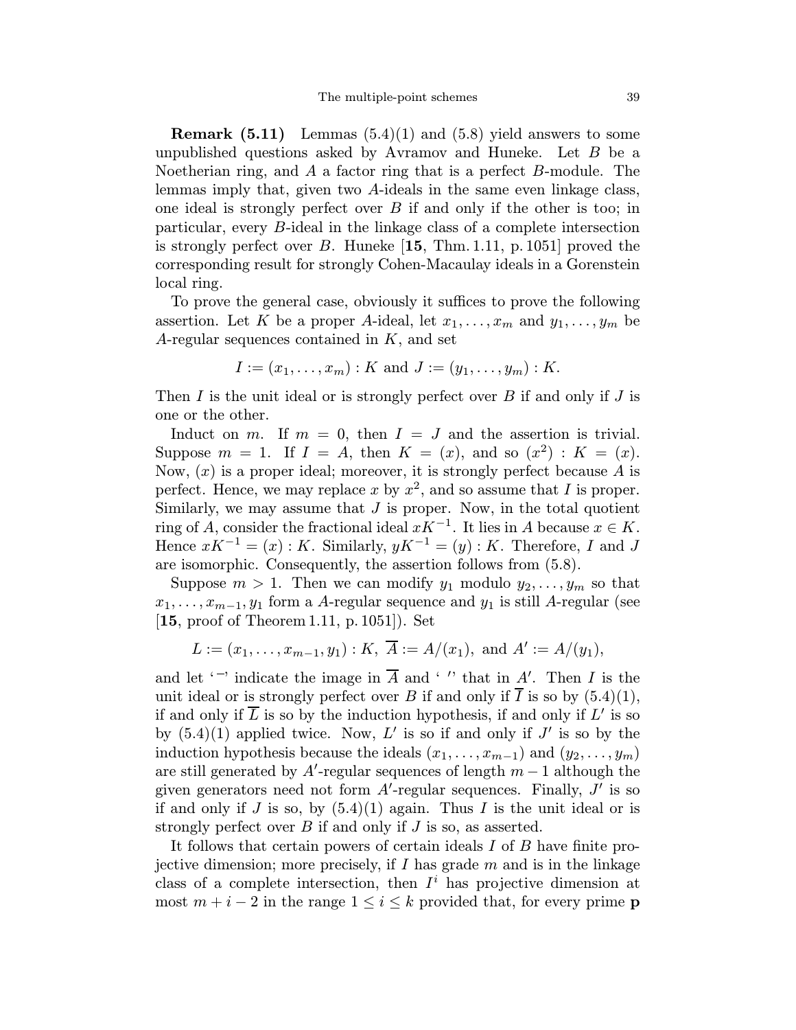**Remark (5.11)** Lemmas (5.4)(1) and (5.8) yield answers to some unpublished questions asked by Avramov and Huneke. Let $B$ be a Noetherian ring, and $A$ a factor ring that is a perfect $B$-module. The lemmas imply that, given two $A$-ideals in the same even linkage class, one ideal is strongly perfect over $B$ if and only if the other is too; in particular, every $B$-ideal in the linkage class of a complete intersection is strongly perfect over $B$. Huneke [**15**, Thm. 1.11, p. 1051] proved the corresponding result for strongly Cohen-Macaulay ideals in a Gorenstein local ring.

To prove the general case, obviously it suffices to prove the following assertion. Let $K$ be a proper $A$-ideal, let $x_1, \dots, x_m$ and $y_1, \dots, y_m$ be $A$-regular sequences contained in $K$, and set

$$I := (x_1, \dots, x_m) : K \text{ and } J := (y_1, \dots, y_m) : K.$$

Then $I$ is the unit ideal or is strongly perfect over $B$ if and only if $J$ is one or the other.

Induct on $m$. If $m = 0$, then $I = J$ and the assertion is trivial. Suppose $m = 1$. If $I = A$, then $K = (x)$, and so $(x^2) : K = (x)$. Now, $(x)$ is a proper ideal; moreover, it is strongly perfect because $A$ is perfect. Hence, we may replace $x$ by $x^2$, and so assume that $I$ is proper. Similarly, we may assume that $J$ is proper. Now, in the total quotient ring of $A$, consider the fractional ideal $xK^{-1}$. It lies in $A$ because $x \in K$. Hence $xK^{-1} = (x) : K$. Similarly, $yK^{-1} = (y) : K$. Therefore, $I$ and $J$ are isomorphic. Consequently, the assertion follows from (5.8).

Suppose $m > 1$. Then we can modify $y_1$ modulo $y_2, \dots, y_m$ so that $x_1, \dots, x_{m-1}, y_1$ form a $A$-regular sequence and $y_1$ is still $A$-regular (see [**15**, proof of Theorem 1.11, p. 1051]). Set

$$L := (x_1, \dots, x_{m-1}, y_1) : K, \ \overline{A} := A/(x_1), \text{ and } A' := A/(y_1),$$

and let '$^-$' indicate the image in $\overline{A}$ and '$\,'\,$' that in $A'$. Then $I$ is the unit ideal or is strongly perfect over $B$ if and only if $\overline{I}$ is so by (5.4)(1), if and only if $\overline{L}$ is so by the induction hypothesis, if and only if $L'$ is so by (5.4)(1) applied twice. Now, $L'$ is so if and only if $J'$ is so by the induction hypothesis because the ideals $(x_1, \dots, x_{m-1})$ and $(y_2, \dots, y_m)$ are still generated by $A'$-regular sequences of length $m-1$ although the given generators need not form $A'$-regular sequences. Finally, $J'$ is so if and only if $J$ is so, by (5.4)(1) again. Thus $I$ is the unit ideal or is strongly perfect over $B$ if and only if $J$ is so, as asserted.

It follows that certain powers of certain ideals $I$ of $B$ have finite projective dimension; more precisely, if $I$ has grade $m$ and is in the linkage class of a complete intersection, then $I^i$ has projective dimension at most $m + i - 2$ in the range $1 \le i \le k$ provided that, for every prime $\mathbf{p}$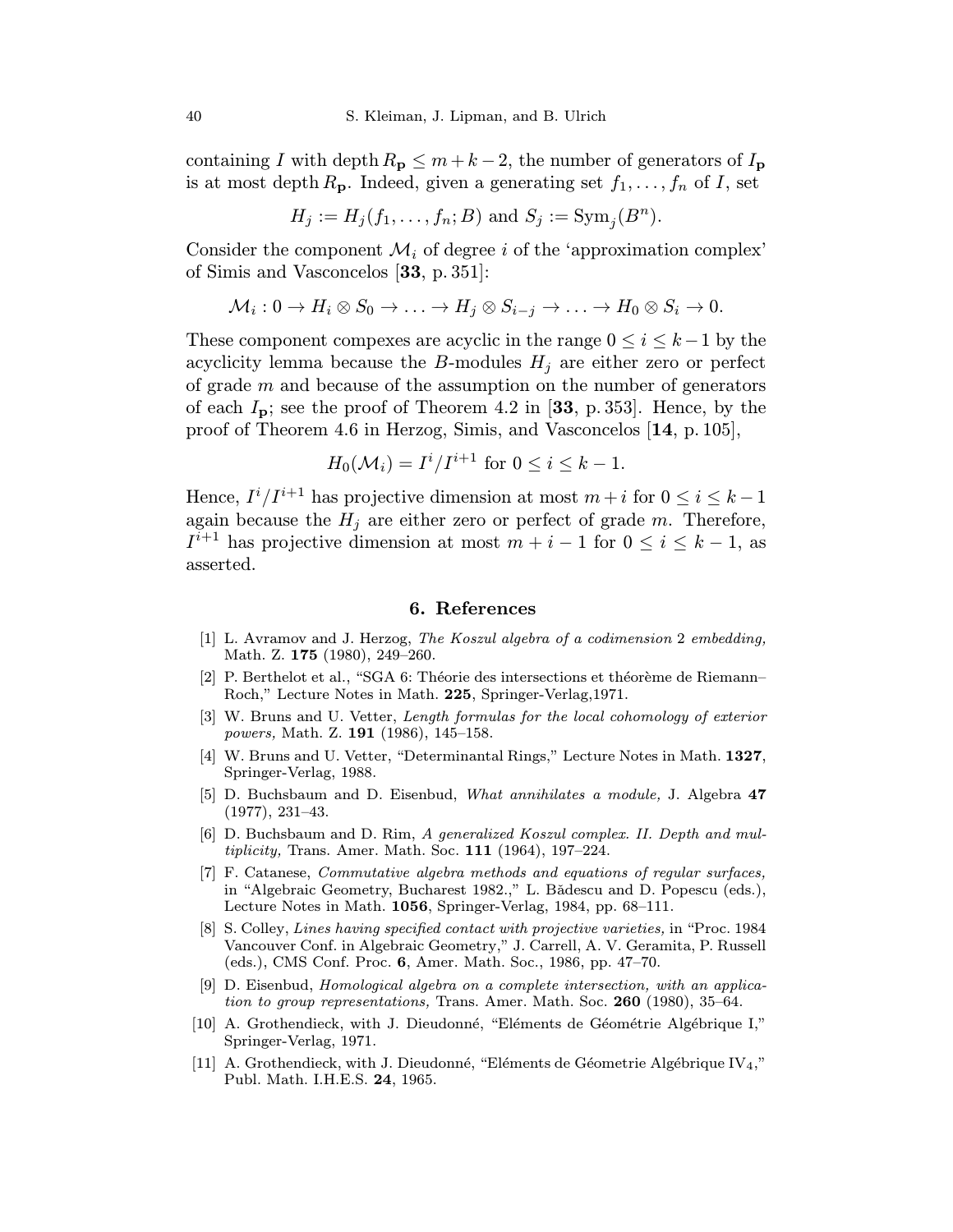containing $I$ with depth $R_{\mathbf{p}} \le m+k-2$, the number of generators of $I_{\mathbf{p}}$ is at most depth $R_{\mathbf{p}}$. Indeed, given a generating set $f_1, \dots, f_n$ of $I$, set

$$H_j := H_j(f_1, \dots, f_n; B) \text{ and } S_j := \operatorname{Sym}_j(B^n).$$

Consider the component $\mathcal{M}_i$ of degree $i$ of the 'approximation complex' of Simis and Vasconcelos [**33**, p. 351]:

$$\mathcal{M}_i : 0 \to H_i \otimes S_0 \to \dots \to H_j \otimes S_{i-j} \to \dots \to H_0 \otimes S_i \to 0.$$

These component compexes are acyclic in the range $0 \le i \le k-1$ by the acyclicity lemma because the $B$-modules $H_j$ are either zero or perfect of grade $m$ and because of the assumption on the number of generators of each $I_{\mathbf{p}}$; see the proof of Theorem 4.2 in [**33**, p. 353]. Hence, by the proof of Theorem 4.6 in Herzog, Simis, and Vasconcelos [**14**, p. 105],

$$H_0(\mathcal{M}_i) = I^i/I^{i+1} \text{ for } 0 \le i \le k-1.$$

Hence, $I^i/I^{i+1}$ has projective dimension at most $m+i$ for $0 \le i \le k-1$ again because the $H_j$ are either zero or perfect of grade $m$. Therefore, $I^{i+1}$ has projective dimension at most $m+i-1$ for $0 \le i \le k-1$, as asserted.

## 6. References

[1] L. Avramov and J. Herzog, *The Koszul algebra of a codimension* 2 *embedding,* Math. Z. **175** (1980), 249–260.

[2] P. Berthelot et al., "SGA 6: Théorie des intersections et théorème de Riemann–Roch," Lecture Notes in Math. **225**, Springer-Verlag,1971.

[3] W. Bruns and U. Vetter, *Length formulas for the local cohomology of exterior powers,* Math. Z. **191** (1986), 145–158.

[4] W. Bruns and U. Vetter, "Determinantal Rings," Lecture Notes in Math. **1327**, Springer-Verlag, 1988.

[5] D. Buchsbaum and D. Eisenbud, *What annihilates a module,* J. Algebra **47** (1977), 231–43.

[6] D. Buchsbaum and D. Rim, *A generalized Koszul complex. II. Depth and multiplicity,* Trans. Amer. Math. Soc. **111** (1964), 197–224.

[7] F. Catanese, *Commutative algebra methods and equations of regular surfaces,* in "Algebraic Geometry, Bucharest 1982.," L. Bădescu and D. Popescu (eds.), Lecture Notes in Math. **1056**, Springer-Verlag, 1984, pp. 68–111.

[8] S. Colley, *Lines having specified contact with projective varieties,* in "Proc. 1984 Vancouver Conf. in Algebraic Geometry," J. Carrell, A. V. Geramita, P. Russell (eds.), CMS Conf. Proc. **6**, Amer. Math. Soc., 1986, pp. 47–70.

[9] D. Eisenbud, *Homological algebra on a complete intersection, with an application to group representations,* Trans. Amer. Math. Soc. **260** (1980), 35–64.

[10] A. Grothendieck, with J. Dieudonné, "Eléments de Géométrie Algébrique I," Springer-Verlag, 1971.

[11] A. Grothendieck, with J. Dieudonné, "Eléments de Géometrie Algébrique IV$_4$," Publ. Math. I.H.E.S. **24**, 1965.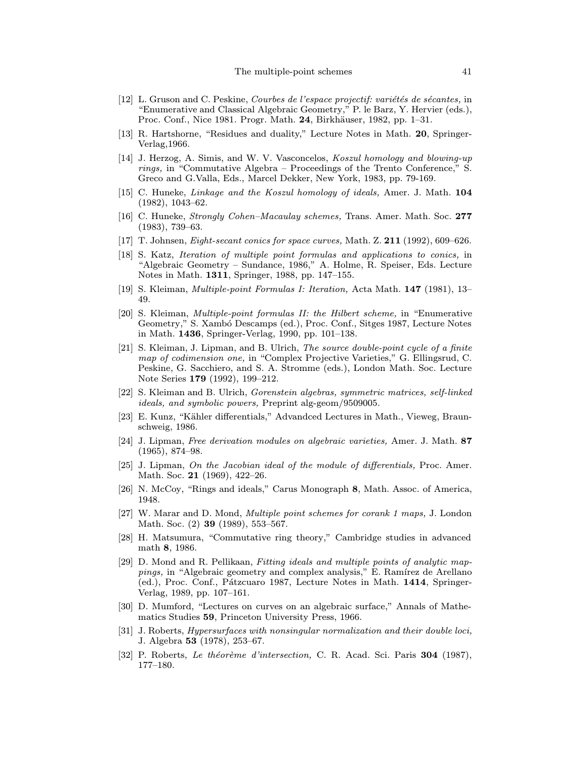[12] L. Gruson and C. Peskine, *Courbes de l'espace projectif: variétés de sécantes,* in "Enumerative and Classical Algebraic Geometry," P. le Barz, Y. Hervier (eds.), Proc. Conf., Nice 1981. Progr. Math. **24**, Birkhäuser, 1982, pp. 1–31.

[13] R. Hartshorne, "Residues and duality," Lecture Notes in Math. **20**, Springer-Verlag,1966.

[14] J. Herzog, A. Simis, and W. V. Vasconcelos, *Koszul homology and blowing-up rings,* in "Commutative Algebra – Proceedings of the Trento Conference," S. Greco and G.Valla, Eds., Marcel Dekker, New York, 1983, pp. 79-169.

[15] C. Huneke, *Linkage and the Koszul homology of ideals,* Amer. J. Math. **104** (1982), 1043–62.

[16] C. Huneke, *Strongly Cohen–Macaulay schemes,* Trans. Amer. Math. Soc. **277** (1983), 739–63.

[17] T. Johnsen, *Eight-secant conics for space curves,* Math. Z. **211** (1992), 609–626.

[18] S. Katz, *Iteration of multiple point formulas and applications to conics,* in "Algebraic Geometry – Sundance, 1986," A. Holme, R. Speiser, Eds. Lecture Notes in Math. **1311**, Springer, 1988, pp. 147–155.

[19] S. Kleiman, *Multiple-point Formulas I: Iteration,* Acta Math. **147** (1981), 13–49.

[20] S. Kleiman, *Multiple-point formulas II: the Hilbert scheme,* in "Enumerative Geometry," S. Xambó Descamps (ed.), Proc. Conf., Sitges 1987, Lecture Notes in Math. **1436**, Springer-Verlag, 1990, pp. 101–138.

[21] S. Kleiman, J. Lipman, and B. Ulrich, *The source double-point cycle of a finite map of codimension one,* in "Complex Projective Varieties," G. Ellingsrud, C. Peskine, G. Sacchiero, and S. A. Stromme (eds.), London Math. Soc. Lecture Note Series **179** (1992), 199–212.

[22] S. Kleiman and B. Ulrich, *Gorenstein algebras, symmetric matrices, self-linked ideals, and symbolic powers,* Preprint alg-geom/9509005.

[23] E. Kunz, "Kähler differentials," Advandced Lectures in Math., Vieweg, Braunschweig, 1986.

[24] J. Lipman, *Free derivation modules on algebraic varieties,* Amer. J. Math. **87** (1965), 874–98.

[25] J. Lipman, *On the Jacobian ideal of the module of differentials,* Proc. Amer. Math. Soc. **21** (1969), 422–26.

[26] N. McCoy, "Rings and ideals," Carus Monograph **8**, Math. Assoc. of America, 1948.

[27] W. Marar and D. Mond, *Multiple point schemes for corank 1 maps,* J. London Math. Soc. (2) **39** (1989), 553–567.

[28] H. Matsumura, "Commutative ring theory," Cambridge studies in advanced math **8**, 1986.

[29] D. Mond and R. Pellikaan, *Fitting ideals and multiple points of analytic mappings,* in "Algebraic geometry and complex analysis," E. Ramírez de Arellano (ed.), Proc. Conf., Pátzcuaro 1987, Lecture Notes in Math. **1414**, Springer-Verlag, 1989, pp. 107–161.

[30] D. Mumford, "Lectures on curves on an algebraic surface," Annals of Mathematics Studies **59**, Princeton University Press, 1966.

[31] J. Roberts, *Hypersurfaces with nonsingular normalization and their double loci,* J. Algebra **53** (1978), 253–67.

[32] P. Roberts, *Le théorème d'intersection,* C. R. Acad. Sci. Paris **304** (1987), 177–180.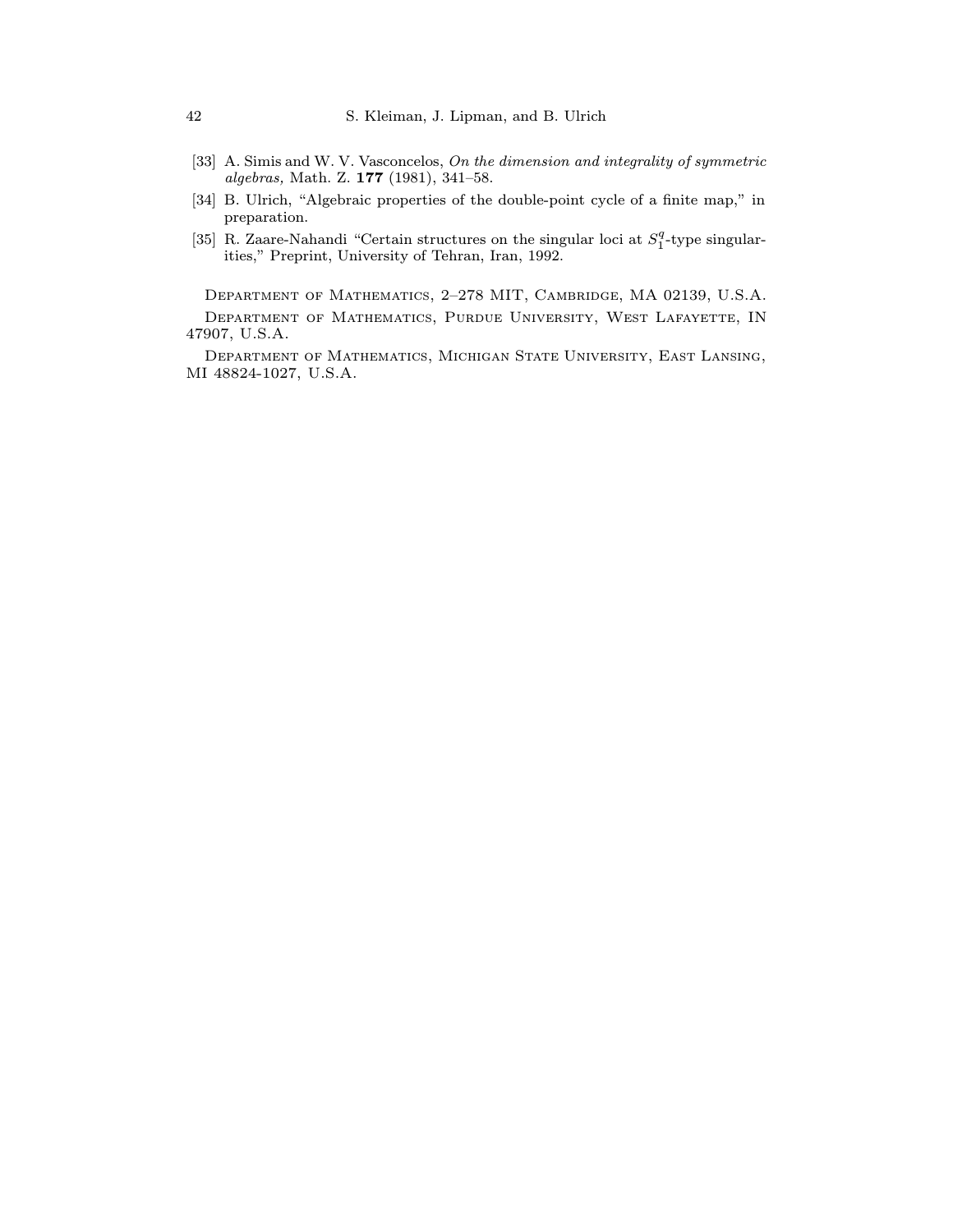[33] A. Simis and W. V. Vasconcelos, *On the dimension and integrality of symmetric algebras,* Math. Z. **177** (1981), 341–58.

[34] B. Ulrich, "Algebraic properties of the double-point cycle of a finite map," in preparation.

[35] R. Zaare-Nahandi "Certain structures on the singular loci at $S_1^q$-type singularities," Preprint, University of Tehran, Iran, 1992.

Department of Mathematics, 2–278 MIT, Cambridge, MA 02139, U.S.A.

Department of Mathematics, Purdue University, West Lafayette, IN 47907, U.S.A.

Department of Mathematics, Michigan State University, East Lansing, MI 48824-1027, U.S.A.